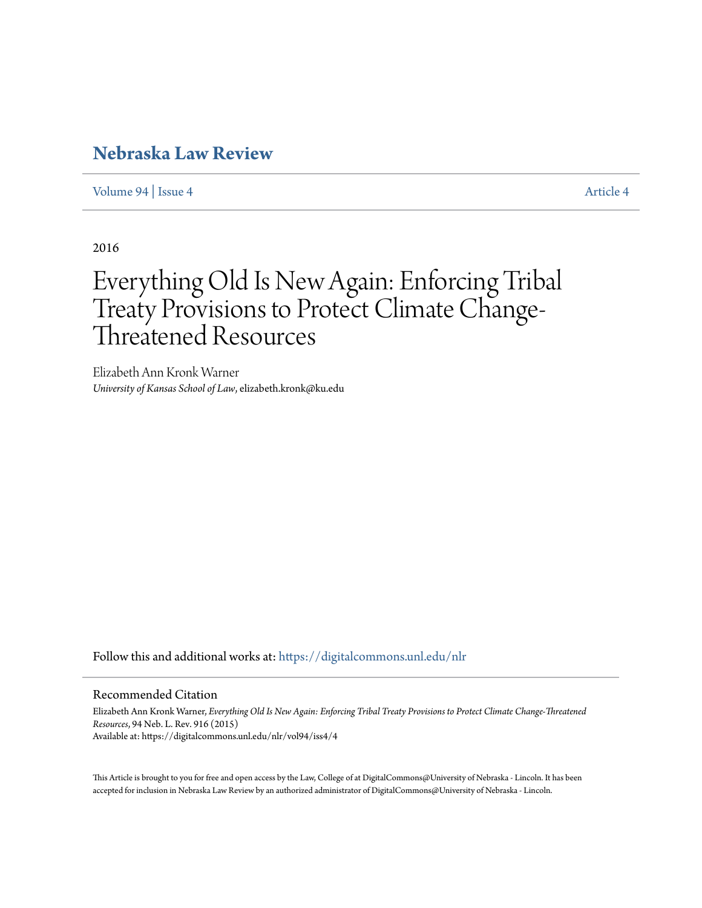# Nebraska Law Review

Volume 94 | Issue 4 Article 4

2016

# Everything Old Is New Again: Enforcing Tribal Treaty Provisions to Protect Climate Change-Threatened Resources

Elizabeth Ann Kronk Warner
*University of Kansas School of Law*, elizabeth.kronk@ku.edu

Follow this and additional works at: https://digitalcommons.unl.edu/nlr

## Recommended Citation

Elizabeth Ann Kronk Warner, *Everything Old Is New Again: Enforcing Tribal Treaty Provisions to Protect Climate Change-Threatened Resources*, 94 Neb. L. Rev. 916 (2015)
Available at: https://digitalcommons.unl.edu/nlr/vol94/iss4/4

This Article is brought to you for free and open access by the Law, College of at DigitalCommons@University of Nebraska - Lincoln. It has been accepted for inclusion in Nebraska Law Review by an authorized administrator of DigitalCommons@University of Nebraska - Lincoln.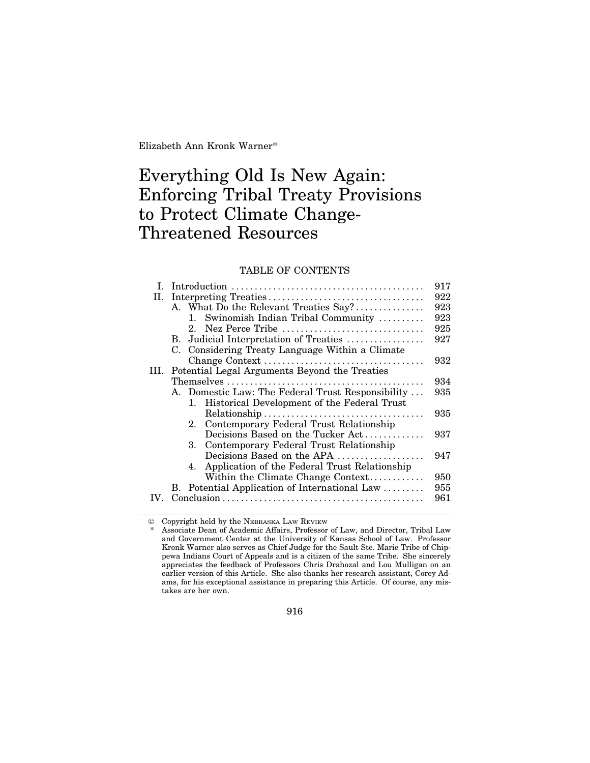Elizabeth Ann Kronk Warner*

# Everything Old Is New Again: Enforcing Tribal Treaty Provisions to Protect Climate Change-Threatened Resources

TABLE OF CONTENTS

| | | |
|---|---|---|
| I. | Introduction | 917 |
| II. | Interpreting Treaties | 922 |
| | A. What Do the Relevant Treaties Say? | 923 |
| | 1. Swinomish Indian Tribal Community | 923 |
| | 2. Nez Perce Tribe | 925 |
| | B. Judicial Interpretation of Treaties | 927 |
| | C. Considering Treaty Language Within a Climate Change Context | 932 |
| III. | Potential Legal Arguments Beyond the Treaties Themselves | 934 |
| | A. Domestic Law: The Federal Trust Responsibility | 935 |
| | 1. Historical Development of the Federal Trust Relationship | 935 |
| | 2. Contemporary Federal Trust Relationship Decisions Based on the Tucker Act | 937 |
| | 3. Contemporary Federal Trust Relationship Decisions Based on the APA | 947 |
| | 4. Application of the Federal Trust Relationship Within the Climate Change Context | 950 |
| | B. Potential Application of International Law | 955 |
| IV. | Conclusion | 961 |

© Copyright held by the NEBRASKA LAW REVIEW

\* Associate Dean of Academic Affairs, Professor of Law, and Director, Tribal Law and Government Center at the University of Kansas School of Law. Professor Kronk Warner also serves as Chief Judge for the Sault Ste. Marie Tribe of Chippewa Indians Court of Appeals and is a citizen of the same Tribe. She sincerely appreciates the feedback of Professors Chris Drahozal and Lou Mulligan on an earlier version of this Article. She also thanks her research assistant, Corey Adams, for his exceptional assistance in preparing this Article. Of course, any mistakes are her own.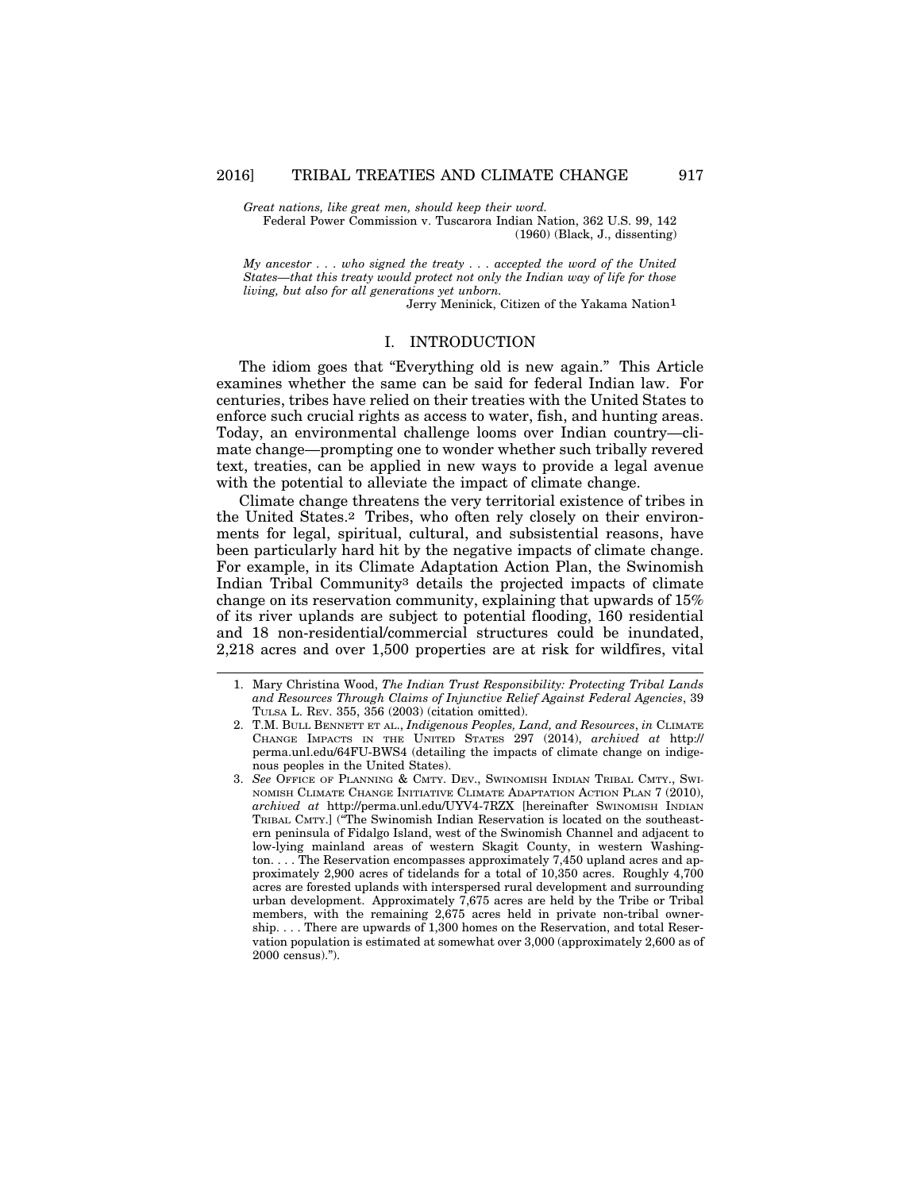*Great nations, like great men, should keep their word.*
Federal Power Commission v. Tuscarora Indian Nation, 362 U.S. 99, 142 (1960) (Black, J., dissenting)

*My ancestor . . . who signed the treaty . . . accepted the word of the United States—that this treaty would protect not only the Indian way of life for those living, but also for all generations yet unborn.*
Jerry Meninick, Citizen of the Yakama Nation[1]

## I. INTRODUCTION

The idiom goes that "Everything old is new again." This Article examines whether the same can be said for federal Indian law. For centuries, tribes have relied on their treaties with the United States to enforce such crucial rights as access to water, fish, and hunting areas. Today, an environmental challenge looms over Indian country—climate change—prompting one to wonder whether such tribally revered text, treaties, can be applied in new ways to provide a legal avenue with the potential to alleviate the impact of climate change.

Climate change threatens the very territorial existence of tribes in the United States.[2] Tribes, who often rely closely on their environments for legal, spiritual, cultural, and subsistential reasons, have been particularly hard hit by the negative impacts of climate change. For example, in its Climate Adaptation Action Plan, the Swinomish Indian Tribal Community[3] details the projected impacts of climate change on its reservation community, explaining that upwards of 15% of its river uplands are subject to potential flooding, 160 residential and 18 non-residential/commercial structures could be inundated, 2,218 acres and over 1,500 properties are at risk for wildfires, vital

---

1. Mary Christina Wood, *The Indian Trust Responsibility: Protecting Tribal Lands and Resources Through Claims of Injunctive Relief Against Federal Agencies*, 39 Tulsa L. Rev. 355, 356 (2003) (citation omitted).
2. T.M. Bull Bennett et al., *Indigenous Peoples, Land, and Resources*, *in* Climate Change Impacts in the United States 297 (2014), *archived at* http://perma.unl.edu/64FU-BWS4 (detailing the impacts of climate change on indigenous peoples in the United States).
3. *See* Office of Planning & Cmty. Dev., Swinomish Indian Tribal Cmty., Swinomish Climate Change Initiative Climate Adaptation Action Plan 7 (2010), *archived at* http://perma.unl.edu/UYV4-7RZX [hereinafter Swinomish Indian Tribal Cmty.] ("The Swinomish Indian Reservation is located on the southeastern peninsula of Fidalgo Island, west of the Swinomish Channel and adjacent to low-lying mainland areas of western Skagit County, in western Washington. . . . The Reservation encompasses approximately 7,450 upland acres and approximately 2,900 acres of tidelands for a total of 10,350 acres. Roughly 4,700 acres are forested uplands with interspersed rural development and surrounding urban development. Approximately 7,675 acres are held by the Tribe or Tribal members, with the remaining 2,675 acres held in private non-tribal ownership. . . . There are upwards of 1,300 homes on the Reservation, and total Reservation population is estimated at somewhat over 3,000 (approximately 2,600 as of 2000 census).").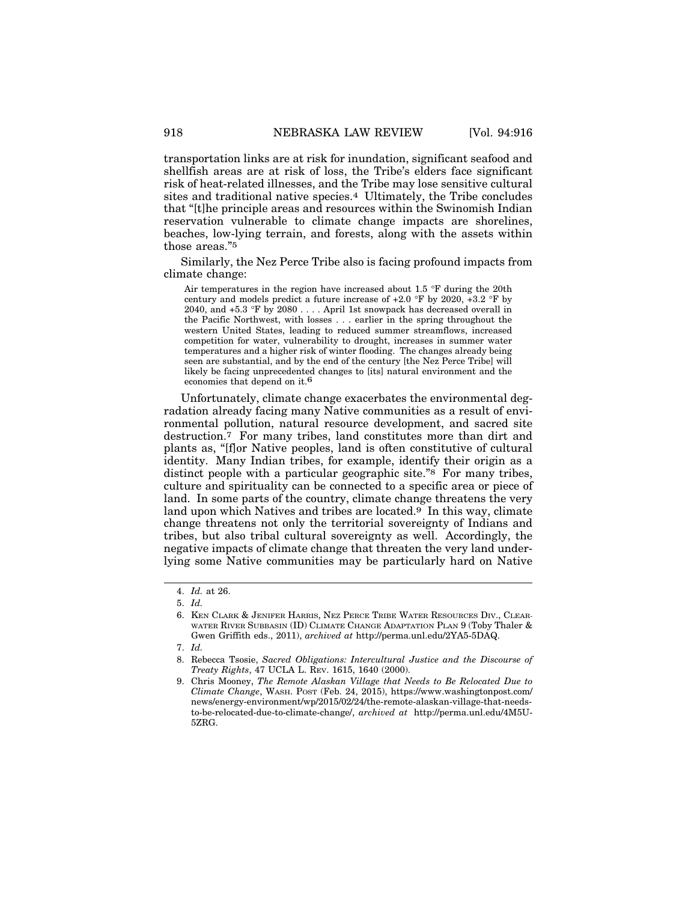transportation links are at risk for inundation, significant seafood and shellfish areas are at risk of loss, the Tribe's elders face significant risk of heat-related illnesses, and the Tribe may lose sensitive cultural sites and traditional native species.[4] Ultimately, the Tribe concludes that "[t]he principle areas and resources within the Swinomish Indian reservation vulnerable to climate change impacts are shorelines, beaches, low-lying terrain, and forests, along with the assets within those areas."[5]

Similarly, the Nez Perce Tribe also is facing profound impacts from climate change:

> Air temperatures in the region have increased about 1.5 °F during the 20th century and models predict a future increase of +2.0 °F by 2020, +3.2 °F by 2040, and +5.3 °F by 2080 . . . . April 1st snowpack has decreased overall in the Pacific Northwest, with losses . . . earlier in the spring throughout the western United States, leading to reduced summer streamflows, increased competition for water, vulnerability to drought, increases in summer water temperatures and a higher risk of winter flooding. The changes already being seen are substantial, and by the end of the century [the Nez Perce Tribe] will likely be facing unprecedented changes to [its] natural environment and the economies that depend on it.[6]

Unfortunately, climate change exacerbates the environmental degradation already facing many Native communities as a result of environmental pollution, natural resource development, and sacred site destruction.[7] For many tribes, land constitutes more than dirt and plants as, "[f]or Native peoples, land is often constitutive of cultural identity. Many Indian tribes, for example, identify their origin as a distinct people with a particular geographic site."[8] For many tribes, culture and spirituality can be connected to a specific area or piece of land. In some parts of the country, climate change threatens the very land upon which Natives and tribes are located.[9] In this way, climate change threatens not only the territorial sovereignty of Indians and tribes, but also tribal cultural sovereignty as well. Accordingly, the negative impacts of climate change that threaten the very land underlying some Native communities may be particularly hard on Native

---

4. *Id.* at 26.
5. *Id.*
6. Ken Clark & Jenifer Harris, Nez Perce Tribe Water Resources Div., Clearwater River Subbasin (ID) Climate Change Adaptation Plan 9 (Toby Thaler & Gwen Griffith eds., 2011), *archived at* http://perma.unl.edu/2YA5-5DAQ.
7. *Id.*
8. Rebecca Tsosie, *Sacred Obligations: Intercultural Justice and the Discourse of Treaty Rights*, 47 UCLA L. Rev. 1615, 1640 (2000).
9. Chris Mooney, *The Remote Alaskan Village that Needs to Be Relocated Due to Climate Change*, Wash. Post (Feb. 24, 2015), https://www.washingtonpost.com/news/energy-environment/wp/2015/02/24/the-remote-alaskan-village-that-needs-to-be-relocated-due-to-climate-change/, *archived at* http://perma.unl.edu/4M5U-5ZRG.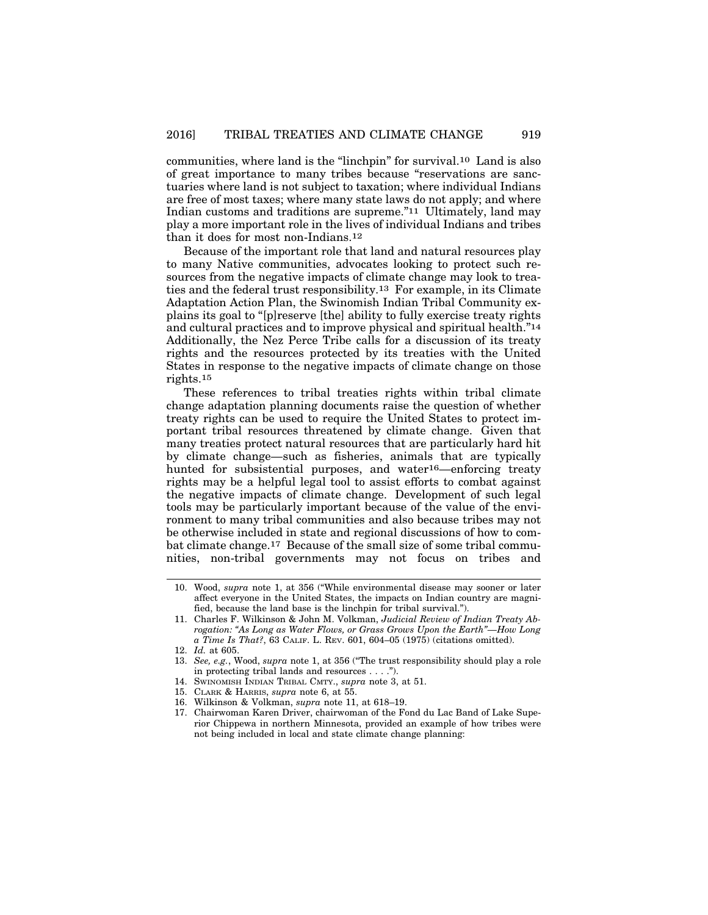communities, where land is the "linchpin" for survival.[10] Land is also of great importance to many tribes because "reservations are sanctuaries where land is not subject to taxation; where individual Indians are free of most taxes; where many state laws do not apply; and where Indian customs and traditions are supreme."[11] Ultimately, land may play a more important role in the lives of individual Indians and tribes than it does for most non-Indians.[12]

Because of the important role that land and natural resources play to many Native communities, advocates looking to protect such resources from the negative impacts of climate change may look to treaties and the federal trust responsibility.[13] For example, in its Climate Adaptation Action Plan, the Swinomish Indian Tribal Community explains its goal to "[p]reserve [the] ability to fully exercise treaty rights and cultural practices and to improve physical and spiritual health."[14] Additionally, the Nez Perce Tribe calls for a discussion of its treaty rights and the resources protected by its treaties with the United States in response to the negative impacts of climate change on those rights.[15]

These references to tribal treaties rights within tribal climate change adaptation planning documents raise the question of whether treaty rights can be used to require the United States to protect important tribal resources threatened by climate change. Given that many treaties protect natural resources that are particularly hard hit by climate change—such as fisheries, animals that are typically hunted for subsistential purposes, and water[16]—enforcing treaty rights may be a helpful legal tool to assist efforts to combat against the negative impacts of climate change. Development of such legal tools may be particularly important because of the value of the environment to many tribal communities and also because tribes may not be otherwise included in state and regional discussions of how to combat climate change.[17] Because of the small size of some tribal communities, non-tribal governments may not focus on tribes and

---

10. Wood, *supra* note 1, at 356 ("While environmental disease may sooner or later affect everyone in the United States, the impacts on Indian country are magnified, because the land base is the linchpin for tribal survival.").
11. Charles F. Wilkinson & John M. Volkman, *Judicial Review of Indian Treaty Abrogation: "As Long as Water Flows, or Grass Grows Upon the Earth"—How Long a Time Is That?*, 63 CALIF. L. REV. 601, 604–05 (1975) (citations omitted).
12. *Id.* at 605.
13. *See, e.g.*, Wood, *supra* note 1, at 356 ("The trust responsibility should play a role in protecting tribal lands and resources . . . .").
14. SWINOMISH INDIAN TRIBAL CMTY., *supra* note 3, at 51.
15. CLARK & HARRIS, *supra* note 6, at 55.
16. Wilkinson & Volkman, *supra* note 11, at 618–19.
17. Chairwoman Karen Driver, chairwoman of the Fond du Lac Band of Lake Superior Chippewa in northern Minnesota, provided an example of how tribes were not being included in local and state climate change planning: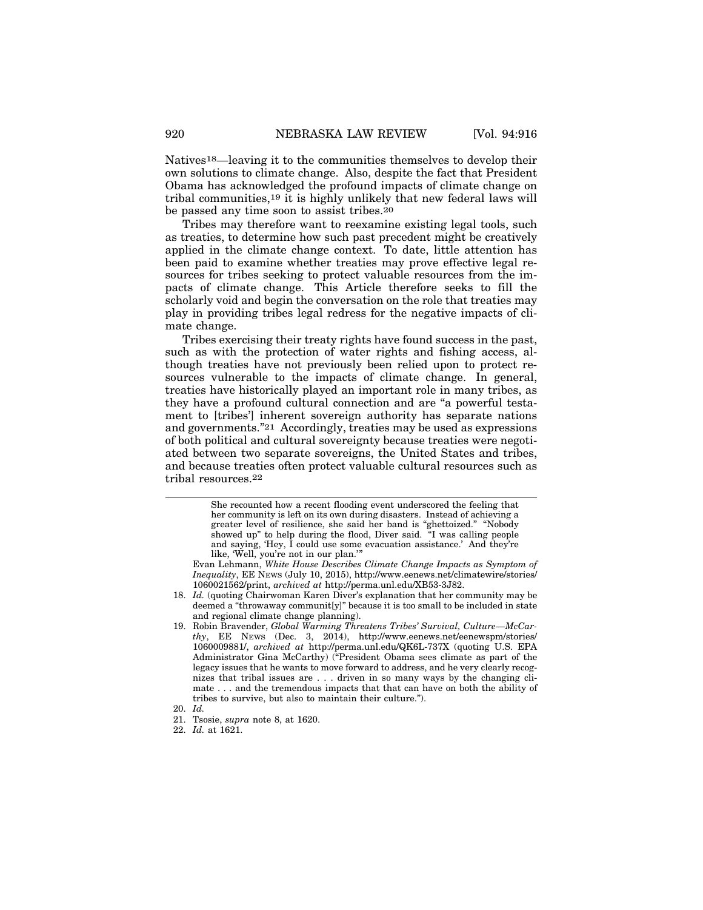Natives[18]—leaving it to the communities themselves to develop their own solutions to climate change. Also, despite the fact that President Obama has acknowledged the profound impacts of climate change on tribal communities,[19] it is highly unlikely that new federal laws will be passed any time soon to assist tribes.[20]

Tribes may therefore want to reexamine existing legal tools, such as treaties, to determine how such past precedent might be creatively applied in the climate change context. To date, little attention has been paid to examine whether treaties may prove effective legal resources for tribes seeking to protect valuable resources from the impacts of climate change. This Article therefore seeks to fill the scholarly void and begin the conversation on the role that treaties may play in providing tribes legal redress for the negative impacts of climate change.

Tribes exercising their treaty rights have found success in the past, such as with the protection of water rights and fishing access, although treaties have not previously been relied upon to protect resources vulnerable to the impacts of climate change. In general, treaties have historically played an important role in many tribes, as they have a profound cultural connection and are "a powerful testament to [tribes'] inherent sovereign authority has separate nations and governments."[21] Accordingly, treaties may be used as expressions of both political and cultural sovereignty because treaties were negotiated between two separate sovereigns, the United States and tribes, and because treaties often protect valuable cultural resources such as tribal resources.[22]

---

> She recounted how a recent flooding event underscored the feeling that her community is left on its own during disasters. Instead of achieving a greater level of resilience, she said her band is "ghettoized." "Nobody showed up" to help during the flood, Diver said. "I was calling people and saying, 'Hey, I could use some evacuation assistance.' And they're like, 'Well, you're not in our plan.'"

Evan Lehmann, *White House Describes Climate Change Impacts as Symptom of Inequality*, EE NEWS (July 10, 2015), http://www.eenews.net/climatewire/stories/1060021562/print, *archived at* http://perma.unl.edu/XB53-3J82.

18. *Id.* (quoting Chairwoman Karen Diver's explanation that her community may be deemed a "throwaway communit[y]" because it is too small to be included in state and regional climate change planning).

19. Robin Bravender, *Global Warming Threatens Tribes' Survival, Culture—McCarthy*, EE NEWS (Dec. 3, 2014), http://www.eenews.net/eenewspm/stories/1060009881/, *archived at* http://perma.unl.edu/QK6L-737X (quoting U.S. EPA Administrator Gina McCarthy) ("President Obama sees climate as part of the legacy issues that he wants to move forward to address, and he very clearly recognizes that tribal issues are . . . driven in so many ways by the changing climate . . . and the tremendous impacts that that can have on both the ability of tribes to survive, but also to maintain their culture.").

20. *Id.*

21. Tsosie, *supra* note 8, at 1620.

22. *Id.* at 1621.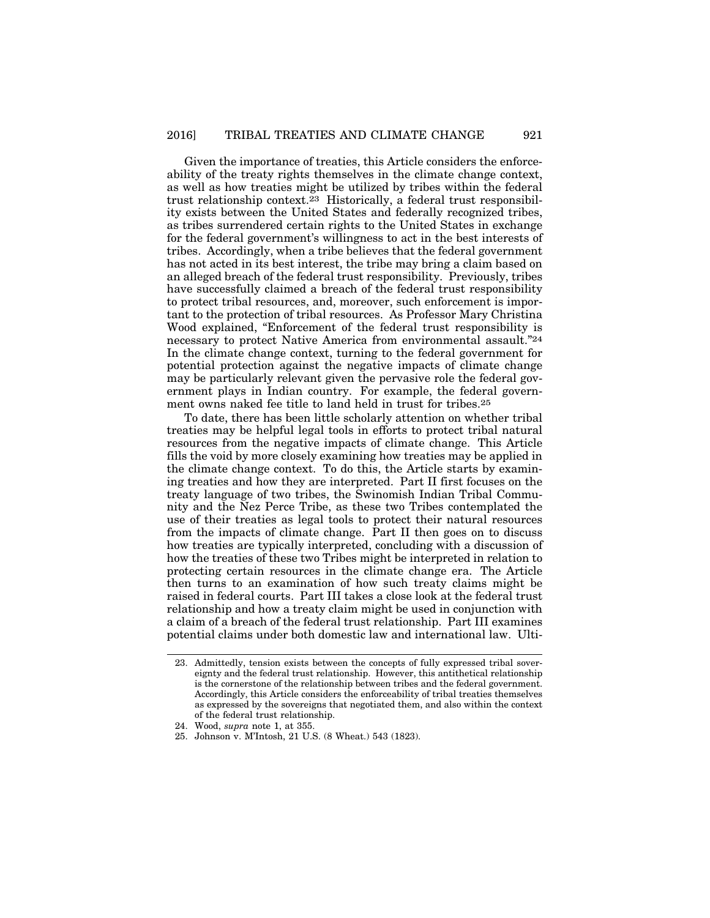Given the importance of treaties, this Article considers the enforceability of the treaty rights themselves in the climate change context, as well as how treaties might be utilized by tribes within the federal trust relationship context.[23] Historically, a federal trust responsibility exists between the United States and federally recognized tribes, as tribes surrendered certain rights to the United States in exchange for the federal government's willingness to act in the best interests of tribes. Accordingly, when a tribe believes that the federal government has not acted in its best interest, the tribe may bring a claim based on an alleged breach of the federal trust responsibility. Previously, tribes have successfully claimed a breach of the federal trust responsibility to protect tribal resources, and, moreover, such enforcement is important to the protection of tribal resources. As Professor Mary Christina Wood explained, "Enforcement of the federal trust responsibility is necessary to protect Native America from environmental assault."[24] In the climate change context, turning to the federal government for potential protection against the negative impacts of climate change may be particularly relevant given the pervasive role the federal government plays in Indian country. For example, the federal government owns naked fee title to land held in trust for tribes.[25]

To date, there has been little scholarly attention on whether tribal treaties may be helpful legal tools in efforts to protect tribal natural resources from the negative impacts of climate change. This Article fills the void by more closely examining how treaties may be applied in the climate change context. To do this, the Article starts by examining treaties and how they are interpreted. Part II first focuses on the treaty language of two tribes, the Swinomish Indian Tribal Community and the Nez Perce Tribe, as these two Tribes contemplated the use of their treaties as legal tools to protect their natural resources from the impacts of climate change. Part II then goes on to discuss how treaties are typically interpreted, concluding with a discussion of how the treaties of these two Tribes might be interpreted in relation to protecting certain resources in the climate change era. The Article then turns to an examination of how such treaty claims might be raised in federal courts. Part III takes a close look at the federal trust relationship and how a treaty claim might be used in conjunction with a claim of a breach of the federal trust relationship. Part III examines potential claims under both domestic law and international law. Ulti-

---

23. Admittedly, tension exists between the concepts of fully expressed tribal sovereignty and the federal trust relationship. However, this antithetical relationship is the cornerstone of the relationship between tribes and the federal government. Accordingly, this Article considers the enforceability of tribal treaties themselves as expressed by the sovereigns that negotiated them, and also within the context of the federal trust relationship.
24. Wood, *supra* note 1, at 355.
25. Johnson v. M'Intosh, 21 U.S. (8 Wheat.) 543 (1823).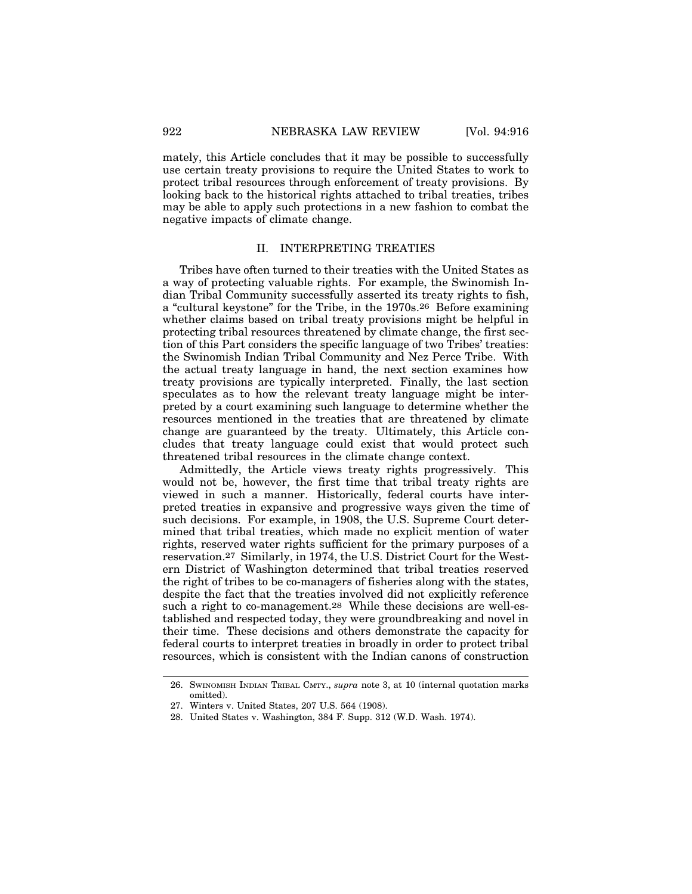mately, this Article concludes that it may be possible to successfully use certain treaty provisions to require the United States to work to protect tribal resources through enforcement of treaty provisions. By looking back to the historical rights attached to tribal treaties, tribes may be able to apply such protections in a new fashion to combat the negative impacts of climate change.

## II. INTERPRETING TREATIES

Tribes have often turned to their treaties with the United States as a way of protecting valuable rights. For example, the Swinomish Indian Tribal Community successfully asserted its treaty rights to fish, a "cultural keystone" for the Tribe, in the 1970s.[26] Before examining whether claims based on tribal treaty provisions might be helpful in protecting tribal resources threatened by climate change, the first section of this Part considers the specific language of two Tribes' treaties: the Swinomish Indian Tribal Community and Nez Perce Tribe. With the actual treaty language in hand, the next section examines how treaty provisions are typically interpreted. Finally, the last section speculates as to how the relevant treaty language might be interpreted by a court examining such language to determine whether the resources mentioned in the treaties that are threatened by climate change are guaranteed by the treaty. Ultimately, this Article concludes that treaty language could exist that would protect such threatened tribal resources in the climate change context.

Admittedly, the Article views treaty rights progressively. This would not be, however, the first time that tribal treaty rights are viewed in such a manner. Historically, federal courts have interpreted treaties in expansive and progressive ways given the time of such decisions. For example, in 1908, the U.S. Supreme Court determined that tribal treaties, which made no explicit mention of water rights, reserved water rights sufficient for the primary purposes of a reservation.[27] Similarly, in 1974, the U.S. District Court for the Western District of Washington determined that tribal treaties reserved the right of tribes to be co-managers of fisheries along with the states, despite the fact that the treaties involved did not explicitly reference such a right to co-management.[28] While these decisions are well-established and respected today, they were groundbreaking and novel in their time. These decisions and others demonstrate the capacity for federal courts to interpret treaties in broadly in order to protect tribal resources, which is consistent with the Indian canons of construction

---

26. SWINOMISH INDIAN TRIBAL CMTY., *supra* note 3, at 10 (internal quotation marks omitted).
27. Winters v. United States, 207 U.S. 564 (1908).
28. United States v. Washington, 384 F. Supp. 312 (W.D. Wash. 1974).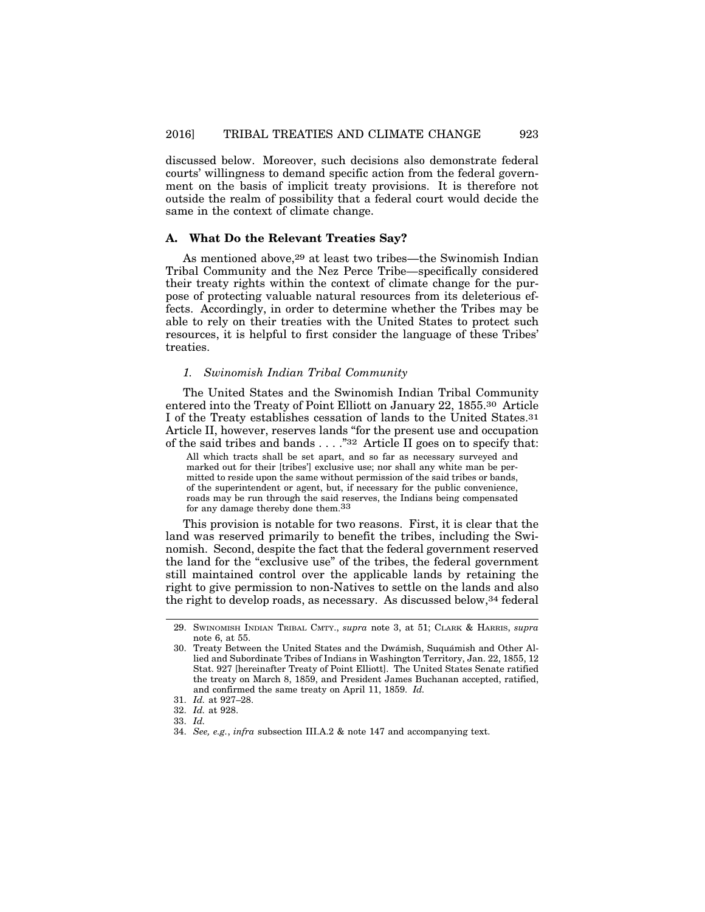discussed below. Moreover, such decisions also demonstrate federal courts' willingness to demand specific action from the federal government on the basis of implicit treaty provisions. It is therefore not outside the realm of possibility that a federal court would decide the same in the context of climate change.

### A. What Do the Relevant Treaties Say?

As mentioned above,[29] at least two tribes—the Swinomish Indian Tribal Community and the Nez Perce Tribe—specifically considered their treaty rights within the context of climate change for the purpose of protecting valuable natural resources from its deleterious effects. Accordingly, in order to determine whether the Tribes may be able to rely on their treaties with the United States to protect such resources, it is helpful to first consider the language of these Tribes' treaties.

#### *1. Swinomish Indian Tribal Community*

The United States and the Swinomish Indian Tribal Community entered into the Treaty of Point Elliott on January 22, 1855.[30] Article I of the Treaty establishes cessation of lands to the United States.[31] Article II, however, reserves lands "for the present use and occupation of the said tribes and bands . . . ."[32] Article II goes on to specify that:

> All which tracts shall be set apart, and so far as necessary surveyed and marked out for their [tribes'] exclusive use; nor shall any white man be permitted to reside upon the same without permission of the said tribes or bands, of the superintendent or agent, but, if necessary for the public convenience, roads may be run through the said reserves, the Indians being compensated for any damage thereby done them.[33]

This provision is notable for two reasons. First, it is clear that the land was reserved primarily to benefit the tribes, including the Swinomish. Second, despite the fact that the federal government reserved the land for the "exclusive use" of the tribes, the federal government still maintained control over the applicable lands by retaining the right to give permission to non-Natives to settle on the lands and also the right to develop roads, as necessary. As discussed below,[34] federal

---

29. SWINOMISH INDIAN TRIBAL CMTY., *supra* note 3, at 51; CLARK & HARRIS, *supra* note 6, at 55.

30. Treaty Between the United States and the Dwámish, Suquámish and Other Allied and Subordinate Tribes of Indians in Washington Territory, Jan. 22, 1855, 12 Stat. 927 [hereinafter Treaty of Point Elliott]. The United States Senate ratified the treaty on March 8, 1859, and President James Buchanan accepted, ratified, and confirmed the same treaty on April 11, 1859. *Id.*

31. *Id.* at 927–28.

32. *Id.* at 928.

33. *Id.*

34. *See, e.g.*, *infra* subsection III.A.2 & note 147 and accompanying text.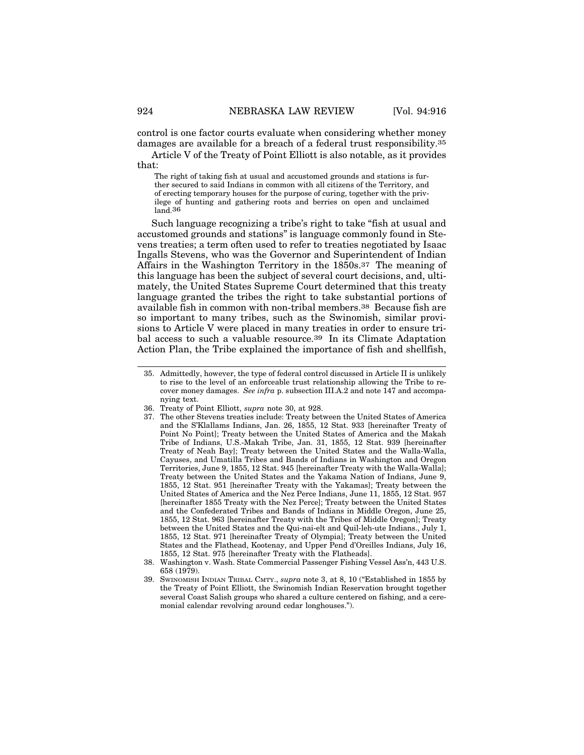control is one factor courts evaluate when considering whether money damages are available for a breach of a federal trust responsibility.[35]

Article V of the Treaty of Point Elliott is also notable, as it provides that:

> The right of taking fish at usual and accustomed grounds and stations is further secured to said Indians in common with all citizens of the Territory, and of erecting temporary houses for the purpose of curing, together with the privilege of hunting and gathering roots and berries on open and unclaimed land.[36]

Such language recognizing a tribe's right to take "fish at usual and accustomed grounds and stations" is language commonly found in Stevens treaties; a term often used to refer to treaties negotiated by Isaac Ingalls Stevens, who was the Governor and Superintendent of Indian Affairs in the Washington Territory in the 1850s.[37] The meaning of this language has been the subject of several court decisions, and, ultimately, the United States Supreme Court determined that this treaty language granted the tribes the right to take substantial portions of available fish in common with non-tribal members.[38] Because fish are so important to many tribes, such as the Swinomish, similar provisions to Article V were placed in many treaties in order to ensure tribal access to such a valuable resource.[39] In its Climate Adaptation Action Plan, the Tribe explained the importance of fish and shellfish,

---

35. Admittedly, however, the type of federal control discussed in Article II is unlikely to rise to the level of an enforceable trust relationship allowing the Tribe to recover money damages. *See infra* p. subsection III.A.2 and note 147 and accompanying text.
36. Treaty of Point Elliott, *supra* note 30, at 928.
37. The other Stevens treaties include: Treaty between the United States of America and the S'Klallams Indians, Jan. 26, 1855, 12 Stat. 933 [hereinafter Treaty of Point No Point]; Treaty between the United States of America and the Makah Tribe of Indians, U.S.-Makah Tribe, Jan. 31, 1855, 12 Stat. 939 [hereinafter Treaty of Neah Bay]; Treaty between the United States and the Walla-Walla, Cayuses, and Umatilla Tribes and Bands of Indians in Washington and Oregon Territories, June 9, 1855, 12 Stat. 945 [hereinafter Treaty with the Walla-Walla]; Treaty between the United States and the Yakama Nation of Indians, June 9, 1855, 12 Stat. 951 [hereinafter Treaty with the Yakamas]; Treaty between the United States of America and the Nez Perce Indians, June 11, 1855, 12 Stat. 957 [hereinafter 1855 Treaty with the Nez Perce]; Treaty between the United States and the Confederated Tribes and Bands of Indians in Middle Oregon, June 25, 1855, 12 Stat. 963 [hereinafter Treaty with the Tribes of Middle Oregon]; Treaty between the United States and the Qui-nai-elt and Quil-leh-ute Indians., July 1, 1855, 12 Stat. 971 [hereinafter Treaty of Olympia]; Treaty between the United States and the Flathead, Kootenay, and Upper Pend d'Oreilles Indians, July 16, 1855, 12 Stat. 975 [hereinafter Treaty with the Flatheads].
38. Washington v. Wash. State Commercial Passenger Fishing Vessel Ass'n, 443 U.S. 658 (1979).
39. SWINOMISH INDIAN TRIBAL CMTY., *supra* note 3, at 8, 10 ("Established in 1855 by the Treaty of Point Elliott, the Swinomish Indian Reservation brought together several Coast Salish groups who shared a culture centered on fishing, and a ceremonial calendar revolving around cedar longhouses.").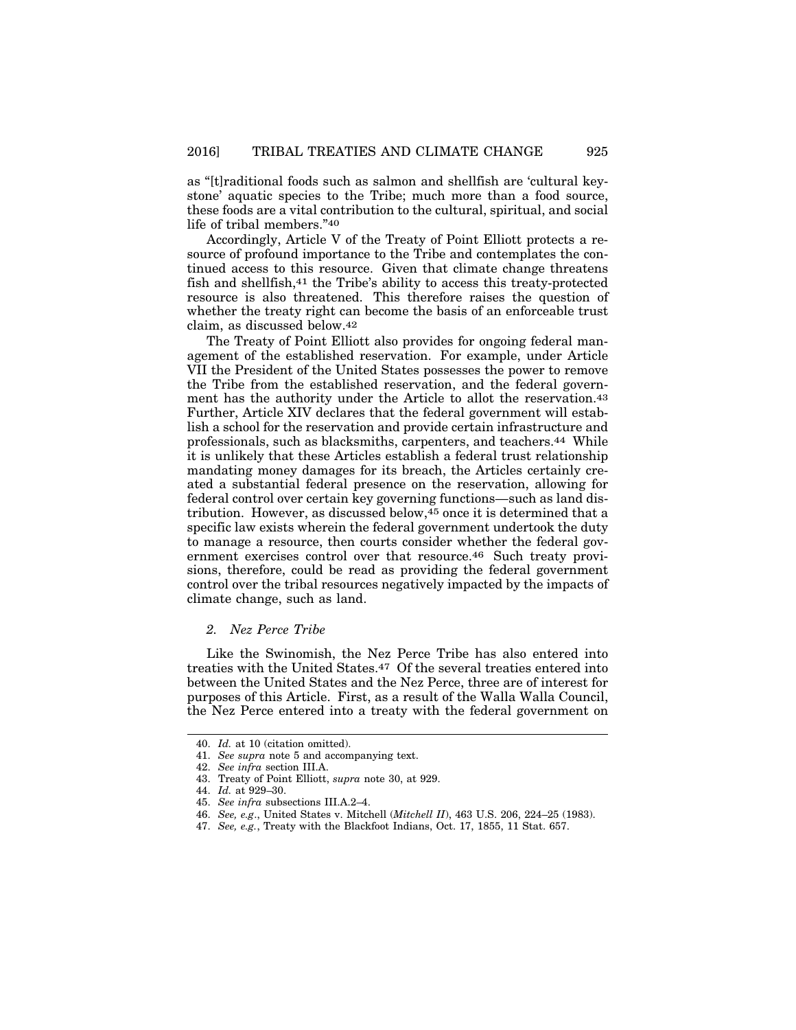as "[t]raditional foods such as salmon and shellfish are 'cultural keystone' aquatic species to the Tribe; much more than a food source, these foods are a vital contribution to the cultural, spiritual, and social life of tribal members."[40]

Accordingly, Article V of the Treaty of Point Elliott protects a resource of profound importance to the Tribe and contemplates the continued access to this resource. Given that climate change threatens fish and shellfish,[41] the Tribe's ability to access this treaty-protected resource is also threatened. This therefore raises the question of whether the treaty right can become the basis of an enforceable trust claim, as discussed below.[42]

The Treaty of Point Elliott also provides for ongoing federal management of the established reservation. For example, under Article VII the President of the United States possesses the power to remove the Tribe from the established reservation, and the federal government has the authority under the Article to allot the reservation.[43] Further, Article XIV declares that the federal government will establish a school for the reservation and provide certain infrastructure and professionals, such as blacksmiths, carpenters, and teachers.[44] While it is unlikely that these Articles establish a federal trust relationship mandating money damages for its breach, the Articles certainly created a substantial federal presence on the reservation, allowing for federal control over certain key governing functions—such as land distribution. However, as discussed below,[45] once it is determined that a specific law exists wherein the federal government undertook the duty to manage a resource, then courts consider whether the federal government exercises control over that resource.[46] Such treaty provisions, therefore, could be read as providing the federal government control over the tribal resources negatively impacted by the impacts of climate change, such as land.

### *2. Nez Perce Tribe*

Like the Swinomish, the Nez Perce Tribe has also entered into treaties with the United States.[47] Of the several treaties entered into between the United States and the Nez Perce, three are of interest for purposes of this Article. First, as a result of the Walla Walla Council, the Nez Perce entered into a treaty with the federal government on

---

40. *Id.* at 10 (citation omitted).
41. *See supra* note 5 and accompanying text.
42. *See infra* section III.A.
43. Treaty of Point Elliott, *supra* note 30, at 929.
44. *Id.* at 929–30.
45. *See infra* subsections III.A.2–4.
46. *See, e.g.*, United States v. Mitchell (*Mitchell II*), 463 U.S. 206, 224–25 (1983).
47. *See, e.g.*, Treaty with the Blackfoot Indians, Oct. 17, 1855, 11 Stat. 657.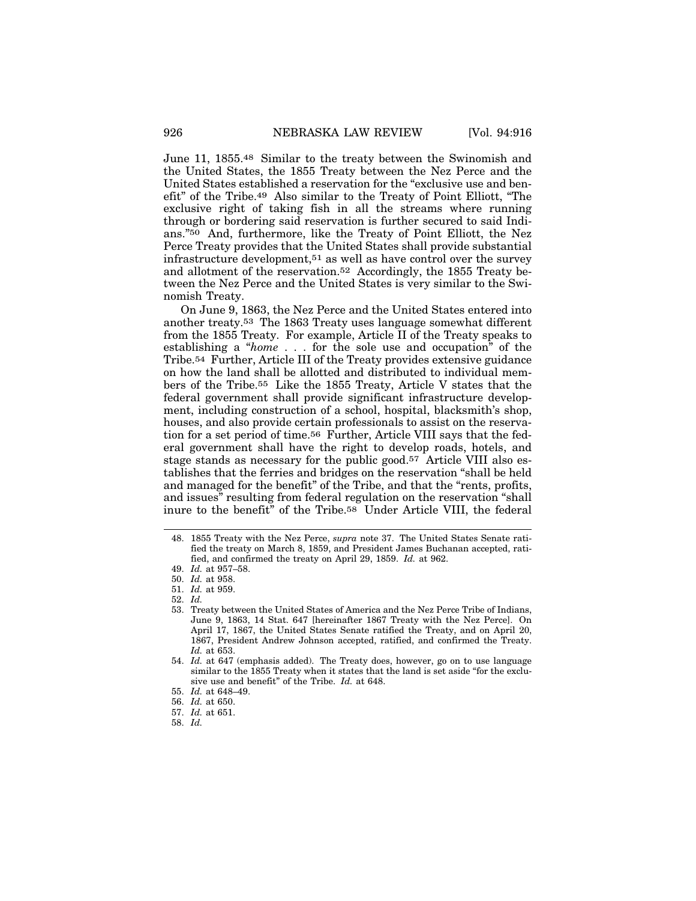June 11, 1855.[48] Similar to the treaty between the Swinomish and the United States, the 1855 Treaty between the Nez Perce and the United States established a reservation for the "exclusive use and benefit" of the Tribe.[49] Also similar to the Treaty of Point Elliott, "The exclusive right of taking fish in all the streams where running through or bordering said reservation is further secured to said Indians."[50] And, furthermore, like the Treaty of Point Elliott, the Nez Perce Treaty provides that the United States shall provide substantial infrastructure development,[51] as well as have control over the survey and allotment of the reservation.[52] Accordingly, the 1855 Treaty between the Nez Perce and the United States is very similar to the Swinomish Treaty.

On June 9, 1863, the Nez Perce and the United States entered into another treaty.[53] The 1863 Treaty uses language somewhat different from the 1855 Treaty. For example, Article II of the Treaty speaks to establishing a "*home* . . . for the sole use and occupation" of the Tribe.[54] Further, Article III of the Treaty provides extensive guidance on how the land shall be allotted and distributed to individual members of the Tribe.[55] Like the 1855 Treaty, Article V states that the federal government shall provide significant infrastructure development, including construction of a school, hospital, blacksmith's shop, houses, and also provide certain professionals to assist on the reservation for a set period of time.[56] Further, Article VIII says that the federal government shall have the right to develop roads, hotels, and stage stands as necessary for the public good.[57] Article VIII also establishes that the ferries and bridges on the reservation "shall be held and managed for the benefit" of the Tribe, and that the "rents, profits, and issues" resulting from federal regulation on the reservation "shall inure to the benefit" of the Tribe.[58] Under Article VIII, the federal

---

48. 1855 Treaty with the Nez Perce, *supra* note 37. The United States Senate ratified the treaty on March 8, 1859, and President James Buchanan accepted, ratified, and confirmed the treaty on April 29, 1859. *Id.* at 962.
49. *Id.* at 957–58.
50. *Id.* at 958.
51. *Id.* at 959.
52. *Id.*
53. Treaty between the United States of America and the Nez Perce Tribe of Indians, June 9, 1863, 14 Stat. 647 [hereinafter 1867 Treaty with the Nez Perce]. On April 17, 1867, the United States Senate ratified the Treaty, and on April 20, 1867, President Andrew Johnson accepted, ratified, and confirmed the Treaty. *Id.* at 653.
54. *Id.* at 647 (emphasis added). The Treaty does, however, go on to use language similar to the 1855 Treaty when it states that the land is set aside "for the exclusive use and benefit" of the Tribe. *Id.* at 648.
55. *Id.* at 648–49.
56. *Id.* at 650.
57. *Id.* at 651.
58. *Id.*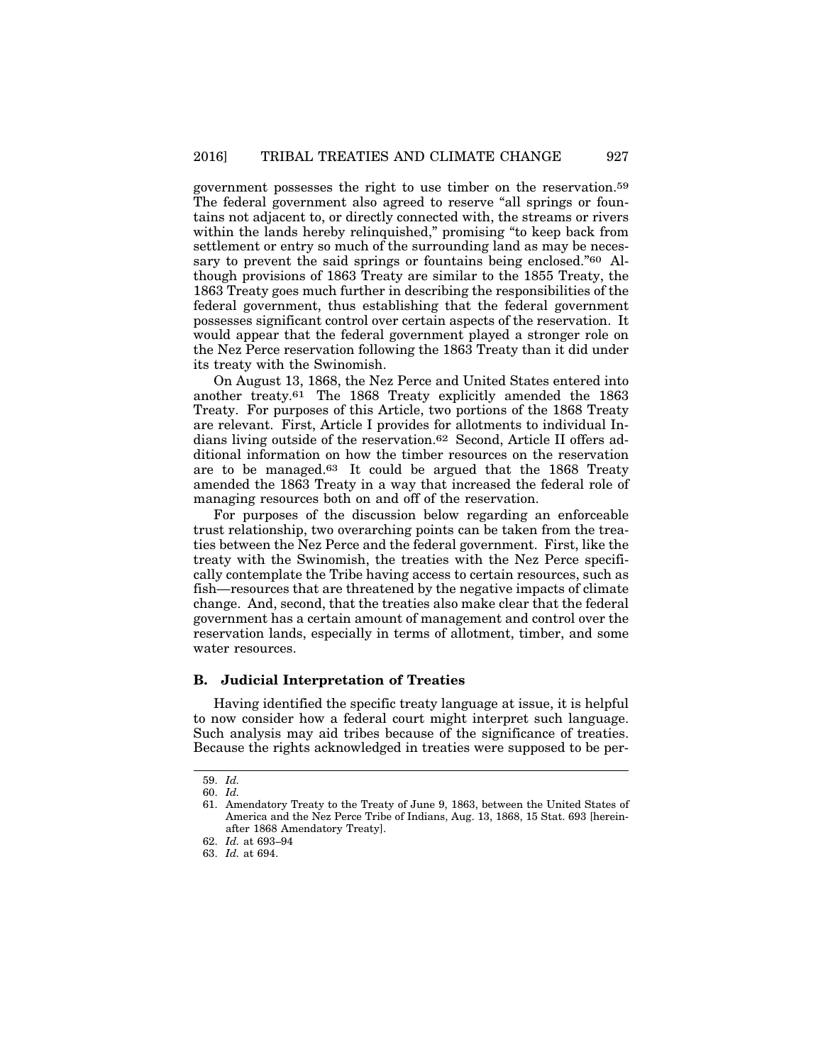government possesses the right to use timber on the reservation.[59] The federal government also agreed to reserve "all springs or fountains not adjacent to, or directly connected with, the streams or rivers within the lands hereby relinquished," promising "to keep back from settlement or entry so much of the surrounding land as may be necessary to prevent the said springs or fountains being enclosed."[60] Although provisions of 1863 Treaty are similar to the 1855 Treaty, the 1863 Treaty goes much further in describing the responsibilities of the federal government, thus establishing that the federal government possesses significant control over certain aspects of the reservation. It would appear that the federal government played a stronger role on the Nez Perce reservation following the 1863 Treaty than it did under its treaty with the Swinomish.

On August 13, 1868, the Nez Perce and United States entered into another treaty.[61] The 1868 Treaty explicitly amended the 1863 Treaty. For purposes of this Article, two portions of the 1868 Treaty are relevant. First, Article I provides for allotments to individual Indians living outside of the reservation.[62] Second, Article II offers additional information on how the timber resources on the reservation are to be managed.[63] It could be argued that the 1868 Treaty amended the 1863 Treaty in a way that increased the federal role of managing resources both on and off of the reservation.

For purposes of the discussion below regarding an enforceable trust relationship, two overarching points can be taken from the treaties between the Nez Perce and the federal government. First, like the treaty with the Swinomish, the treaties with the Nez Perce specifically contemplate the Tribe having access to certain resources, such as fish—resources that are threatened by the negative impacts of climate change. And, second, that the treaties also make clear that the federal government has a certain amount of management and control over the reservation lands, especially in terms of allotment, timber, and some water resources.

### B. Judicial Interpretation of Treaties

Having identified the specific treaty language at issue, it is helpful to now consider how a federal court might interpret such language. Such analysis may aid tribes because of the significance of treaties. Because the rights acknowledged in treaties were supposed to be per-

---

59. *Id.*

60. *Id.*

61. Amendatory Treaty to the Treaty of June 9, 1863, between the United States of America and the Nez Perce Tribe of Indians, Aug. 13, 1868, 15 Stat. 693 [hereinafter 1868 Amendatory Treaty].

62. *Id.* at 693–94

63. *Id.* at 694.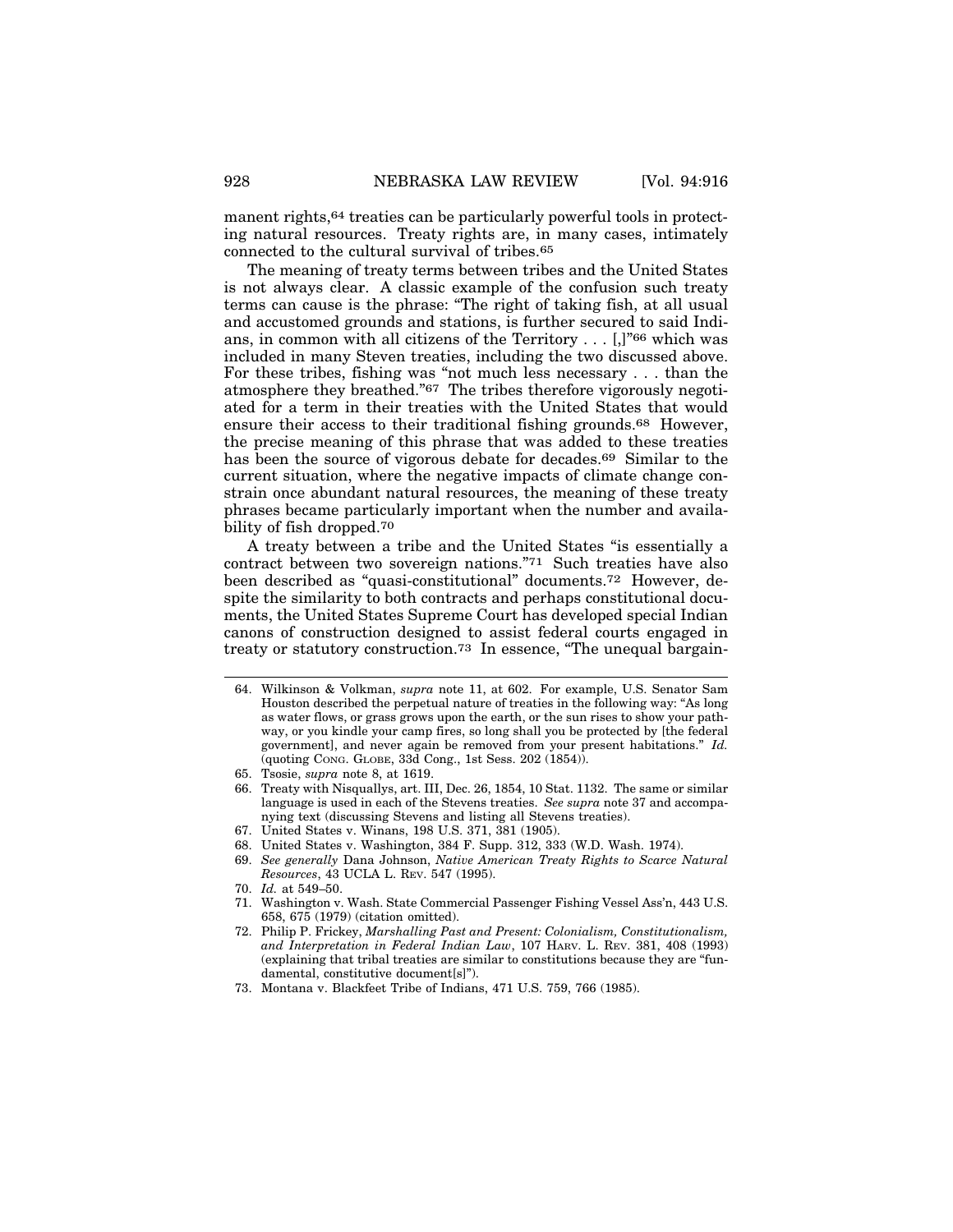manent rights,[64] treaties can be particularly powerful tools in protecting natural resources. Treaty rights are, in many cases, intimately connected to the cultural survival of tribes.[65]

The meaning of treaty terms between tribes and the United States is not always clear. A classic example of the confusion such treaty terms can cause is the phrase: "The right of taking fish, at all usual and accustomed grounds and stations, is further secured to said Indians, in common with all citizens of the Territory . . . [,]"[66] which was included in many Steven treaties, including the two discussed above. For these tribes, fishing was "not much less necessary . . . than the atmosphere they breathed."[67] The tribes therefore vigorously negotiated for a term in their treaties with the United States that would ensure their access to their traditional fishing grounds.[68] However, the precise meaning of this phrase that was added to these treaties has been the source of vigorous debate for decades.[69] Similar to the current situation, where the negative impacts of climate change constrain once abundant natural resources, the meaning of these treaty phrases became particularly important when the number and availability of fish dropped.[70]

A treaty between a tribe and the United States "is essentially a contract between two sovereign nations."[71] Such treaties have also been described as "quasi-constitutional" documents.[72] However, despite the similarity to both contracts and perhaps constitutional documents, the United States Supreme Court has developed special Indian canons of construction designed to assist federal courts engaged in treaty or statutory construction.[73] In essence, "The unequal bargain-

---

64. Wilkinson & Volkman, *supra* note 11, at 602. For example, U.S. Senator Sam Houston described the perpetual nature of treaties in the following way: "As long as water flows, or grass grows upon the earth, or the sun rises to show your pathway, or you kindle your camp fires, so long shall you be protected by [the federal government], and never again be removed from your present habitations." *Id.* (quoting CONG. GLOBE, 33d Cong., 1st Sess. 202 (1854)).
65. Tsosie, *supra* note 8, at 1619.
66. Treaty with Nisquallys, art. III, Dec. 26, 1854, 10 Stat. 1132. The same or similar language is used in each of the Stevens treaties. *See supra* note 37 and accompanying text (discussing Stevens and listing all Stevens treaties).
67. United States v. Winans, 198 U.S. 371, 381 (1905).
68. United States v. Washington, 384 F. Supp. 312, 333 (W.D. Wash. 1974).
69. *See generally* Dana Johnson, *Native American Treaty Rights to Scarce Natural Resources*, 43 UCLA L. REV. 547 (1995).
70. *Id.* at 549–50.
71. Washington v. Wash. State Commercial Passenger Fishing Vessel Ass'n, 443 U.S. 658, 675 (1979) (citation omitted).
72. Philip P. Frickey, *Marshalling Past and Present: Colonialism, Constitutionalism, and Interpretation in Federal Indian Law*, 107 HARV. L. REV. 381, 408 (1993) (explaining that tribal treaties are similar to constitutions because they are "fundamental, constitutive document[s]").
73. Montana v. Blackfeet Tribe of Indians, 471 U.S. 759, 766 (1985).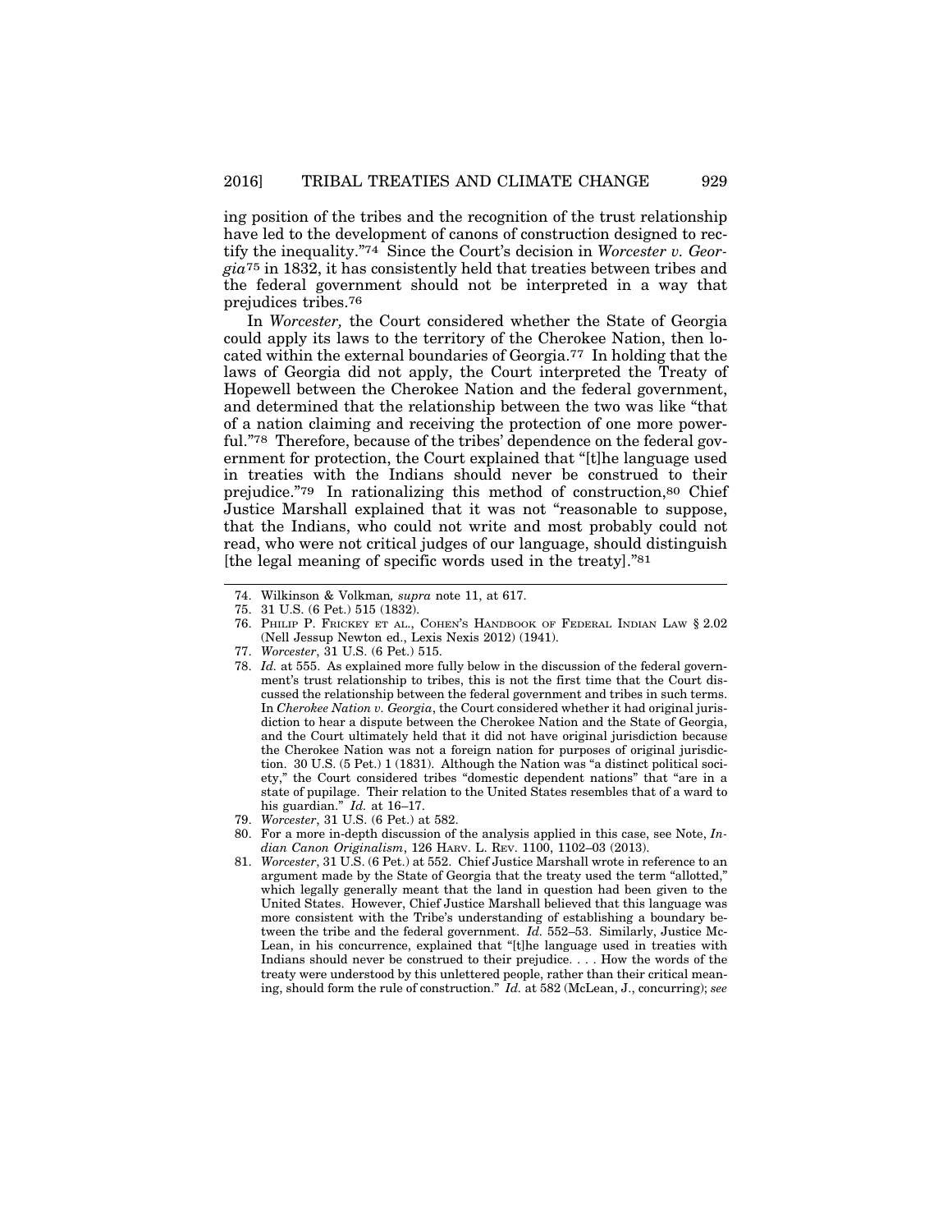ing position of the tribes and the recognition of the trust relationship have led to the development of canons of construction designed to rectify the inequality."[74] Since the Court's decision in *Worcester v. Georgia*[75] in 1832, it has consistently held that treaties between tribes and the federal government should not be interpreted in a way that prejudices tribes.[76]

In *Worcester,* the Court considered whether the State of Georgia could apply its laws to the territory of the Cherokee Nation, then located within the external boundaries of Georgia.[77] In holding that the laws of Georgia did not apply, the Court interpreted the Treaty of Hopewell between the Cherokee Nation and the federal government, and determined that the relationship between the two was like "that of a nation claiming and receiving the protection of one more powerful."[78] Therefore, because of the tribes' dependence on the federal government for protection, the Court explained that "[t]he language used in treaties with the Indians should never be construed to their prejudice."[79] In rationalizing this method of construction,[80] Chief Justice Marshall explained that it was not "reasonable to suppose, that the Indians, who could not write and most probably could not read, who were not critical judges of our language, should distinguish [the legal meaning of specific words used in the treaty]."[81]

---

74. Wilkinson & Volkman, *supra* note 11, at 617.

75. 31 U.S. (6 Pet.) 515 (1832).

76. Philip P. Frickey et al., Cohen's Handbook of Federal Indian Law § 2.02 (Nell Jessup Newton ed., Lexis Nexis 2012) (1941).

77. *Worcester,* 31 U.S. (6 Pet.) 515.

78. *Id.* at 555. As explained more fully below in the discussion of the federal government's trust relationship to tribes, this is not the first time that the Court discussed the relationship between the federal government and tribes in such terms. In *Cherokee Nation v. Georgia*, the Court considered whether it had original jurisdiction to hear a dispute between the Cherokee Nation and the State of Georgia, and the Court ultimately held that it did not have original jurisdiction because the Cherokee Nation was not a foreign nation for purposes of original jurisdiction. 30 U.S. (5 Pet.) 1 (1831). Although the Nation was "a distinct political society," the Court considered tribes "domestic dependent nations" that "are in a state of pupilage. Their relation to the United States resembles that of a ward to his guardian." *Id.* at 16–17.

79. *Worcester*, 31 U.S. (6 Pet.) at 582.

80. For a more in-depth discussion of the analysis applied in this case, see Note, *Indian Canon Originalism*, 126 Harv. L. Rev. 1100, 1102–03 (2013).

81. *Worcester*, 31 U.S. (6 Pet.) at 552. Chief Justice Marshall wrote in reference to an argument made by the State of Georgia that the treaty used the term "allotted," which legally generally meant that the land in question had been given to the United States. However, Chief Justice Marshall believed that this language was more consistent with the Tribe's understanding of establishing a boundary between the tribe and the federal government. *Id.* 552–53. Similarly, Justice McLean, in his concurrence, explained that "[t]he language used in treaties with Indians should never be construed to their prejudice. . . . How the words of the treaty were understood by this unlettered people, rather than their critical meaning, should form the rule of construction." *Id.* at 582 (McLean, J., concurring); *see*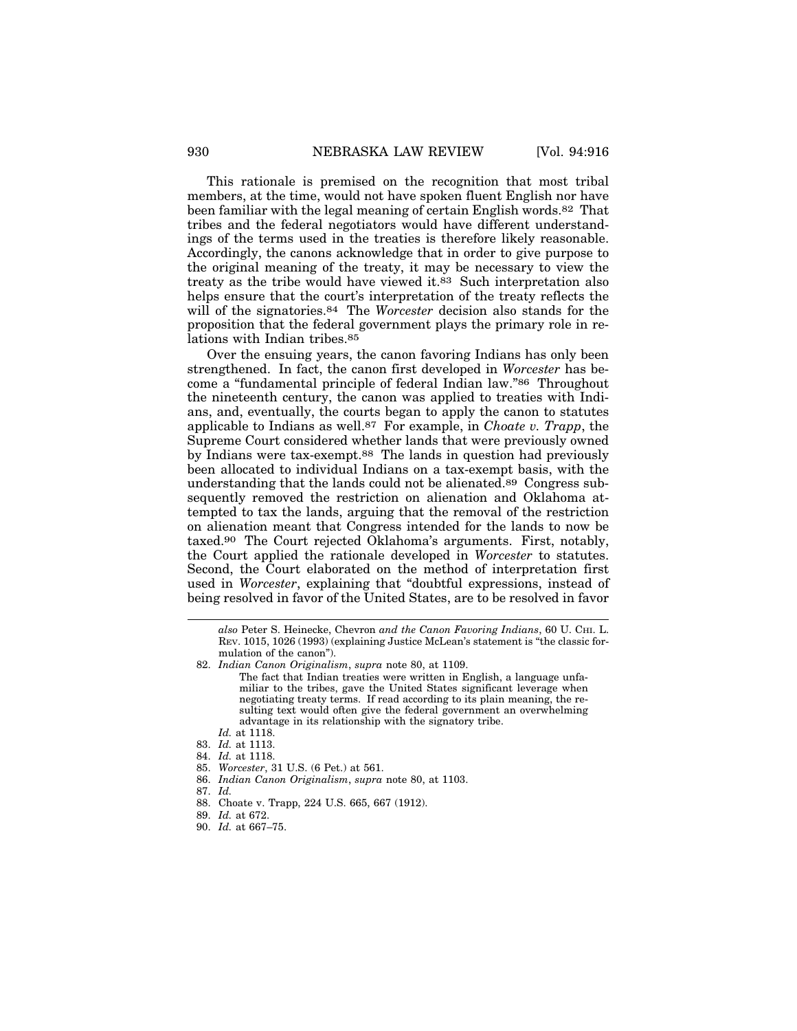This rationale is premised on the recognition that most tribal members, at the time, would not have spoken fluent English nor have been familiar with the legal meaning of certain English words.[82] That tribes and the federal negotiators would have different understandings of the terms used in the treaties is therefore likely reasonable. Accordingly, the canons acknowledge that in order to give purpose to the original meaning of the treaty, it may be necessary to view the treaty as the tribe would have viewed it.[83] Such interpretation also helps ensure that the court's interpretation of the treaty reflects the will of the signatories.[84] The *Worcester* decision also stands for the proposition that the federal government plays the primary role in relations with Indian tribes.[85]

Over the ensuing years, the canon favoring Indians has only been strengthened. In fact, the canon first developed in *Worcester* has become a "fundamental principle of federal Indian law."[86] Throughout the nineteenth century, the canon was applied to treaties with Indians, and, eventually, the courts began to apply the canon to statutes applicable to Indians as well.[87] For example, in *Choate v. Trapp*, the Supreme Court considered whether lands that were previously owned by Indians were tax-exempt.[88] The lands in question had previously been allocated to individual Indians on a tax-exempt basis, with the understanding that the lands could not be alienated.[89] Congress subsequently removed the restriction on alienation and Oklahoma attempted to tax the lands, arguing that the removal of the restriction on alienation meant that Congress intended for the lands to now be taxed.[90] The Court rejected Oklahoma's arguments. First, notably, the Court applied the rationale developed in *Worcester* to statutes. Second, the Court elaborated on the method of interpretation first used in *Worcester*, explaining that "doubtful expressions, instead of being resolved in favor of the United States, are to be resolved in favor

---

*also* Peter S. Heinecke, Chevron *and the Canon Favoring Indians*, 60 U. CHI. L. REV. 1015, 1026 (1993) (explaining Justice McLean's statement is "the classic formulation of the canon").

82. *Indian Canon Originalism*, *supra* note 80, at 1109.

> The fact that Indian treaties were written in English, a language unfamiliar to the tribes, gave the United States significant leverage when negotiating treaty terms. If read according to its plain meaning, the resulting text would often give the federal government an overwhelming advantage in its relationship with the signatory tribe.

*Id.* at 1118.

83. *Id.* at 1113.
84. *Id.* at 1118.
85. *Worcester*, 31 U.S. (6 Pet.) at 561.
86. *Indian Canon Originalism*, *supra* note 80, at 1103.
87. *Id.*
88. Choate v. Trapp, 224 U.S. 665, 667 (1912).
89. *Id.* at 672.
90. *Id.* at 667–75.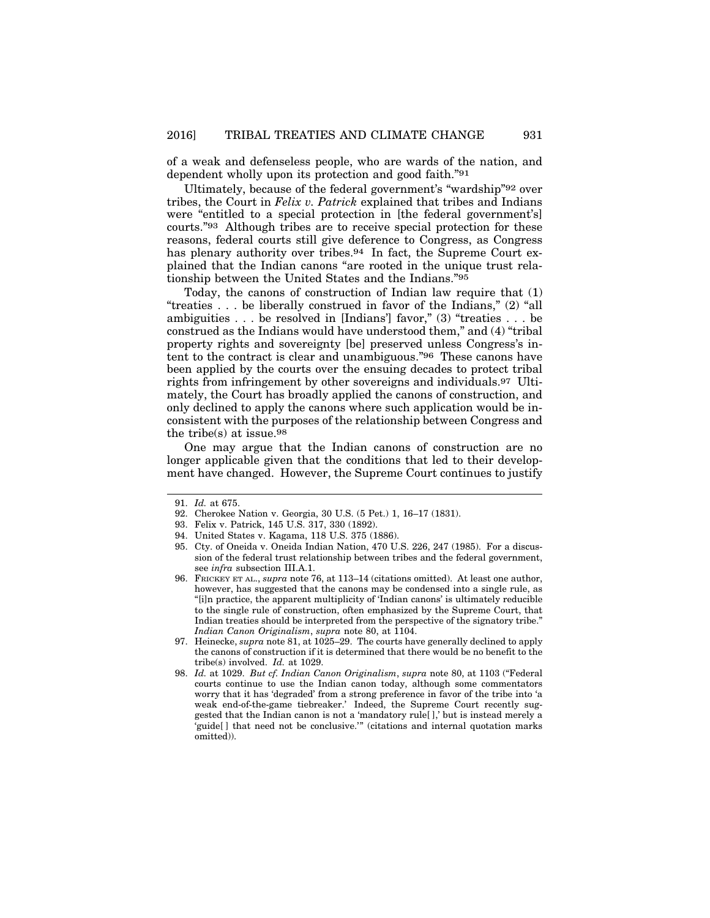of a weak and defenseless people, who are wards of the nation, and dependent wholly upon its protection and good faith."[91]

Ultimately, because of the federal government's "wardship"[92] over tribes, the Court in *Felix v. Patrick* explained that tribes and Indians were "entitled to a special protection in [the federal government's] courts."[93] Although tribes are to receive special protection for these reasons, federal courts still give deference to Congress, as Congress has plenary authority over tribes.[94] In fact, the Supreme Court explained that the Indian canons "are rooted in the unique trust relationship between the United States and the Indians."[95]

Today, the canons of construction of Indian law require that (1) "treaties . . . be liberally construed in favor of the Indians," (2) "all ambiguities . . . be resolved in [Indians'] favor," (3) "treaties . . . be construed as the Indians would have understood them," and (4) "tribal property rights and sovereignty [be] preserved unless Congress's intent to the contract is clear and unambiguous."[96] These canons have been applied by the courts over the ensuing decades to protect tribal rights from infringement by other sovereigns and individuals.[97] Ultimately, the Court has broadly applied the canons of construction, and only declined to apply the canons where such application would be inconsistent with the purposes of the relationship between Congress and the tribe(s) at issue.[98]

One may argue that the Indian canons of construction are no longer applicable given that the conditions that led to their development have changed. However, the Supreme Court continues to justify

---

91. *Id.* at 675.

92. Cherokee Nation v. Georgia, 30 U.S. (5 Pet.) 1, 16–17 (1831).

93. Felix v. Patrick, 145 U.S. 317, 330 (1892).

94. United States v. Kagama, 118 U.S. 375 (1886).

95. Cty. of Oneida v. Oneida Indian Nation, 470 U.S. 226, 247 (1985). For a discussion of the federal trust relationship between tribes and the federal government, see *infra* subsection III.A.1.

96. FRICKEY ET AL., *supra* note 76, at 113–14 (citations omitted). At least one author, however, has suggested that the canons may be condensed into a single rule, as "[i]n practice, the apparent multiplicity of 'Indian canons' is ultimately reducible to the single rule of construction, often emphasized by the Supreme Court, that Indian treaties should be interpreted from the perspective of the signatory tribe." *Indian Canon Originalism*, *supra* note 80, at 1104.

97. Heinecke, *supra* note 81, at 1025–29. The courts have generally declined to apply the canons of construction if it is determined that there would be no benefit to the tribe(s) involved. *Id.* at 1029.

98. *Id.* at 1029. *But cf. Indian Canon Originalism*, *supra* note 80, at 1103 ("Federal courts continue to use the Indian canon today, although some commentators worry that it has 'degraded' from a strong preference in favor of the tribe into 'a weak end-of-the-game tiebreaker.' Indeed, the Supreme Court recently suggested that the Indian canon is not a 'mandatory rule[ ],' but is instead merely a 'guide[ ] that need not be conclusive.'" (citations and internal quotation marks omitted)).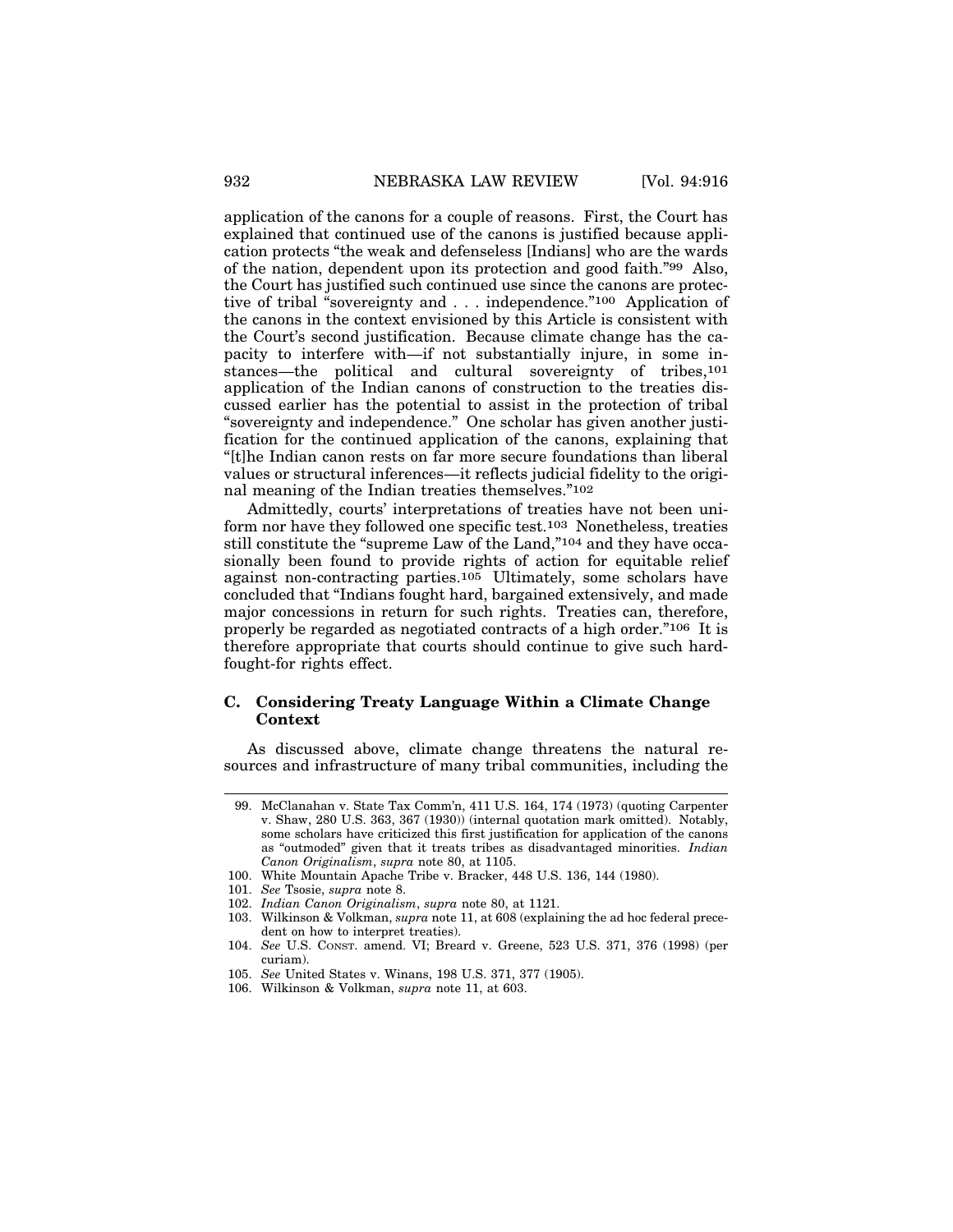application of the canons for a couple of reasons. First, the Court has explained that continued use of the canons is justified because application protects "the weak and defenseless [Indians] who are the wards of the nation, dependent upon its protection and good faith."[99] Also, the Court has justified such continued use since the canons are protective of tribal "sovereignty and . . . independence."[100] Application of the canons in the context envisioned by this Article is consistent with the Court's second justification. Because climate change has the capacity to interfere with—if not substantially injure, in some instances—the political and cultural sovereignty of tribes,[101] application of the Indian canons of construction to the treaties discussed earlier has the potential to assist in the protection of tribal "sovereignty and independence." One scholar has given another justification for the continued application of the canons, explaining that "[t]he Indian canon rests on far more secure foundations than liberal values or structural inferences—it reflects judicial fidelity to the original meaning of the Indian treaties themselves."[102]

Admittedly, courts' interpretations of treaties have not been uniform nor have they followed one specific test.[103] Nonetheless, treaties still constitute the "supreme Law of the Land,"[104] and they have occasionally been found to provide rights of action for equitable relief against non-contracting parties.[105] Ultimately, some scholars have concluded that "Indians fought hard, bargained extensively, and made major concessions in return for such rights. Treaties can, therefore, properly be regarded as negotiated contracts of a high order."[106] It is therefore appropriate that courts should continue to give such hard-fought-for rights effect.

### C. Considering Treaty Language Within a Climate Change Context

As discussed above, climate change threatens the natural resources and infrastructure of many tribal communities, including the

---

99. McClanahan v. State Tax Comm'n, 411 U.S. 164, 174 (1973) (quoting Carpenter v. Shaw, 280 U.S. 363, 367 (1930)) (internal quotation mark omitted). Notably, some scholars have criticized this first justification for application of the canons as "outmoded" given that it treats tribes as disadvantaged minorities. *Indian Canon Originalism*, *supra* note 80, at 1105.

100. White Mountain Apache Tribe v. Bracker, 448 U.S. 136, 144 (1980).

101. *See* Tsosie, *supra* note 8.

102. *Indian Canon Originalism*, *supra* note 80, at 1121.

103. Wilkinson & Volkman, *supra* note 11, at 608 (explaining the ad hoc federal precedent on how to interpret treaties).

104. *See* U.S. CONST. amend. VI; Breard v. Greene, 523 U.S. 371, 376 (1998) (per curiam).

105. *See* United States v. Winans, 198 U.S. 371, 377 (1905).

106. Wilkinson & Volkman, *supra* note 11, at 603.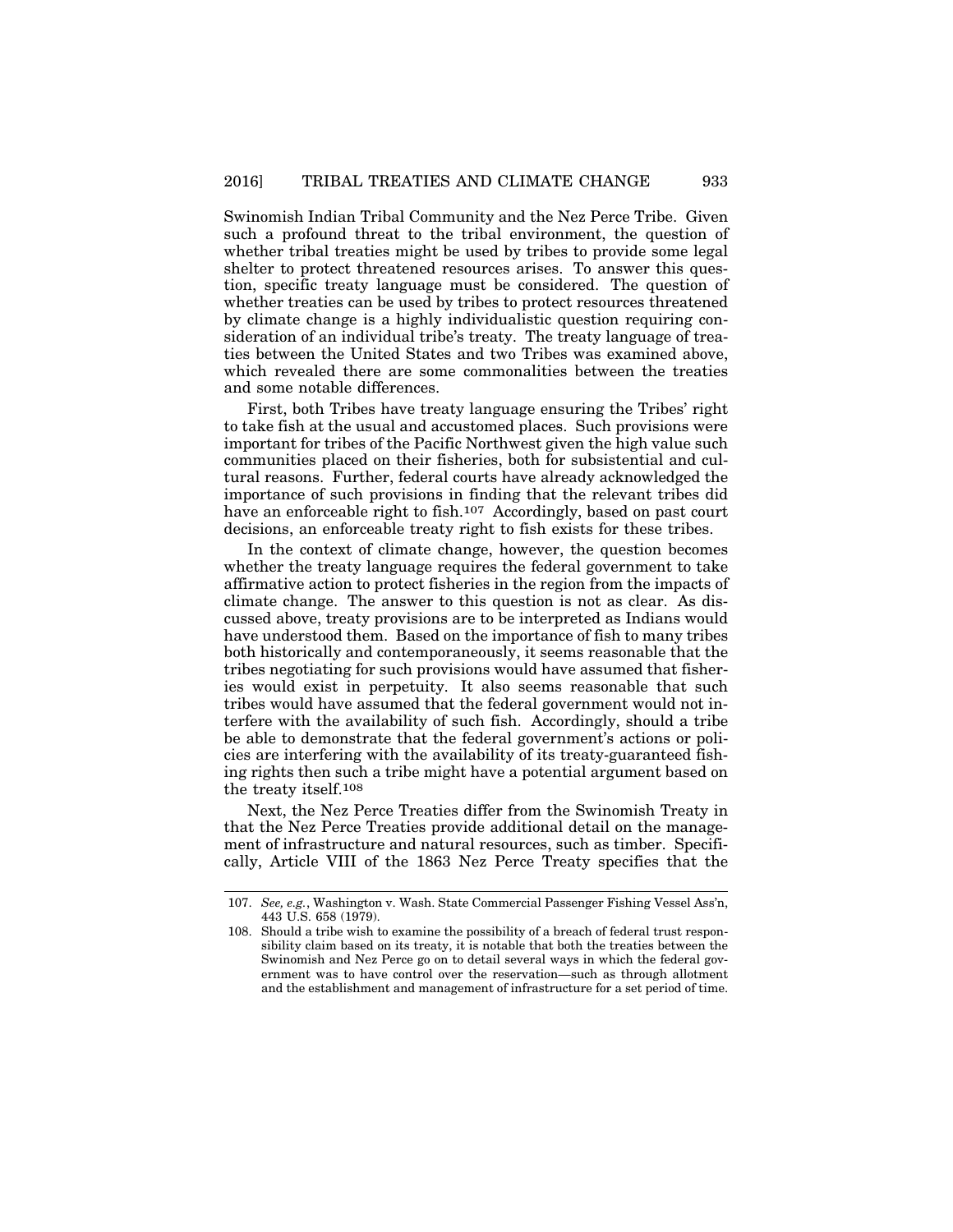Swinomish Indian Tribal Community and the Nez Perce Tribe. Given such a profound threat to the tribal environment, the question of whether tribal treaties might be used by tribes to provide some legal shelter to protect threatened resources arises. To answer this question, specific treaty language must be considered. The question of whether treaties can be used by tribes to protect resources threatened by climate change is a highly individualistic question requiring consideration of an individual tribe's treaty. The treaty language of treaties between the United States and two Tribes was examined above, which revealed there are some commonalities between the treaties and some notable differences.

First, both Tribes have treaty language ensuring the Tribes' right to take fish at the usual and accustomed places. Such provisions were important for tribes of the Pacific Northwest given the high value such communities placed on their fisheries, both for subsistential and cultural reasons. Further, federal courts have already acknowledged the importance of such provisions in finding that the relevant tribes did have an enforceable right to fish.[107] Accordingly, based on past court decisions, an enforceable treaty right to fish exists for these tribes.

In the context of climate change, however, the question becomes whether the treaty language requires the federal government to take affirmative action to protect fisheries in the region from the impacts of climate change. The answer to this question is not as clear. As discussed above, treaty provisions are to be interpreted as Indians would have understood them. Based on the importance of fish to many tribes both historically and contemporaneously, it seems reasonable that the tribes negotiating for such provisions would have assumed that fisheries would exist in perpetuity. It also seems reasonable that such tribes would have assumed that the federal government would not interfere with the availability of such fish. Accordingly, should a tribe be able to demonstrate that the federal government's actions or policies are interfering with the availability of its treaty-guaranteed fishing rights then such a tribe might have a potential argument based on the treaty itself.[108]

Next, the Nez Perce Treaties differ from the Swinomish Treaty in that the Nez Perce Treaties provide additional detail on the management of infrastructure and natural resources, such as timber. Specifically, Article VIII of the 1863 Nez Perce Treaty specifies that the

---

107. *See, e.g.*, Washington v. Wash. State Commercial Passenger Fishing Vessel Ass'n, 443 U.S. 658 (1979).

108. Should a tribe wish to examine the possibility of a breach of federal trust responsibility claim based on its treaty, it is notable that both the treaties between the Swinomish and Nez Perce go on to detail several ways in which the federal government was to have control over the reservation—such as through allotment and the establishment and management of infrastructure for a set period of time.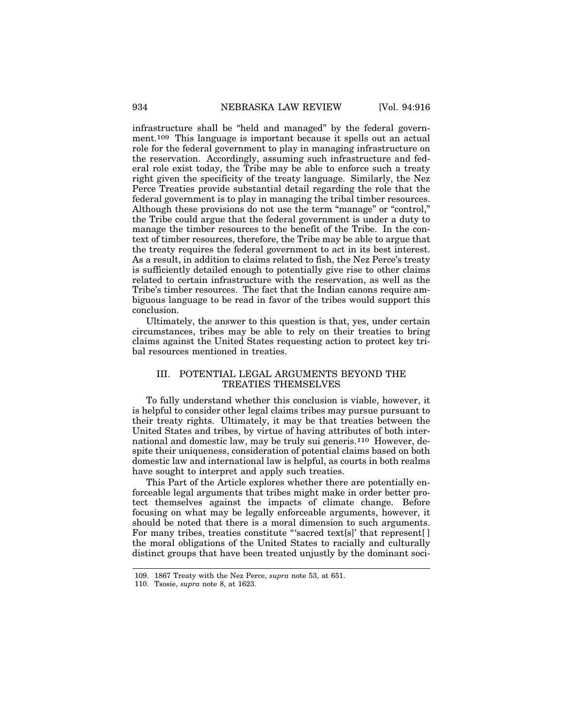infrastructure shall be "held and managed" by the federal government.[109] This language is important because it spells out an actual role for the federal government to play in managing infrastructure on the reservation. Accordingly, assuming such infrastructure and federal role exist today, the Tribe may be able to enforce such a treaty right given the specificity of the treaty language. Similarly, the Nez Perce Treaties provide substantial detail regarding the role that the federal government is to play in managing the tribal timber resources. Although these provisions do not use the term "manage" or "control," the Tribe could argue that the federal government is under a duty to manage the timber resources to the benefit of the Tribe. In the context of timber resources, therefore, the Tribe may be able to argue that the treaty requires the federal government to act in its best interest. As a result, in addition to claims related to fish, the Nez Perce's treaty is sufficiently detailed enough to potentially give rise to other claims related to certain infrastructure with the reservation, as well as the Tribe's timber resources. The fact that the Indian canons require ambiguous language to be read in favor of the tribes would support this conclusion.

Ultimately, the answer to this question is that, yes, under certain circumstances, tribes may be able to rely on their treaties to bring claims against the United States requesting action to protect key tribal resources mentioned in treaties.

## III. POTENTIAL LEGAL ARGUMENTS BEYOND THE TREATIES THEMSELVES

To fully understand whether this conclusion is viable, however, it is helpful to consider other legal claims tribes may pursue pursuant to their treaty rights. Ultimately, it may be that treaties between the United States and tribes, by virtue of having attributes of both international and domestic law, may be truly sui generis.[110] However, despite their uniqueness, consideration of potential claims based on both domestic law and international law is helpful, as courts in both realms have sought to interpret and apply such treaties.

This Part of the Article explores whether there are potentially enforceable legal arguments that tribes might make in order better protect themselves against the impacts of climate change. Before focusing on what may be legally enforceable arguments, however, it should be noted that there is a moral dimension to such arguments. For many tribes, treaties constitute "'sacred text[s]' that represent[ ] the moral obligations of the United States to racially and culturally distinct groups that have been treated unjustly by the dominant soci-

---

109. 1867 Treaty with the Nez Perce, *supra* note 53, at 651.

110. Tsosie, *supra* note 8, at 1623.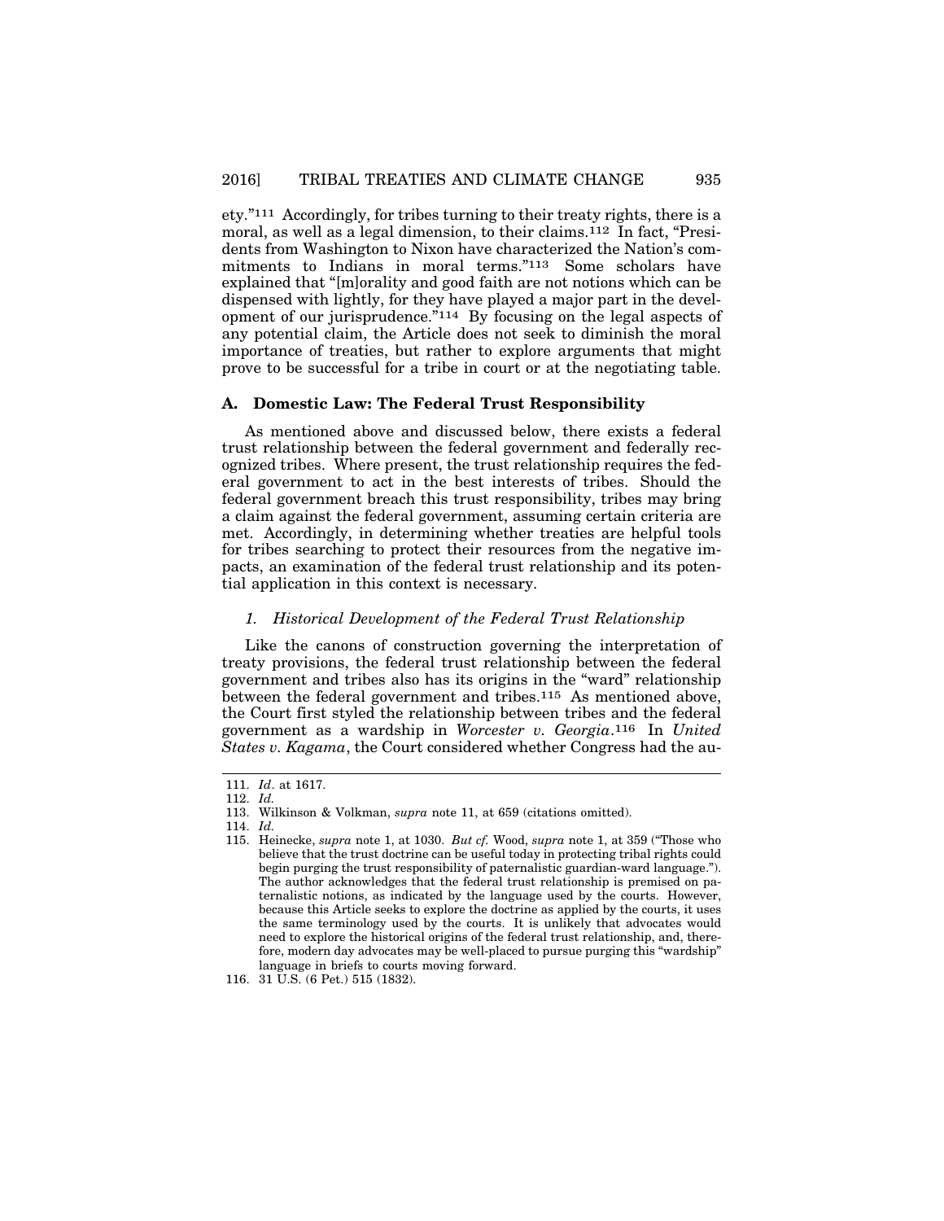ety."[111] Accordingly, for tribes turning to their treaty rights, there is a moral, as well as a legal dimension, to their claims.[112] In fact, "Presidents from Washington to Nixon have characterized the Nation's commitments to Indians in moral terms."[113] Some scholars have explained that "[m]orality and good faith are not notions which can be dispensed with lightly, for they have played a major part in the development of our jurisprudence."[114] By focusing on the legal aspects of any potential claim, the Article does not seek to diminish the moral importance of treaties, but rather to explore arguments that might prove to be successful for a tribe in court or at the negotiating table.

### A. Domestic Law: The Federal Trust Responsibility

As mentioned above and discussed below, there exists a federal trust relationship between the federal government and federally recognized tribes. Where present, the trust relationship requires the federal government to act in the best interests of tribes. Should the federal government breach this trust responsibility, tribes may bring a claim against the federal government, assuming certain criteria are met. Accordingly, in determining whether treaties are helpful tools for tribes searching to protect their resources from the negative impacts, an examination of the federal trust relationship and its potential application in this context is necessary.

#### *1. Historical Development of the Federal Trust Relationship*

Like the canons of construction governing the interpretation of treaty provisions, the federal trust relationship between the federal government and tribes also has its origins in the "ward" relationship between the federal government and tribes.[115] As mentioned above, the Court first styled the relationship between tribes and the federal government as a wardship in *Worcester v. Georgia*.[116] In *United States v. Kagama*, the Court considered whether Congress had the au-

---

111. *Id*. at 1617.

112. *Id.*

113. Wilkinson & Volkman, *supra* note 11, at 659 (citations omitted).

114. *Id.*

115. Heinecke, *supra* note 1, at 1030. *But cf.* Wood, *supra* note 1, at 359 ("Those who believe that the trust doctrine can be useful today in protecting tribal rights could begin purging the trust responsibility of paternalistic guardian-ward language."). The author acknowledges that the federal trust relationship is premised on paternalistic notions, as indicated by the language used by the courts. However, because this Article seeks to explore the doctrine as applied by the courts, it uses the same terminology used by the courts. It is unlikely that advocates would need to explore the historical origins of the federal trust relationship, and, therefore, modern day advocates may be well-placed to pursue purging this "wardship" language in briefs to courts moving forward.

116. 31 U.S. (6 Pet.) 515 (1832).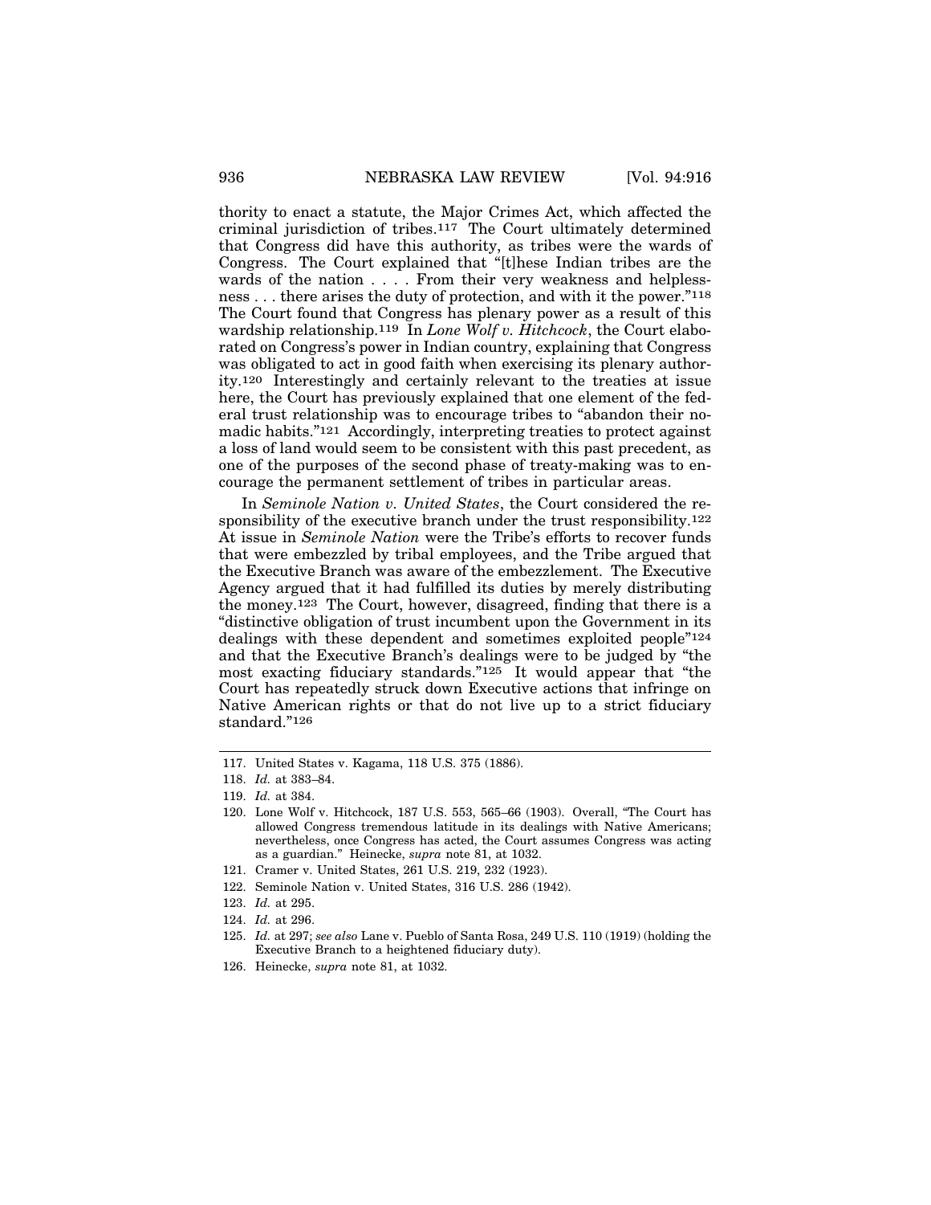thority to enact a statute, the Major Crimes Act, which affected the criminal jurisdiction of tribes.[117] The Court ultimately determined that Congress did have this authority, as tribes were the wards of Congress. The Court explained that "[t]hese Indian tribes are the wards of the nation . . . . From their very weakness and helplessness . . . there arises the duty of protection, and with it the power."[118] The Court found that Congress has plenary power as a result of this wardship relationship.[119] In *Lone Wolf v. Hitchcock*, the Court elaborated on Congress's power in Indian country, explaining that Congress was obligated to act in good faith when exercising its plenary authority.[120] Interestingly and certainly relevant to the treaties at issue here, the Court has previously explained that one element of the federal trust relationship was to encourage tribes to "abandon their nomadic habits."[121] Accordingly, interpreting treaties to protect against a loss of land would seem to be consistent with this past precedent, as one of the purposes of the second phase of treaty-making was to encourage the permanent settlement of tribes in particular areas.

In *Seminole Nation v. United States*, the Court considered the responsibility of the executive branch under the trust responsibility.[122] At issue in *Seminole Nation* were the Tribe's efforts to recover funds that were embezzled by tribal employees, and the Tribe argued that the Executive Branch was aware of the embezzlement. The Executive Agency argued that it had fulfilled its duties by merely distributing the money.[123] The Court, however, disagreed, finding that there is a "distinctive obligation of trust incumbent upon the Government in its dealings with these dependent and sometimes exploited people"[124] and that the Executive Branch's dealings were to be judged by "the most exacting fiduciary standards."[125] It would appear that "the Court has repeatedly struck down Executive actions that infringe on Native American rights or that do not live up to a strict fiduciary standard."[126]

---

117. United States v. Kagama, 118 U.S. 375 (1886).
118. *Id.* at 383–84.
119. *Id.* at 384.
120. Lone Wolf v. Hitchcock, 187 U.S. 553, 565–66 (1903). Overall, "The Court has allowed Congress tremendous latitude in its dealings with Native Americans; nevertheless, once Congress has acted, the Court assumes Congress was acting as a guardian." Heinecke, *supra* note 81, at 1032.
121. Cramer v. United States, 261 U.S. 219, 232 (1923).
122. Seminole Nation v. United States, 316 U.S. 286 (1942).
123. *Id.* at 295.
124. *Id.* at 296.
125. *Id.* at 297; *see also* Lane v. Pueblo of Santa Rosa, 249 U.S. 110 (1919) (holding the Executive Branch to a heightened fiduciary duty).
126. Heinecke, *supra* note 81, at 1032.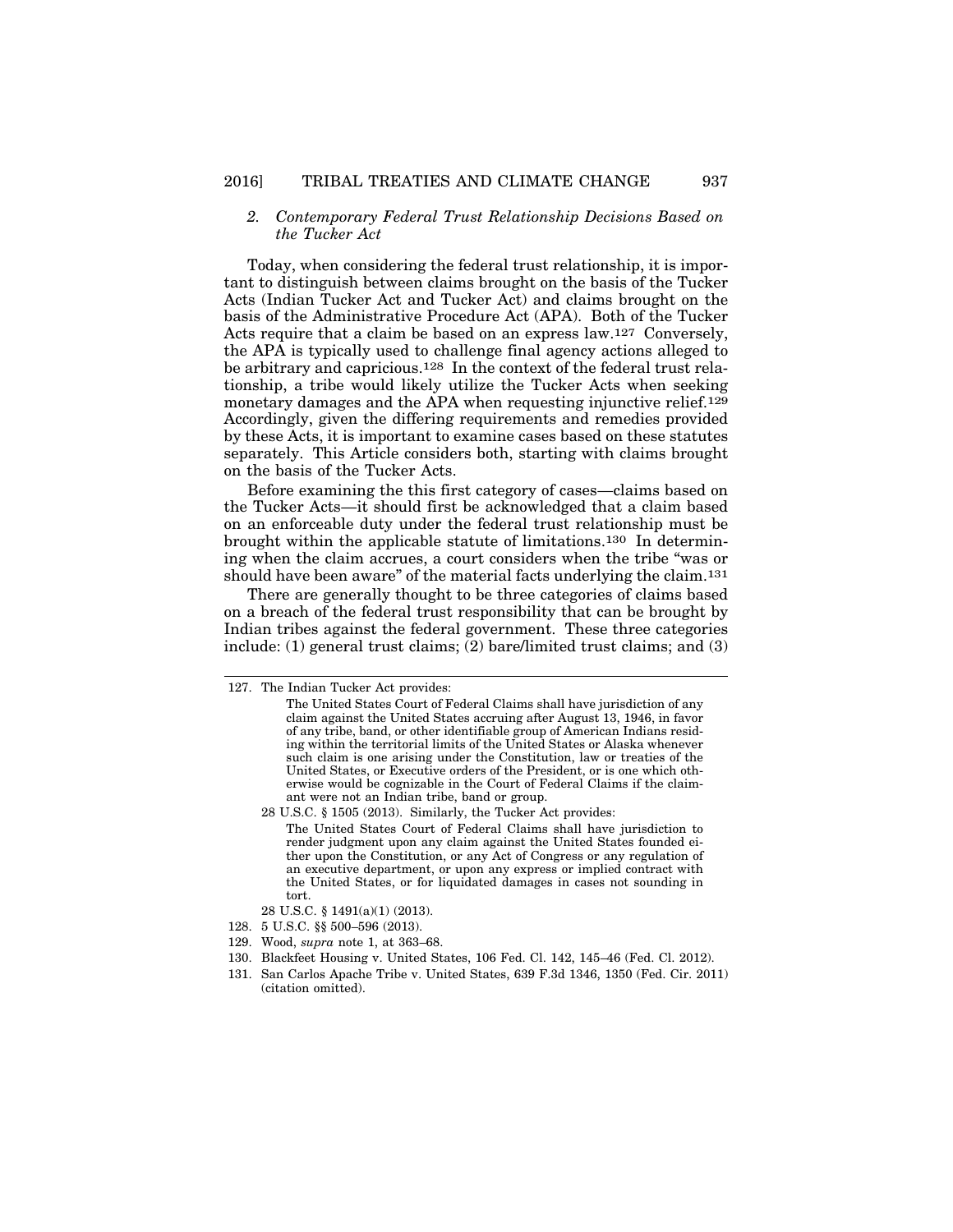### *2. Contemporary Federal Trust Relationship Decisions Based on the Tucker Act*

Today, when considering the federal trust relationship, it is important to distinguish between claims brought on the basis of the Tucker Acts (Indian Tucker Act and Tucker Act) and claims brought on the basis of the Administrative Procedure Act (APA). Both of the Tucker Acts require that a claim be based on an express law.[127] Conversely, the APA is typically used to challenge final agency actions alleged to be arbitrary and capricious.[128] In the context of the federal trust relationship, a tribe would likely utilize the Tucker Acts when seeking monetary damages and the APA when requesting injunctive relief.[129] Accordingly, given the differing requirements and remedies provided by these Acts, it is important to examine cases based on these statutes separately. This Article considers both, starting with claims brought on the basis of the Tucker Acts.

Before examining the this first category of cases—claims based on the Tucker Acts—it should first be acknowledged that a claim based on an enforceable duty under the federal trust relationship must be brought within the applicable statute of limitations.[130] In determining when the claim accrues, a court considers when the tribe "was or should have been aware" of the material facts underlying the claim.[131]

There are generally thought to be three categories of claims based on a breach of the federal trust responsibility that can be brought by Indian tribes against the federal government. These three categories include: (1) general trust claims; (2) bare/limited trust claims; and (3)

---

127. The Indian Tucker Act provides:

> The United States Court of Federal Claims shall have jurisdiction of any claim against the United States accruing after August 13, 1946, in favor of any tribe, band, or other identifiable group of American Indians residing within the territorial limits of the United States or Alaska whenever such claim is one arising under the Constitution, law or treaties of the United States, or Executive orders of the President, or is one which otherwise would be cognizable in the Court of Federal Claims if the claimant were not an Indian tribe, band or group.

28 U.S.C. § 1505 (2013). Similarly, the Tucker Act provides:

> The United States Court of Federal Claims shall have jurisdiction to render judgment upon any claim against the United States founded either upon the Constitution, or any Act of Congress or any regulation of an executive department, or upon any express or implied contract with the United States, or for liquidated damages in cases not sounding in tort.

28 U.S.C. § 1491(a)(1) (2013).

128. 5 U.S.C. §§ 500–596 (2013).

129. Wood, *supra* note 1, at 363–68.

130. Blackfeet Housing v. United States, 106 Fed. Cl. 142, 145–46 (Fed. Cl. 2012).

131. San Carlos Apache Tribe v. United States, 639 F.3d 1346, 1350 (Fed. Cir. 2011) (citation omitted).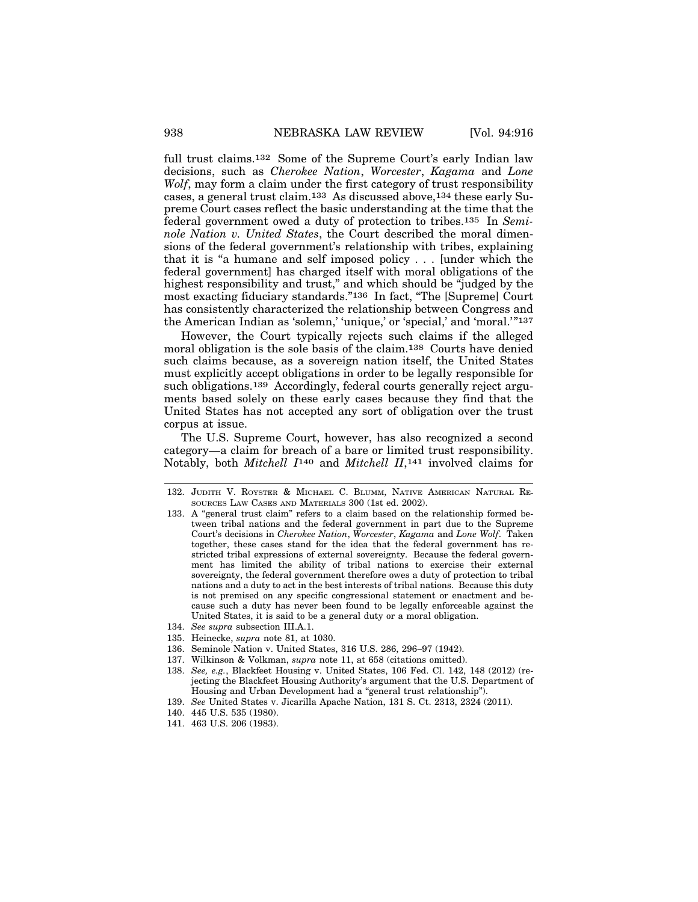full trust claims.[132] Some of the Supreme Court's early Indian law decisions, such as *Cherokee Nation*, *Worcester*, *Kagama* and *Lone Wolf*, may form a claim under the first category of trust responsibility cases, a general trust claim.[133] As discussed above,[134] these early Supreme Court cases reflect the basic understanding at the time that the federal government owed a duty of protection to tribes.[135] In *Seminole Nation v. United States*, the Court described the moral dimensions of the federal government's relationship with tribes, explaining that it is "a humane and self imposed policy . . . [under which the federal government] has charged itself with moral obligations of the highest responsibility and trust," and which should be "judged by the most exacting fiduciary standards."[136] In fact, "The [Supreme] Court has consistently characterized the relationship between Congress and the American Indian as 'solemn,' 'unique,' or 'special,' and 'moral.'"[137]

However, the Court typically rejects such claims if the alleged moral obligation is the sole basis of the claim.[138] Courts have denied such claims because, as a sovereign nation itself, the United States must explicitly accept obligations in order to be legally responsible for such obligations.[139] Accordingly, federal courts generally reject arguments based solely on these early cases because they find that the United States has not accepted any sort of obligation over the trust corpus at issue.

The U.S. Supreme Court, however, has also recognized a second category—a claim for breach of a bare or limited trust responsibility. Notably, both *Mitchell I*[140] and *Mitchell II*,[141] involved claims for

---

132. Judith V. Royster & Michael C. Blumm, Native American Natural Resources Law Cases and Materials 300 (1st ed. 2002).

133. A "general trust claim" refers to a claim based on the relationship formed between tribal nations and the federal government in part due to the Supreme Court's decisions in *Cherokee Nation*, *Worcester*, *Kagama* and *Lone Wolf*. Taken together, these cases stand for the idea that the federal government has restricted tribal expressions of external sovereignty. Because the federal government has limited the ability of tribal nations to exercise their external sovereignty, the federal government therefore owes a duty of protection to tribal nations and a duty to act in the best interests of tribal nations. Because this duty is not premised on any specific congressional statement or enactment and because such a duty has never been found to be legally enforceable against the United States, it is said to be a general duty or a moral obligation.

134. *See supra* subsection III.A.1.

135. Heinecke, *supra* note 81, at 1030.

136. Seminole Nation v. United States, 316 U.S. 286, 296–97 (1942).

137. Wilkinson & Volkman, *supra* note 11, at 658 (citations omitted).

138. *See, e.g.*, Blackfeet Housing v. United States, 106 Fed. Cl. 142, 148 (2012) (rejecting the Blackfeet Housing Authority's argument that the U.S. Department of Housing and Urban Development had a "general trust relationship").

139. *See* United States v. Jicarilla Apache Nation, 131 S. Ct. 2313, 2324 (2011).

140. 445 U.S. 535 (1980).

141. 463 U.S. 206 (1983).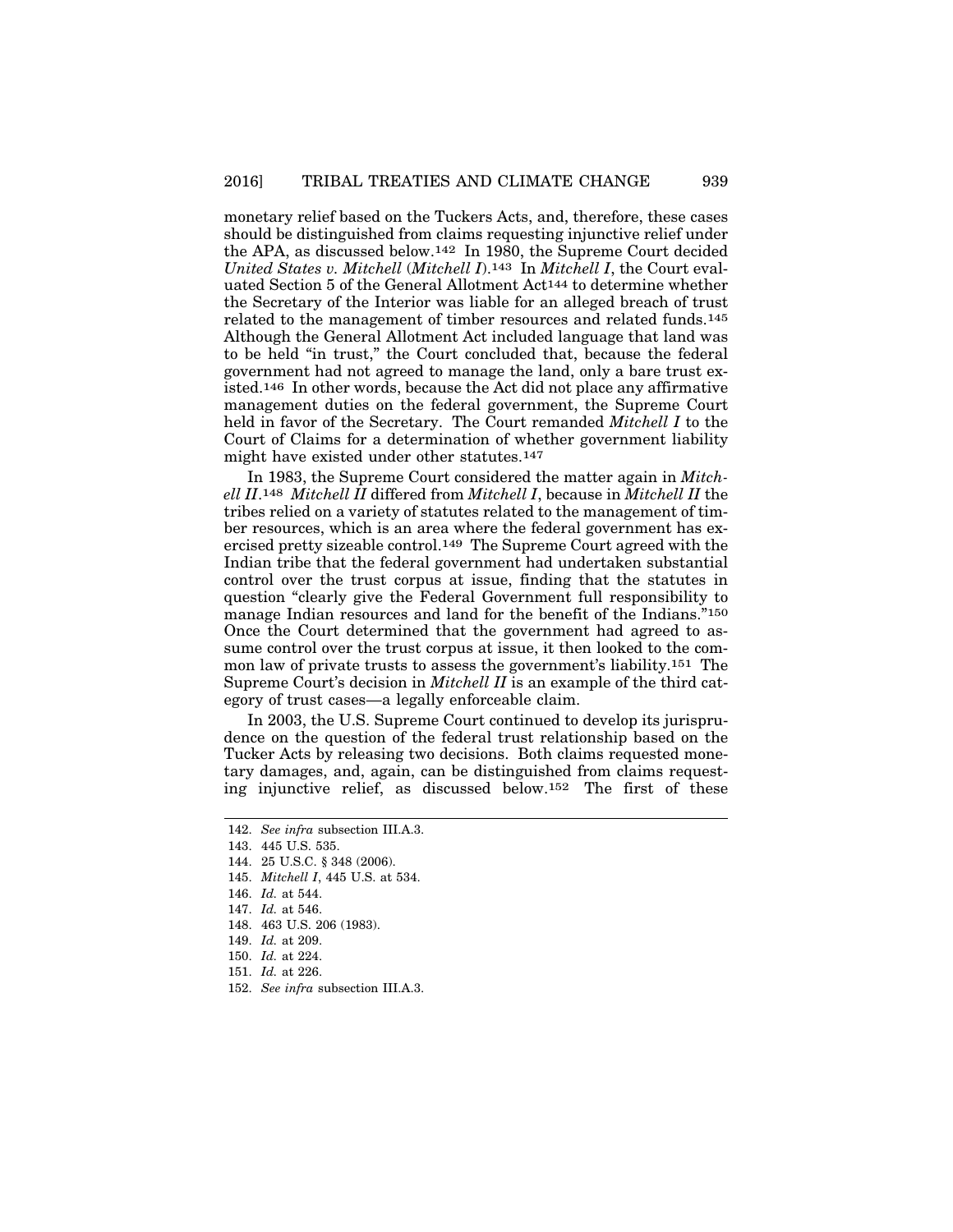monetary relief based on the Tuckers Acts, and, therefore, these cases should be distinguished from claims requesting injunctive relief under the APA, as discussed below.[142] In 1980, the Supreme Court decided *United States v. Mitchell* (*Mitchell I*).[143] In *Mitchell I*, the Court evaluated Section 5 of the General Allotment Act[144] to determine whether the Secretary of the Interior was liable for an alleged breach of trust related to the management of timber resources and related funds.[145] Although the General Allotment Act included language that land was to be held "in trust," the Court concluded that, because the federal government had not agreed to manage the land, only a bare trust existed.[146] In other words, because the Act did not place any affirmative management duties on the federal government, the Supreme Court held in favor of the Secretary. The Court remanded *Mitchell I* to the Court of Claims for a determination of whether government liability might have existed under other statutes.[147]

In 1983, the Supreme Court considered the matter again in *Mitchell II*.[148] *Mitchell II* differed from *Mitchell I*, because in *Mitchell II* the tribes relied on a variety of statutes related to the management of timber resources, which is an area where the federal government has exercised pretty sizeable control.[149] The Supreme Court agreed with the Indian tribe that the federal government had undertaken substantial control over the trust corpus at issue, finding that the statutes in question "clearly give the Federal Government full responsibility to manage Indian resources and land for the benefit of the Indians."[150] Once the Court determined that the government had agreed to assume control over the trust corpus at issue, it then looked to the common law of private trusts to assess the government's liability.[151] The Supreme Court's decision in *Mitchell II* is an example of the third category of trust cases—a legally enforceable claim.

In 2003, the U.S. Supreme Court continued to develop its jurisprudence on the question of the federal trust relationship based on the Tucker Acts by releasing two decisions. Both claims requested monetary damages, and, again, can be distinguished from claims requesting injunctive relief, as discussed below.[152] The first of these

---

142. *See infra* subsection III.A.3.
143. 445 U.S. 535.
144. 25 U.S.C. § 348 (2006).
145. *Mitchell I*, 445 U.S. at 534.
146. *Id.* at 544.
147. *Id.* at 546.
148. 463 U.S. 206 (1983).
149. *Id.* at 209.
150. *Id.* at 224.
151. *Id.* at 226.
152. *See infra* subsection III.A.3.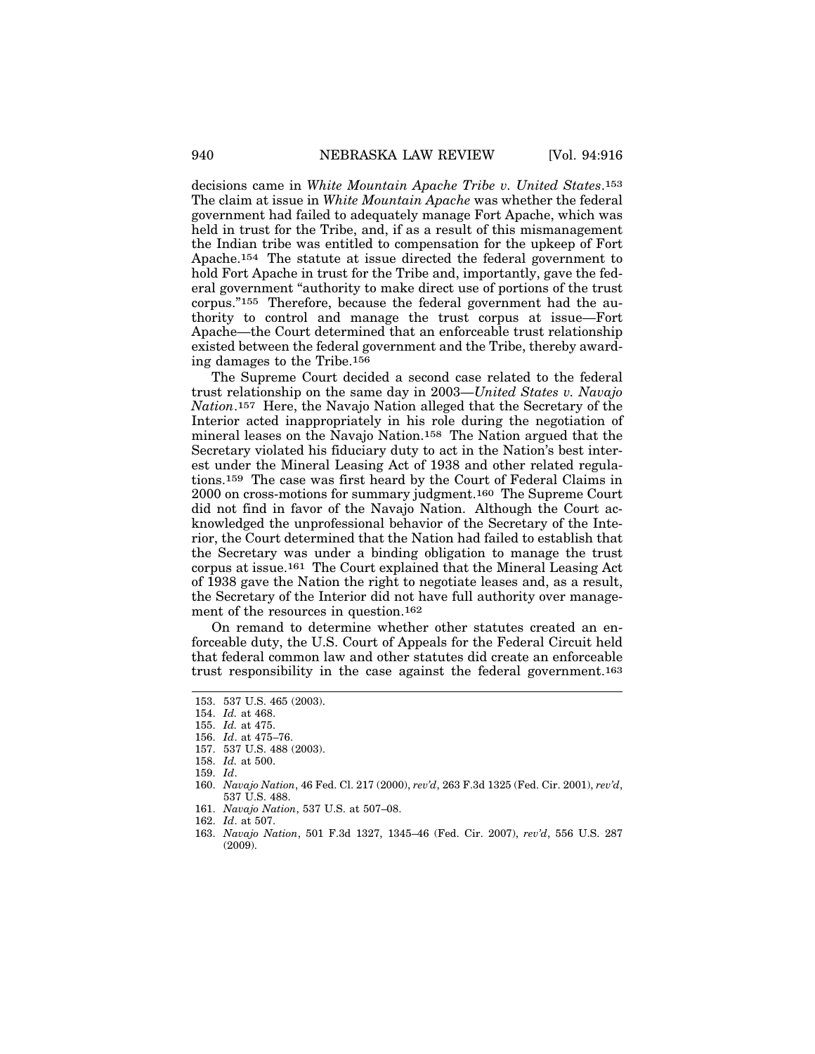decisions came in *White Mountain Apache Tribe v. United States*.[153] The claim at issue in *White Mountain Apache* was whether the federal government had failed to adequately manage Fort Apache, which was held in trust for the Tribe, and, if as a result of this mismanagement the Indian tribe was entitled to compensation for the upkeep of Fort Apache.[154] The statute at issue directed the federal government to hold Fort Apache in trust for the Tribe and, importantly, gave the federal government "authority to make direct use of portions of the trust corpus."[155] Therefore, because the federal government had the authority to control and manage the trust corpus at issue—Fort Apache—the Court determined that an enforceable trust relationship existed between the federal government and the Tribe, thereby awarding damages to the Tribe.[156]

The Supreme Court decided a second case related to the federal trust relationship on the same day in 2003—*United States v. Navajo Nation*.[157] Here, the Navajo Nation alleged that the Secretary of the Interior acted inappropriately in his role during the negotiation of mineral leases on the Navajo Nation.[158] The Nation argued that the Secretary violated his fiduciary duty to act in the Nation's best interest under the Mineral Leasing Act of 1938 and other related regulations.[159] The case was first heard by the Court of Federal Claims in 2000 on cross-motions for summary judgment.[160] The Supreme Court did not find in favor of the Navajo Nation. Although the Court acknowledged the unprofessional behavior of the Secretary of the Interior, the Court determined that the Nation had failed to establish that the Secretary was under a binding obligation to manage the trust corpus at issue.[161] The Court explained that the Mineral Leasing Act of 1938 gave the Nation the right to negotiate leases and, as a result, the Secretary of the Interior did not have full authority over management of the resources in question.[162]

On remand to determine whether other statutes created an enforceable duty, the U.S. Court of Appeals for the Federal Circuit held that federal common law and other statutes did create an enforceable trust responsibility in the case against the federal government.[163]

---

153. 537 U.S. 465 (2003).
154. *Id.* at 468.
155. *Id.* at 475.
156. *Id*. at 475–76.
157. 537 U.S. 488 (2003).
158. *Id.* at 500.
159. *Id*.
160. *Navajo Nation*, 46 Fed. Cl. 217 (2000), *rev'd*, 263 F.3d 1325 (Fed. Cir. 2001), *rev'd*, 537 U.S. 488.
161. *Navajo Nation*, 537 U.S. at 507–08.
162. *Id*. at 507.
163. *Navajo Nation*, 501 F.3d 1327, 1345–46 (Fed. Cir. 2007), *rev'd*, 556 U.S. 287 (2009).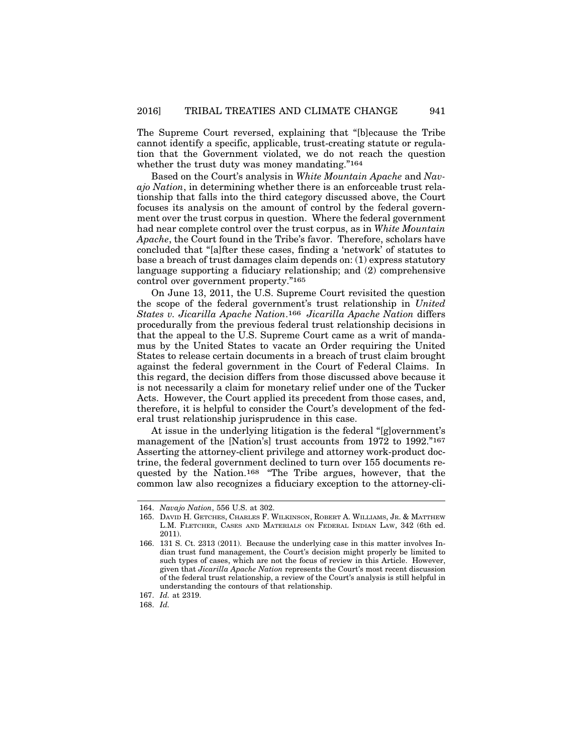The Supreme Court reversed, explaining that "[b]ecause the Tribe cannot identify a specific, applicable, trust-creating statute or regulation that the Government violated, we do not reach the question whether the trust duty was money mandating."[164]

Based on the Court's analysis in *White Mountain Apache* and *Navajo Nation*, in determining whether there is an enforceable trust relationship that falls into the third category discussed above, the Court focuses its analysis on the amount of control by the federal government over the trust corpus in question. Where the federal government had near complete control over the trust corpus, as in *White Mountain Apache*, the Court found in the Tribe's favor. Therefore, scholars have concluded that "[a]fter these cases, finding a 'network' of statutes to base a breach of trust damages claim depends on: (1) express statutory language supporting a fiduciary relationship; and (2) comprehensive control over government property."[165]

On June 13, 2011, the U.S. Supreme Court revisited the question the scope of the federal government's trust relationship in *United States v. Jicarilla Apache Nation*.[166] *Jicarilla Apache Nation* differs procedurally from the previous federal trust relationship decisions in that the appeal to the U.S. Supreme Court came as a writ of mandamus by the United States to vacate an Order requiring the United States to release certain documents in a breach of trust claim brought against the federal government in the Court of Federal Claims. In this regard, the decision differs from those discussed above because it is not necessarily a claim for monetary relief under one of the Tucker Acts. However, the Court applied its precedent from those cases, and, therefore, it is helpful to consider the Court's development of the federal trust relationship jurisprudence in this case.

At issue in the underlying litigation is the federal "[g]overnment's management of the [Nation's] trust accounts from 1972 to 1992."[167] Asserting the attorney-client privilege and attorney work-product doctrine, the federal government declined to turn over 155 documents requested by the Nation.[168] "The Tribe argues, however, that the common law also recognizes a fiduciary exception to the attorney-cli-

---

164. *Navajo Nation*, 556 U.S. at 302.

165. David H. Getches, Charles F. Wilkinson, Robert A. Williams, Jr. & Matthew L.M. Fletcher, Cases and Materials on Federal Indian Law, 342 (6th ed. 2011).

166. 131 S. Ct. 2313 (2011). Because the underlying case in this matter involves Indian trust fund management, the Court's decision might properly be limited to such types of cases, which are not the focus of review in this Article. However, given that *Jicarilla Apache Nation* represents the Court's most recent discussion of the federal trust relationship, a review of the Court's analysis is still helpful in understanding the contours of that relationship.

167. *Id.* at 2319.

168. *Id.*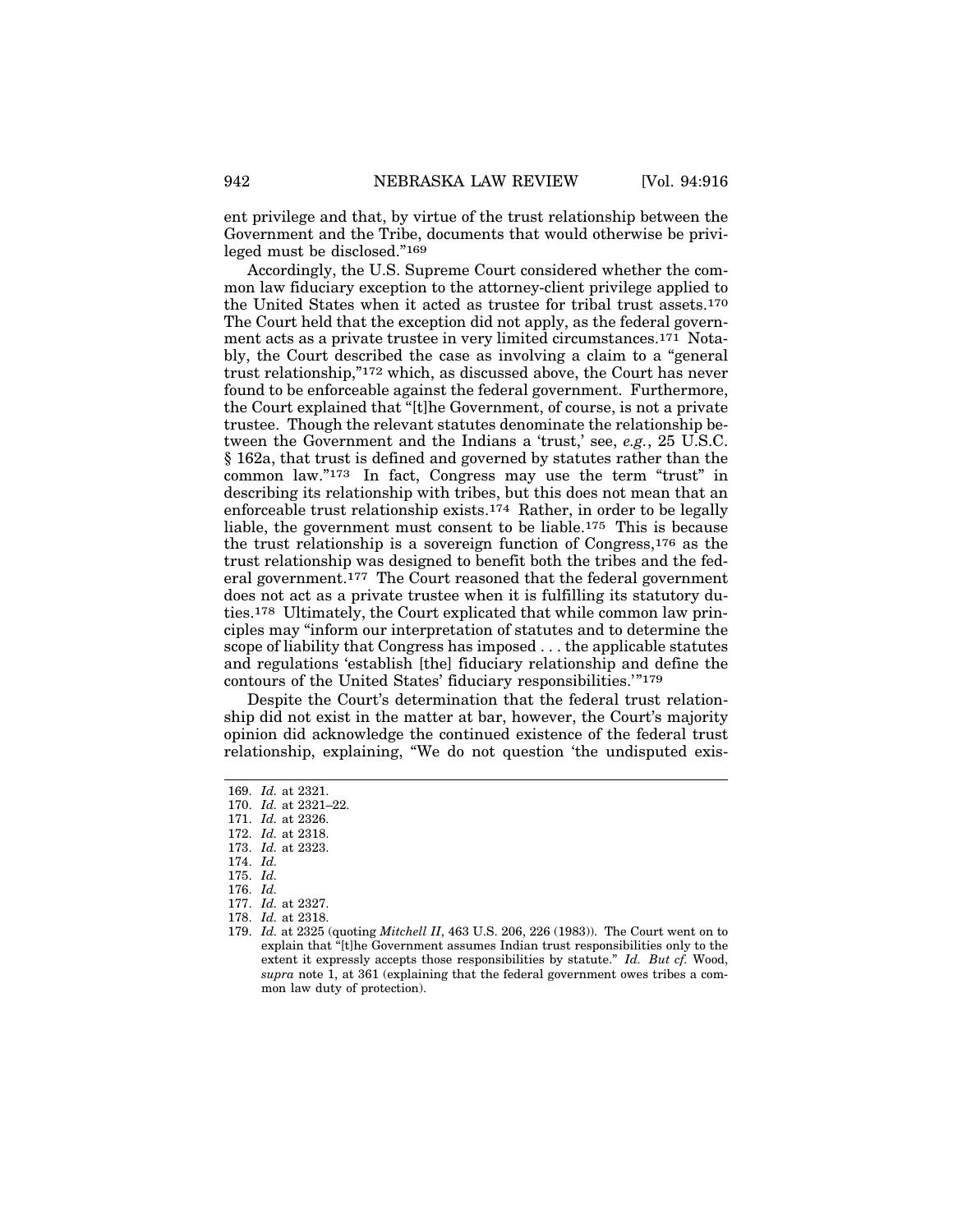ent privilege and that, by virtue of the trust relationship between the Government and the Tribe, documents that would otherwise be privileged must be disclosed."[169]

Accordingly, the U.S. Supreme Court considered whether the common law fiduciary exception to the attorney-client privilege applied to the United States when it acted as trustee for tribal trust assets.[170] The Court held that the exception did not apply, as the federal government acts as a private trustee in very limited circumstances.[171] Notably, the Court described the case as involving a claim to a "general trust relationship,"[172] which, as discussed above, the Court has never found to be enforceable against the federal government. Furthermore, the Court explained that "[t]he Government, of course, is not a private trustee. Though the relevant statutes denominate the relationship between the Government and the Indians a 'trust,' see, *e.g.*, 25 U.S.C. § 162a, that trust is defined and governed by statutes rather than the common law."[173] In fact, Congress may use the term "trust" in describing its relationship with tribes, but this does not mean that an enforceable trust relationship exists.[174] Rather, in order to be legally liable, the government must consent to be liable.[175] This is because the trust relationship is a sovereign function of Congress,[176] as the trust relationship was designed to benefit both the tribes and the federal government.[177] The Court reasoned that the federal government does not act as a private trustee when it is fulfilling its statutory duties.[178] Ultimately, the Court explicated that while common law principles may "inform our interpretation of statutes and to determine the scope of liability that Congress has imposed . . . the applicable statutes and regulations 'establish [the] fiduciary relationship and define the contours of the United States' fiduciary responsibilities.'"[179]

Despite the Court's determination that the federal trust relationship did not exist in the matter at bar, however, the Court's majority opinion did acknowledge the continued existence of the federal trust relationship, explaining, "We do not question 'the undisputed exis-

---

169. *Id.* at 2321.
170. *Id.* at 2321–22.
171. *Id.* at 2326.
172. *Id.* at 2318.
173. *Id.* at 2323.
174. *Id.*
175. *Id.*
176. *Id.*
177. *Id.* at 2327.
178. *Id.* at 2318.
179. *Id.* at 2325 (quoting *Mitchell II*, 463 U.S. 206, 226 (1983)). The Court went on to explain that "[t]he Government assumes Indian trust responsibilities only to the extent it expressly accepts those responsibilities by statute." *Id. But cf.* Wood, *supra* note 1, at 361 (explaining that the federal government owes tribes a common law duty of protection).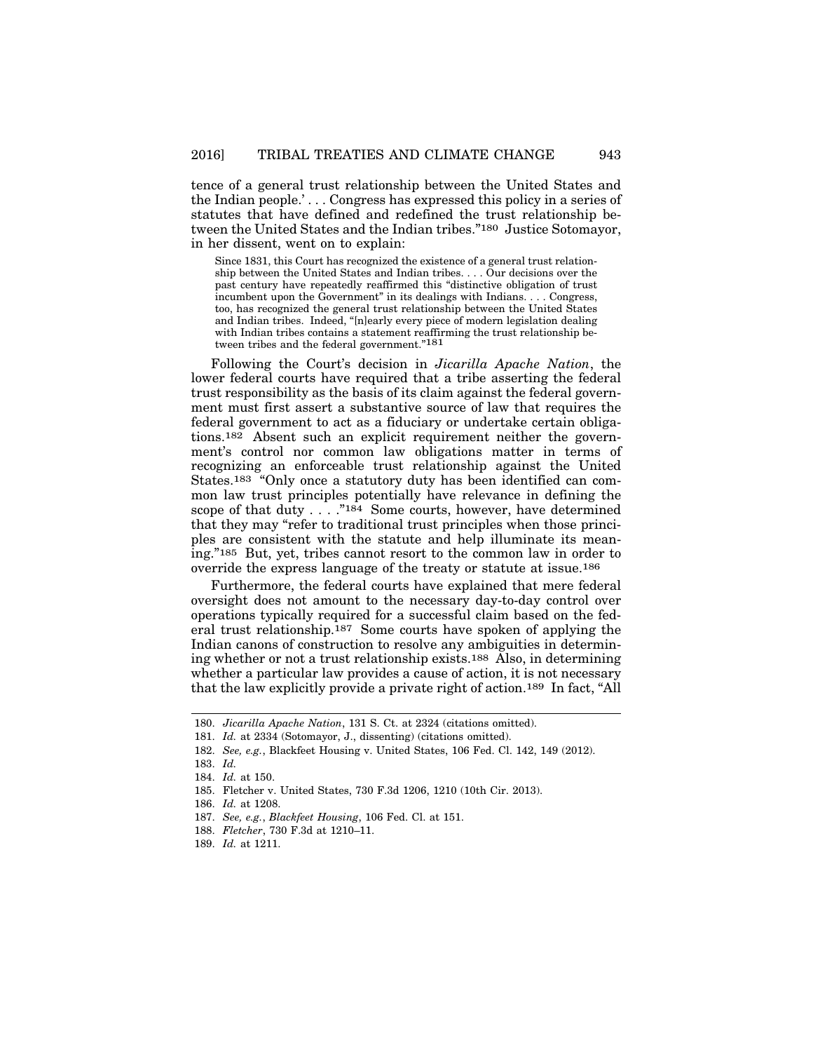tence of a general trust relationship between the United States and the Indian people.' . . . Congress has expressed this policy in a series of statutes that have defined and redefined the trust relationship between the United States and the Indian tribes."[180] Justice Sotomayor, in her dissent, went on to explain:

> Since 1831, this Court has recognized the existence of a general trust relationship between the United States and Indian tribes. . . . Our decisions over the past century have repeatedly reaffirmed this "distinctive obligation of trust incumbent upon the Government" in its dealings with Indians. . . . Congress, too, has recognized the general trust relationship between the United States and Indian tribes. Indeed, "[n]early every piece of modern legislation dealing with Indian tribes contains a statement reaffirming the trust relationship between tribes and the federal government."[181]

Following the Court's decision in *Jicarilla Apache Nation*, the lower federal courts have required that a tribe asserting the federal trust responsibility as the basis of its claim against the federal government must first assert a substantive source of law that requires the federal government to act as a fiduciary or undertake certain obligations.[182] Absent such an explicit requirement neither the government's control nor common law obligations matter in terms of recognizing an enforceable trust relationship against the United States.[183] "Only once a statutory duty has been identified can common law trust principles potentially have relevance in defining the scope of that duty . . . ."[184] Some courts, however, have determined that they may "refer to traditional trust principles when those principles are consistent with the statute and help illuminate its meaning."[185] But, yet, tribes cannot resort to the common law in order to override the express language of the treaty or statute at issue.[186]

Furthermore, the federal courts have explained that mere federal oversight does not amount to the necessary day-to-day control over operations typically required for a successful claim based on the federal trust relationship.[187] Some courts have spoken of applying the Indian canons of construction to resolve any ambiguities in determining whether or not a trust relationship exists.[188] Also, in determining whether a particular law provides a cause of action, it is not necessary that the law explicitly provide a private right of action.[189] In fact, "All

---

180. *Jicarilla Apache Nation*, 131 S. Ct. at 2324 (citations omitted).

181. *Id.* at 2334 (Sotomayor, J., dissenting) (citations omitted).

182. *See, e.g.*, Blackfeet Housing v. United States, 106 Fed. Cl. 142, 149 (2012).

183. *Id.*

184. *Id.* at 150.

185. Fletcher v. United States, 730 F.3d 1206, 1210 (10th Cir. 2013).

186. *Id.* at 1208.

187. *See, e.g.*, *Blackfeet Housing*, 106 Fed. Cl. at 151.

188. *Fletcher*, 730 F.3d at 1210–11.

189. *Id.* at 1211.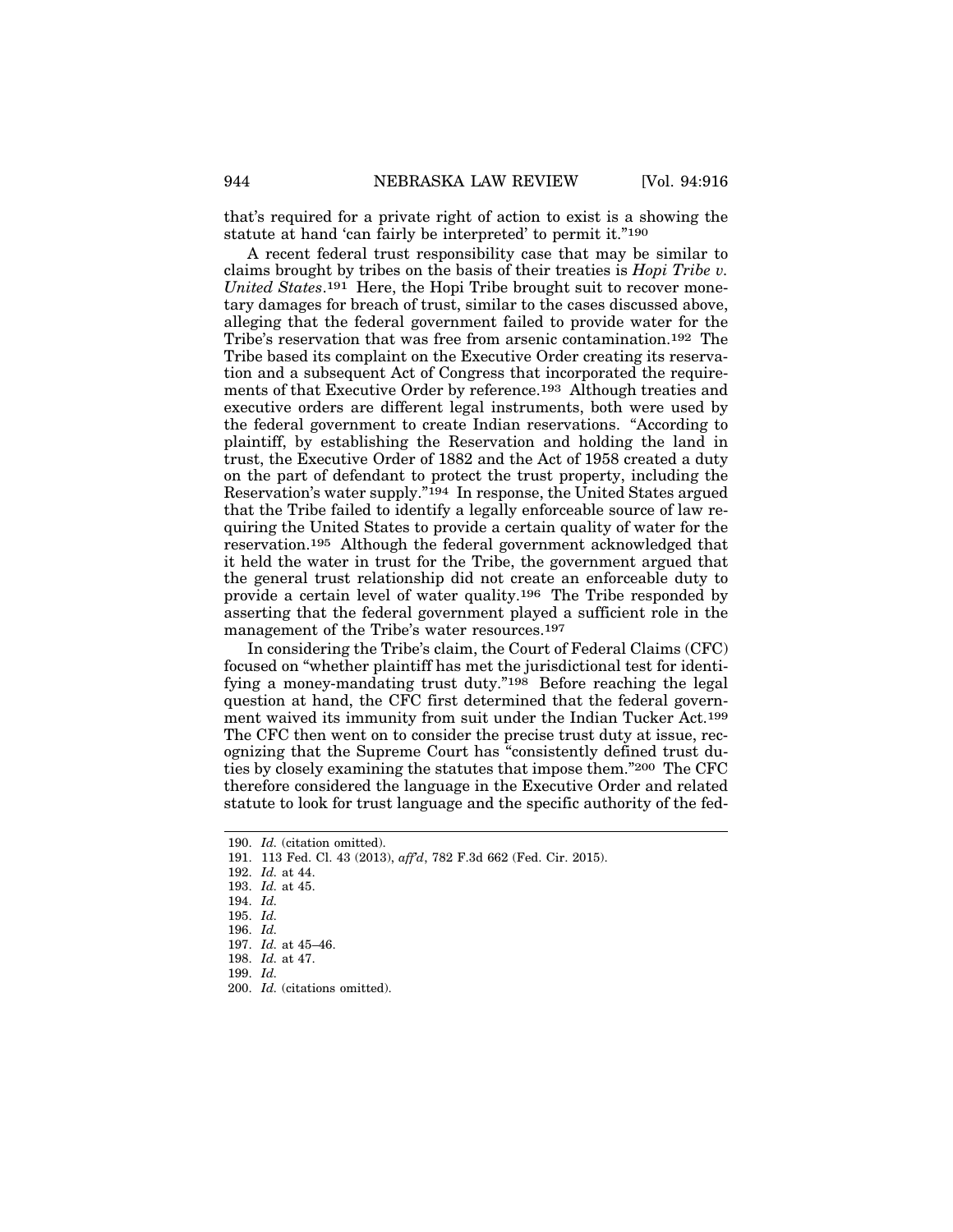that's required for a private right of action to exist is a showing the statute at hand 'can fairly be interpreted' to permit it."[190]

A recent federal trust responsibility case that may be similar to claims brought by tribes on the basis of their treaties is *Hopi Tribe v. United States*.[191] Here, the Hopi Tribe brought suit to recover monetary damages for breach of trust, similar to the cases discussed above, alleging that the federal government failed to provide water for the Tribe's reservation that was free from arsenic contamination.[192] The Tribe based its complaint on the Executive Order creating its reservation and a subsequent Act of Congress that incorporated the requirements of that Executive Order by reference.[193] Although treaties and executive orders are different legal instruments, both were used by the federal government to create Indian reservations. "According to plaintiff, by establishing the Reservation and holding the land in trust, the Executive Order of 1882 and the Act of 1958 created a duty on the part of defendant to protect the trust property, including the Reservation's water supply."[194] In response, the United States argued that the Tribe failed to identify a legally enforceable source of law requiring the United States to provide a certain quality of water for the reservation.[195] Although the federal government acknowledged that it held the water in trust for the Tribe, the government argued that the general trust relationship did not create an enforceable duty to provide a certain level of water quality.[196] The Tribe responded by asserting that the federal government played a sufficient role in the management of the Tribe's water resources.[197]

In considering the Tribe's claim, the Court of Federal Claims (CFC) focused on "whether plaintiff has met the jurisdictional test for identifying a money-mandating trust duty."[198] Before reaching the legal question at hand, the CFC first determined that the federal government waived its immunity from suit under the Indian Tucker Act.[199] The CFC then went on to consider the precise trust duty at issue, recognizing that the Supreme Court has "consistently defined trust duties by closely examining the statutes that impose them."[200] The CFC therefore considered the language in the Executive Order and related statute to look for trust language and the specific authority of the fed-

190. *Id.* (citation omitted).
191. 113 Fed. Cl. 43 (2013), *aff'd*, 782 F.3d 662 (Fed. Cir. 2015).
192. *Id.* at 44.
193. *Id.* at 45.
194. *Id.*
195. *Id.*
196. *Id.*
197. *Id.* at 45–46.
198. *Id.* at 47.
199. *Id.*
200. *Id.* (citations omitted).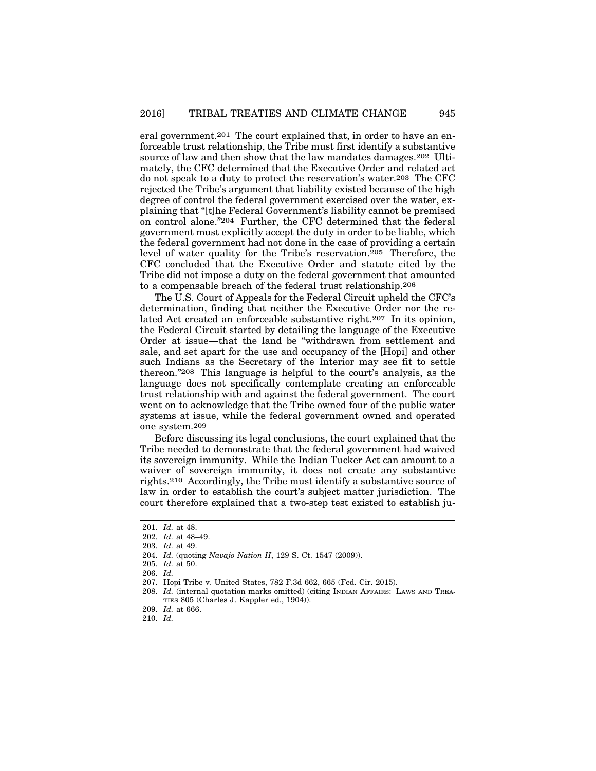eral government.[201] The court explained that, in order to have an enforceable trust relationship, the Tribe must first identify a substantive source of law and then show that the law mandates damages.[202] Ultimately, the CFC determined that the Executive Order and related act do not speak to a duty to protect the reservation's water.[203] The CFC rejected the Tribe's argument that liability existed because of the high degree of control the federal government exercised over the water, explaining that "[t]he Federal Government's liability cannot be premised on control alone."[204] Further, the CFC determined that the federal government must explicitly accept the duty in order to be liable, which the federal government had not done in the case of providing a certain level of water quality for the Tribe's reservation.[205] Therefore, the CFC concluded that the Executive Order and statute cited by the Tribe did not impose a duty on the federal government that amounted to a compensable breach of the federal trust relationship.[206]

The U.S. Court of Appeals for the Federal Circuit upheld the CFC's determination, finding that neither the Executive Order nor the related Act created an enforceable substantive right.[207] In its opinion, the Federal Circuit started by detailing the language of the Executive Order at issue—that the land be "withdrawn from settlement and sale, and set apart for the use and occupancy of the [Hopi] and other such Indians as the Secretary of the Interior may see fit to settle thereon."[208] This language is helpful to the court's analysis, as the language does not specifically contemplate creating an enforceable trust relationship with and against the federal government. The court went on to acknowledge that the Tribe owned four of the public water systems at issue, while the federal government owned and operated one system.[209]

Before discussing its legal conclusions, the court explained that the Tribe needed to demonstrate that the federal government had waived its sovereign immunity. While the Indian Tucker Act can amount to a waiver of sovereign immunity, it does not create any substantive rights.[210] Accordingly, the Tribe must identify a substantive source of law in order to establish the court's subject matter jurisdiction. The court therefore explained that a two-step test existed to establish ju-

---

201. *Id.* at 48.

202. *Id.* at 48–49.

203. *Id.* at 49.

204. *Id.* (quoting *Navajo Nation II*, 129 S. Ct. 1547 (2009)).

205. *Id.* at 50.

206. *Id.*

207. Hopi Tribe v. United States, 782 F.3d 662, 665 (Fed. Cir. 2015).

208. *Id.* (internal quotation marks omitted) (citing INDIAN AFFAIRS: LAWS AND TREATIES 805 (Charles J. Kappler ed., 1904)).

209. *Id.* at 666.

210. *Id.*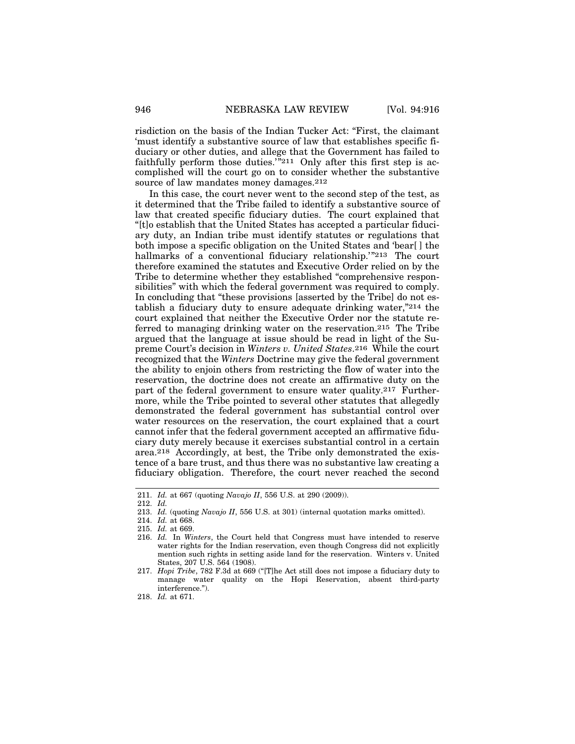risdiction on the basis of the Indian Tucker Act: "First, the claimant 'must identify a substantive source of law that establishes specific fiduciary or other duties, and allege that the Government has failed to faithfully perform those duties.'"[211] Only after this first step is accomplished will the court go on to consider whether the substantive source of law mandates money damages.[212]

In this case, the court never went to the second step of the test, as it determined that the Tribe failed to identify a substantive source of law that created specific fiduciary duties. The court explained that "[t]o establish that the United States has accepted a particular fiduciary duty, an Indian tribe must identify statutes or regulations that both impose a specific obligation on the United States and 'bear[ ] the hallmarks of a conventional fiduciary relationship.'"[213] The court therefore examined the statutes and Executive Order relied on by the Tribe to determine whether they established "comprehensive responsibilities" with which the federal government was required to comply. In concluding that "these provisions [asserted by the Tribe] do not establish a fiduciary duty to ensure adequate drinking water,"[214] the court explained that neither the Executive Order nor the statute referred to managing drinking water on the reservation.[215] The Tribe argued that the language at issue should be read in light of the Supreme Court's decision in *Winters v. United States*.[216] While the court recognized that the *Winters* Doctrine may give the federal government the ability to enjoin others from restricting the flow of water into the reservation, the doctrine does not create an affirmative duty on the part of the federal government to ensure water quality.[217] Furthermore, while the Tribe pointed to several other statutes that allegedly demonstrated the federal government has substantial control over water resources on the reservation, the court explained that a court cannot infer that the federal government accepted an affirmative fiduciary duty merely because it exercises substantial control in a certain area.[218] Accordingly, at best, the Tribe only demonstrated the existence of a bare trust, and thus there was no substantive law creating a fiduciary obligation. Therefore, the court never reached the second

---

211. *Id.* at 667 (quoting *Navajo II*, 556 U.S. at 290 (2009)).

212. *Id.*

213. *Id.* (quoting *Navajo II*, 556 U.S. at 301) (internal quotation marks omitted).

214. *Id.* at 668.

215. *Id.* at 669.

216. *Id.* In *Winters*, the Court held that Congress must have intended to reserve water rights for the Indian reservation, even though Congress did not explicitly mention such rights in setting aside land for the reservation. Winters v. United States, 207 U.S. 564 (1908).

217. *Hopi Tribe*, 782 F.3d at 669 ("[T]he Act still does not impose a fiduciary duty to manage water quality on the Hopi Reservation, absent third-party interference.").

218. *Id.* at 671.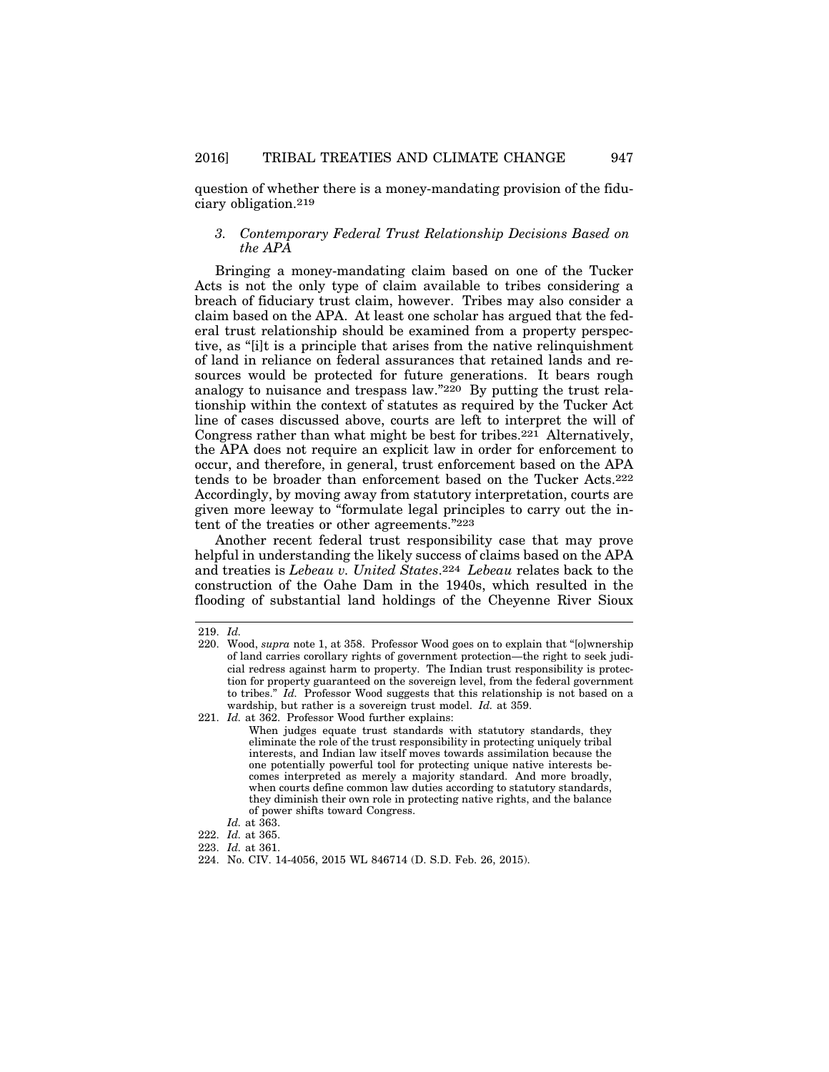question of whether there is a money-mandating provision of the fiduciary obligation.[219]

### 3. *Contemporary Federal Trust Relationship Decisions Based on the APA*

Bringing a money-mandating claim based on one of the Tucker Acts is not the only type of claim available to tribes considering a breach of fiduciary trust claim, however. Tribes may also consider a claim based on the APA. At least one scholar has argued that the federal trust relationship should be examined from a property perspective, as "[i]t is a principle that arises from the native relinquishment of land in reliance on federal assurances that retained lands and resources would be protected for future generations. It bears rough analogy to nuisance and trespass law."[220] By putting the trust relationship within the context of statutes as required by the Tucker Act line of cases discussed above, courts are left to interpret the will of Congress rather than what might be best for tribes.[221] Alternatively, the APA does not require an explicit law in order for enforcement to occur, and therefore, in general, trust enforcement based on the APA tends to be broader than enforcement based on the Tucker Acts.[222] Accordingly, by moving away from statutory interpretation, courts are given more leeway to "formulate legal principles to carry out the intent of the treaties or other agreements."[223]

Another recent federal trust responsibility case that may prove helpful in understanding the likely success of claims based on the APA and treaties is *Lebeau v. United States*.[224] *Lebeau* relates back to the construction of the Oahe Dam in the 1940s, which resulted in the flooding of substantial land holdings of the Cheyenne River Sioux

---

219. *Id.*

220. Wood, *supra* note 1, at 358. Professor Wood goes on to explain that "[o]wnership of land carries corollary rights of government protection—the right to seek judicial redress against harm to property. The Indian trust responsibility is protection for property guaranteed on the sovereign level, from the federal government to tribes." *Id.* Professor Wood suggests that this relationship is not based on a wardship, but rather is a sovereign trust model. *Id.* at 359.

221. *Id.* at 362. Professor Wood further explains:

> When judges equate trust standards with statutory standards, they eliminate the role of the trust responsibility in protecting uniquely tribal interests, and Indian law itself moves towards assimilation because the one potentially powerful tool for protecting unique native interests becomes interpreted as merely a majority standard. And more broadly, when courts define common law duties according to statutory standards, they diminish their own role in protecting native rights, and the balance of power shifts toward Congress.

*Id.* at 363.

222. *Id.* at 365.

223. *Id.* at 361.

224. No. CIV. 14-4056, 2015 WL 846714 (D. S.D. Feb. 26, 2015).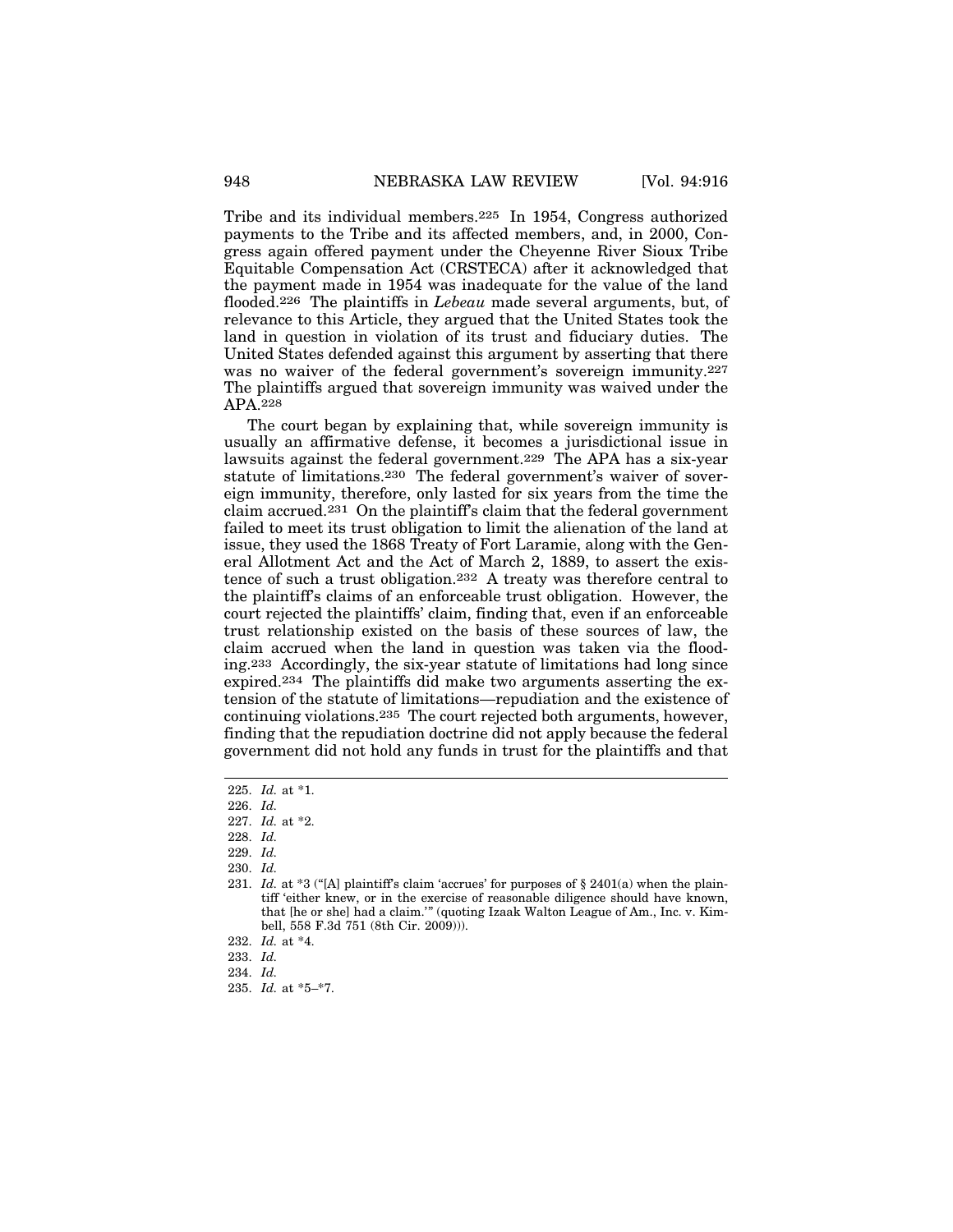Tribe and its individual members.[225] In 1954, Congress authorized payments to the Tribe and its affected members, and, in 2000, Congress again offered payment under the Cheyenne River Sioux Tribe Equitable Compensation Act (CRSTECA) after it acknowledged that the payment made in 1954 was inadequate for the value of the land flooded.[226] The plaintiffs in *Lebeau* made several arguments, but, of relevance to this Article, they argued that the United States took the land in question in violation of its trust and fiduciary duties. The United States defended against this argument by asserting that there was no waiver of the federal government's sovereign immunity.[227] The plaintiffs argued that sovereign immunity was waived under the APA.[228]

The court began by explaining that, while sovereign immunity is usually an affirmative defense, it becomes a jurisdictional issue in lawsuits against the federal government.[229] The APA has a six-year statute of limitations.[230] The federal government's waiver of sovereign immunity, therefore, only lasted for six years from the time the claim accrued.[231] On the plaintiff's claim that the federal government failed to meet its trust obligation to limit the alienation of the land at issue, they used the 1868 Treaty of Fort Laramie, along with the General Allotment Act and the Act of March 2, 1889, to assert the existence of such a trust obligation.[232] A treaty was therefore central to the plaintiff's claims of an enforceable trust obligation. However, the court rejected the plaintiffs' claim, finding that, even if an enforceable trust relationship existed on the basis of these sources of law, the claim accrued when the land in question was taken via the flooding.[233] Accordingly, the six-year statute of limitations had long since expired.[234] The plaintiffs did make two arguments asserting the extension of the statute of limitations—repudiation and the existence of continuing violations.[235] The court rejected both arguments, however, finding that the repudiation doctrine did not apply because the federal government did not hold any funds in trust for the plaintiffs and that

---

225. *Id.* at *1.
226. *Id.*
227. *Id.* at *2.
228. *Id.*
229. *Id.*
230. *Id.*
231. *Id.* at *3 ("[A] plaintiff's claim 'accrues' for purposes of § 2401(a) when the plaintiff 'either knew, or in the exercise of reasonable diligence should have known, that [he or she] had a claim.'" (quoting Izaak Walton League of Am., Inc. v. Kimbell, 558 F.3d 751 (8th Cir. 2009))).
232. *Id.* at *4.
233. *Id.*
234. *Id.*
235. *Id.* at *5–*7.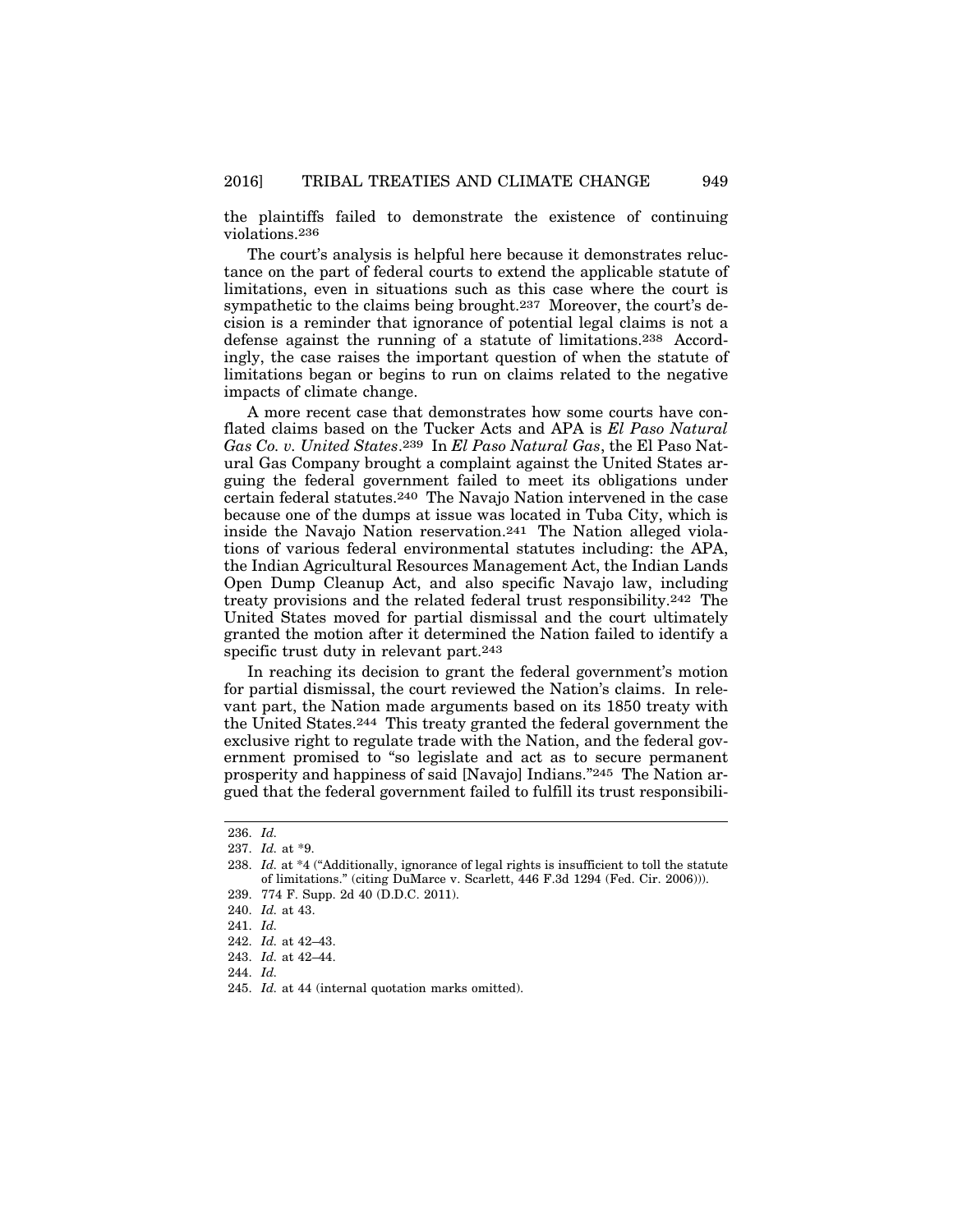the plaintiffs failed to demonstrate the existence of continuing violations.[236]

The court's analysis is helpful here because it demonstrates reluctance on the part of federal courts to extend the applicable statute of limitations, even in situations such as this case where the court is sympathetic to the claims being brought.[237] Moreover, the court's decision is a reminder that ignorance of potential legal claims is not a defense against the running of a statute of limitations.[238] Accordingly, the case raises the important question of when the statute of limitations began or begins to run on claims related to the negative impacts of climate change.

A more recent case that demonstrates how some courts have conflated claims based on the Tucker Acts and APA is *El Paso Natural Gas Co. v. United States*.[239] In *El Paso Natural Gas*, the El Paso Natural Gas Company brought a complaint against the United States arguing the federal government failed to meet its obligations under certain federal statutes.[240] The Navajo Nation intervened in the case because one of the dumps at issue was located in Tuba City, which is inside the Navajo Nation reservation.[241] The Nation alleged violations of various federal environmental statutes including: the APA, the Indian Agricultural Resources Management Act, the Indian Lands Open Dump Cleanup Act, and also specific Navajo law, including treaty provisions and the related federal trust responsibility.[242] The United States moved for partial dismissal and the court ultimately granted the motion after it determined the Nation failed to identify a specific trust duty in relevant part.[243]

In reaching its decision to grant the federal government's motion for partial dismissal, the court reviewed the Nation's claims. In relevant part, the Nation made arguments based on its 1850 treaty with the United States.[244] This treaty granted the federal government the exclusive right to regulate trade with the Nation, and the federal government promised to "so legislate and act as to secure permanent prosperity and happiness of said [Navajo] Indians."[245] The Nation argued that the federal government failed to fulfill its trust responsibili-

---

236. *Id.*

237. *Id.* at *9.

238. *Id.* at *4 ("Additionally, ignorance of legal rights is insufficient to toll the statute of limitations." (citing DuMarce v. Scarlett, 446 F.3d 1294 (Fed. Cir. 2006))).

239. 774 F. Supp. 2d 40 (D.D.C. 2011).

240. *Id.* at 43.

241. *Id.*

242. *Id.* at 42–43.

243. *Id.* at 42–44.

244. *Id.*

245. *Id.* at 44 (internal quotation marks omitted).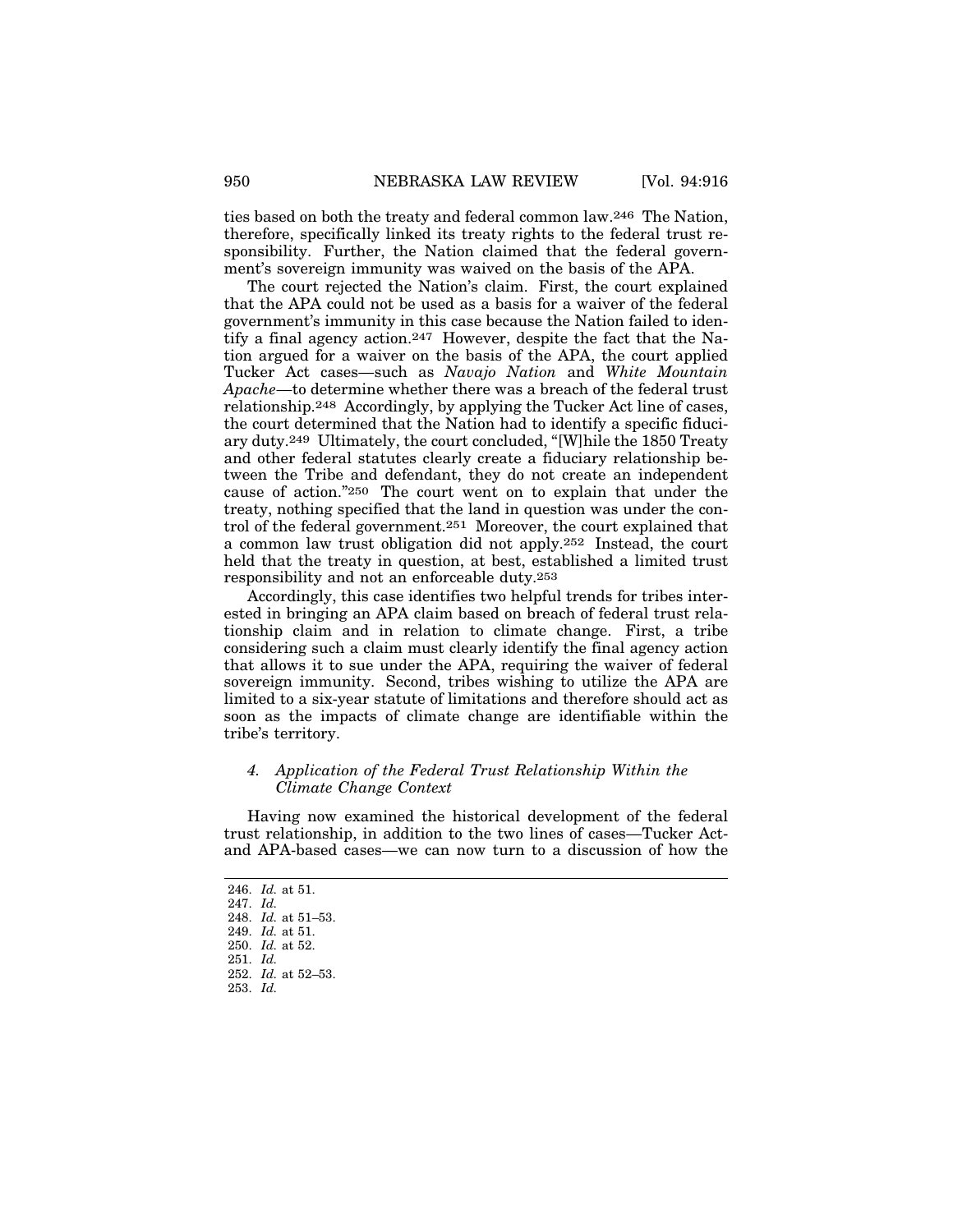ties based on both the treaty and federal common law.[246] The Nation, therefore, specifically linked its treaty rights to the federal trust responsibility. Further, the Nation claimed that the federal government's sovereign immunity was waived on the basis of the APA.

The court rejected the Nation's claim. First, the court explained that the APA could not be used as a basis for a waiver of the federal government's immunity in this case because the Nation failed to identify a final agency action.[247] However, despite the fact that the Nation argued for a waiver on the basis of the APA, the court applied Tucker Act cases—such as *Navajo Nation* and *White Mountain Apache*—to determine whether there was a breach of the federal trust relationship.[248] Accordingly, by applying the Tucker Act line of cases, the court determined that the Nation had to identify a specific fiduciary duty.[249] Ultimately, the court concluded, "[W]hile the 1850 Treaty and other federal statutes clearly create a fiduciary relationship between the Tribe and defendant, they do not create an independent cause of action."[250] The court went on to explain that under the treaty, nothing specified that the land in question was under the control of the federal government.[251] Moreover, the court explained that a common law trust obligation did not apply.[252] Instead, the court held that the treaty in question, at best, established a limited trust responsibility and not an enforceable duty.[253]

Accordingly, this case identifies two helpful trends for tribes interested in bringing an APA claim based on breach of federal trust relationship claim and in relation to climate change. First, a tribe considering such a claim must clearly identify the final agency action that allows it to sue under the APA, requiring the waiver of federal sovereign immunity. Second, tribes wishing to utilize the APA are limited to a six-year statute of limitations and therefore should act as soon as the impacts of climate change are identifiable within the tribe's territory.

#### 4. *Application of the Federal Trust Relationship Within the Climate Change Context*

Having now examined the historical development of the federal trust relationship, in addition to the two lines of cases—Tucker Act- and APA-based cases—we can now turn to a discussion of how the

---

246. *Id.* at 51.
247. *Id.*
248. *Id.* at 51–53.
249. *Id.* at 51.
250. *Id.* at 52.
251. *Id.*
252. *Id.* at 52–53.
253. *Id.*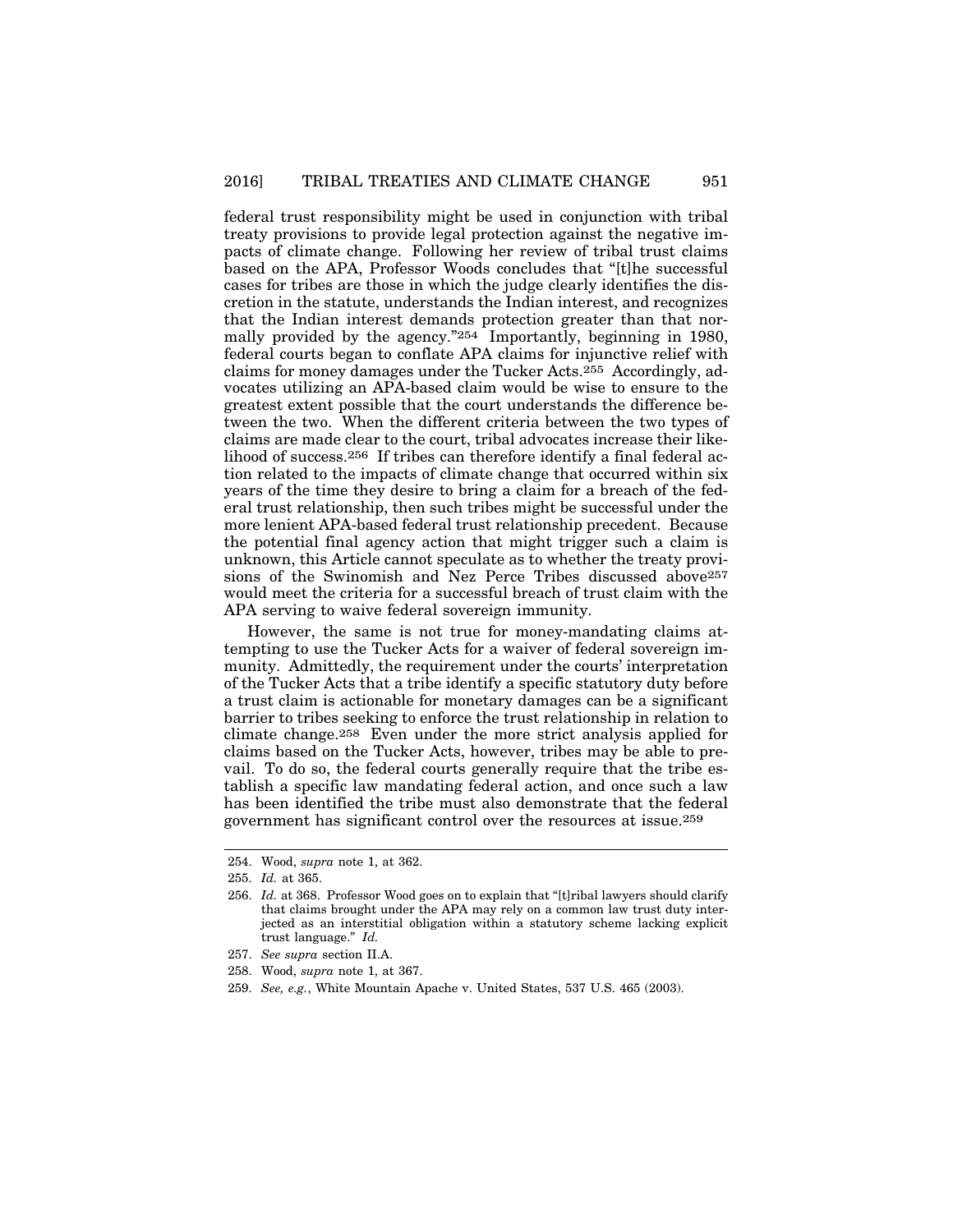federal trust responsibility might be used in conjunction with tribal treaty provisions to provide legal protection against the negative impacts of climate change. Following her review of tribal trust claims based on the APA, Professor Woods concludes that "[t]he successful cases for tribes are those in which the judge clearly identifies the discretion in the statute, understands the Indian interest, and recognizes that the Indian interest demands protection greater than that normally provided by the agency."[254] Importantly, beginning in 1980, federal courts began to conflate APA claims for injunctive relief with claims for money damages under the Tucker Acts.[255] Accordingly, advocates utilizing an APA-based claim would be wise to ensure to the greatest extent possible that the court understands the difference between the two. When the different criteria between the two types of claims are made clear to the court, tribal advocates increase their likelihood of success.[256] If tribes can therefore identify a final federal action related to the impacts of climate change that occurred within six years of the time they desire to bring a claim for a breach of the federal trust relationship, then such tribes might be successful under the more lenient APA-based federal trust relationship precedent. Because the potential final agency action that might trigger such a claim is unknown, this Article cannot speculate as to whether the treaty provisions of the Swinomish and Nez Perce Tribes discussed above[257] would meet the criteria for a successful breach of trust claim with the APA serving to waive federal sovereign immunity.

However, the same is not true for money-mandating claims attempting to use the Tucker Acts for a waiver of federal sovereign immunity. Admittedly, the requirement under the courts' interpretation of the Tucker Acts that a tribe identify a specific statutory duty before a trust claim is actionable for monetary damages can be a significant barrier to tribes seeking to enforce the trust relationship in relation to climate change.[258] Even under the more strict analysis applied for claims based on the Tucker Acts, however, tribes may be able to prevail. To do so, the federal courts generally require that the tribe establish a specific law mandating federal action, and once such a law has been identified the tribe must also demonstrate that the federal government has significant control over the resources at issue.[259]

---

254. Wood, *supra* note 1, at 362.

255. *Id.* at 365.

256. *Id.* at 368. Professor Wood goes on to explain that "[t]ribal lawyers should clarify that claims brought under the APA may rely on a common law trust duty interjected as an interstitial obligation within a statutory scheme lacking explicit trust language." *Id.*

257. *See supra* section II.A.

258. Wood, *supra* note 1, at 367.

259. *See, e.g.*, White Mountain Apache v. United States, 537 U.S. 465 (2003).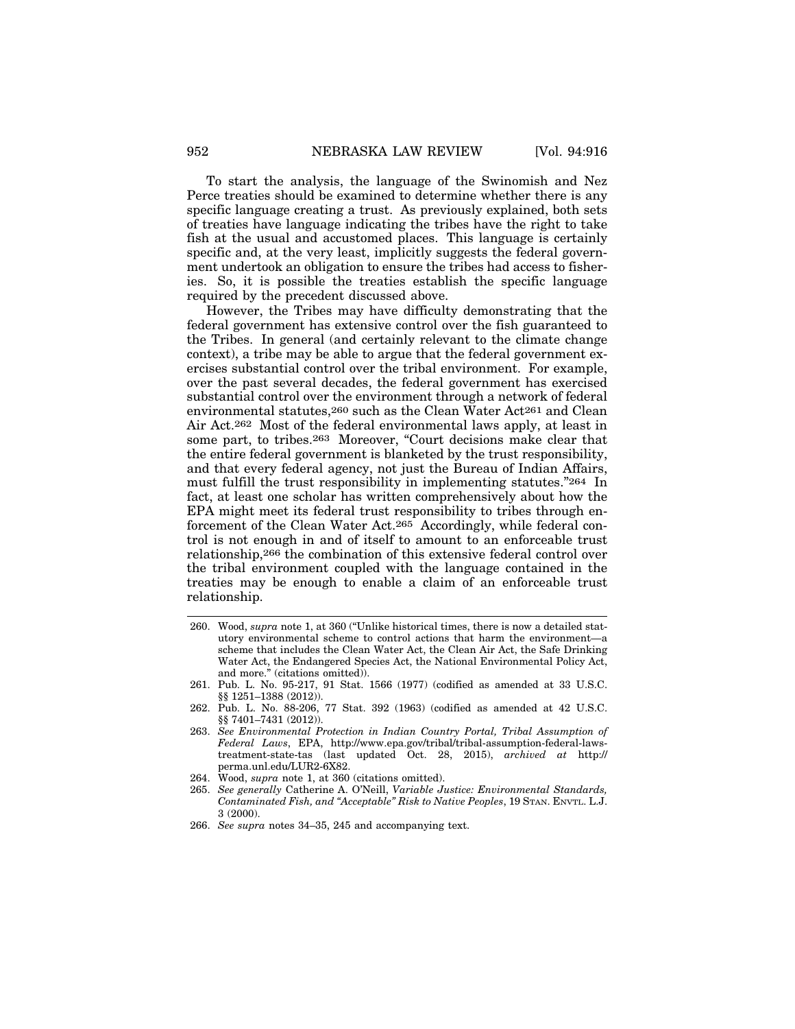To start the analysis, the language of the Swinomish and Nez Perce treaties should be examined to determine whether there is any specific language creating a trust. As previously explained, both sets of treaties have language indicating the tribes have the right to take fish at the usual and accustomed places. This language is certainly specific and, at the very least, implicitly suggests the federal government undertook an obligation to ensure the tribes had access to fisheries. So, it is possible the treaties establish the specific language required by the precedent discussed above.

However, the Tribes may have difficulty demonstrating that the federal government has extensive control over the fish guaranteed to the Tribes. In general (and certainly relevant to the climate change context), a tribe may be able to argue that the federal government exercises substantial control over the tribal environment. For example, over the past several decades, the federal government has exercised substantial control over the environment through a network of federal environmental statutes,[260] such as the Clean Water Act[261] and Clean Air Act.[262] Most of the federal environmental laws apply, at least in some part, to tribes.[263] Moreover, "Court decisions make clear that the entire federal government is blanketed by the trust responsibility, and that every federal agency, not just the Bureau of Indian Affairs, must fulfill the trust responsibility in implementing statutes."[264] In fact, at least one scholar has written comprehensively about how the EPA might meet its federal trust responsibility to tribes through enforcement of the Clean Water Act.[265] Accordingly, while federal control is not enough in and of itself to amount to an enforceable trust relationship,[266] the combination of this extensive federal control over the tribal environment coupled with the language contained in the treaties may be enough to enable a claim of an enforceable trust relationship.

---

260. Wood, *supra* note 1, at 360 ("Unlike historical times, there is now a detailed statutory environmental scheme to control actions that harm the environment—a scheme that includes the Clean Water Act, the Clean Air Act, the Safe Drinking Water Act, the Endangered Species Act, the National Environmental Policy Act, and more." (citations omitted)).
261. Pub. L. No. 95-217, 91 Stat. 1566 (1977) (codified as amended at 33 U.S.C. §§ 1251–1388 (2012)).
262. Pub. L. No. 88-206, 77 Stat. 392 (1963) (codified as amended at 42 U.S.C. §§ 7401–7431 (2012)).
263. *See Environmental Protection in Indian Country Portal, Tribal Assumption of Federal Laws*, EPA, http://www.epa.gov/tribal/tribal-assumption-federal-laws-treatment-state-tas (last updated Oct. 28, 2015), *archived at* http://perma.unl.edu/LUR2-6X82.
264. Wood, *supra* note 1, at 360 (citations omitted).
265. *See generally* Catherine A. O'Neill, *Variable Justice: Environmental Standards, Contaminated Fish, and "Acceptable" Risk to Native Peoples*, 19 STAN. ENVTL. L.J. 3 (2000).
266. *See supra* notes 34–35, 245 and accompanying text.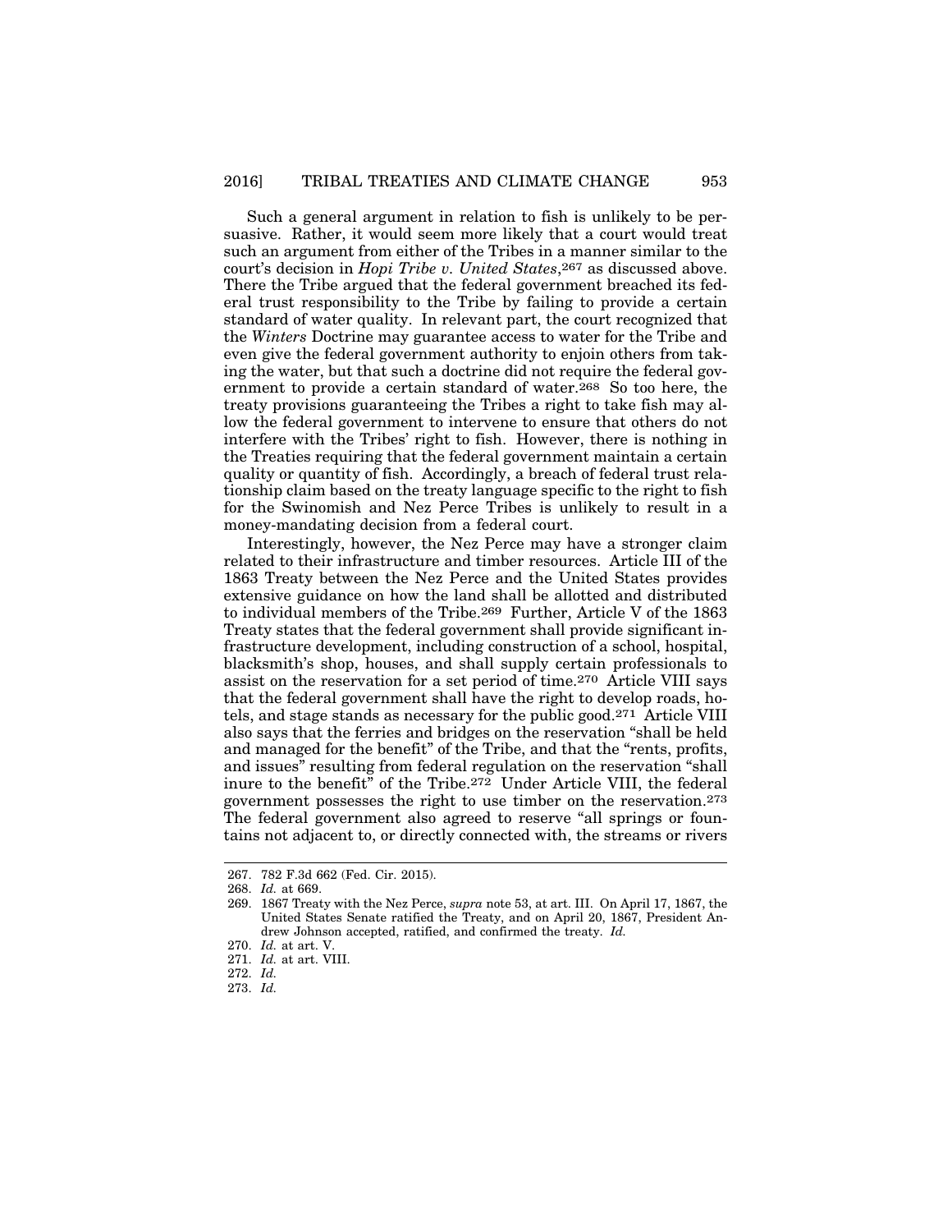Such a general argument in relation to fish is unlikely to be persuasive. Rather, it would seem more likely that a court would treat such an argument from either of the Tribes in a manner similar to the court's decision in *Hopi Tribe v. United States*,[267] as discussed above. There the Tribe argued that the federal government breached its federal trust responsibility to the Tribe by failing to provide a certain standard of water quality. In relevant part, the court recognized that the *Winters* Doctrine may guarantee access to water for the Tribe and even give the federal government authority to enjoin others from taking the water, but that such a doctrine did not require the federal government to provide a certain standard of water.[268] So too here, the treaty provisions guaranteeing the Tribes a right to take fish may allow the federal government to intervene to ensure that others do not interfere with the Tribes' right to fish. However, there is nothing in the Treaties requiring that the federal government maintain a certain quality or quantity of fish. Accordingly, a breach of federal trust relationship claim based on the treaty language specific to the right to fish for the Swinomish and Nez Perce Tribes is unlikely to result in a money-mandating decision from a federal court.

Interestingly, however, the Nez Perce may have a stronger claim related to their infrastructure and timber resources. Article III of the 1863 Treaty between the Nez Perce and the United States provides extensive guidance on how the land shall be allotted and distributed to individual members of the Tribe.[269] Further, Article V of the 1863 Treaty states that the federal government shall provide significant infrastructure development, including construction of a school, hospital, blacksmith's shop, houses, and shall supply certain professionals to assist on the reservation for a set period of time.[270] Article VIII says that the federal government shall have the right to develop roads, hotels, and stage stands as necessary for the public good.[271] Article VIII also says that the ferries and bridges on the reservation "shall be held and managed for the benefit" of the Tribe, and that the "rents, profits, and issues" resulting from federal regulation on the reservation "shall inure to the benefit" of the Tribe.[272] Under Article VIII, the federal government possesses the right to use timber on the reservation.[273] The federal government also agreed to reserve "all springs or fountains not adjacent to, or directly connected with, the streams or rivers

---

267. 782 F.3d 662 (Fed. Cir. 2015).

268. *Id.* at 669.

269. 1867 Treaty with the Nez Perce, *supra* note 53, at art. III. On April 17, 1867, the United States Senate ratified the Treaty, and on April 20, 1867, President Andrew Johnson accepted, ratified, and confirmed the treaty. *Id.*

270. *Id.* at art. V.

271. *Id.* at art. VIII.

272. *Id.*

273. *Id.*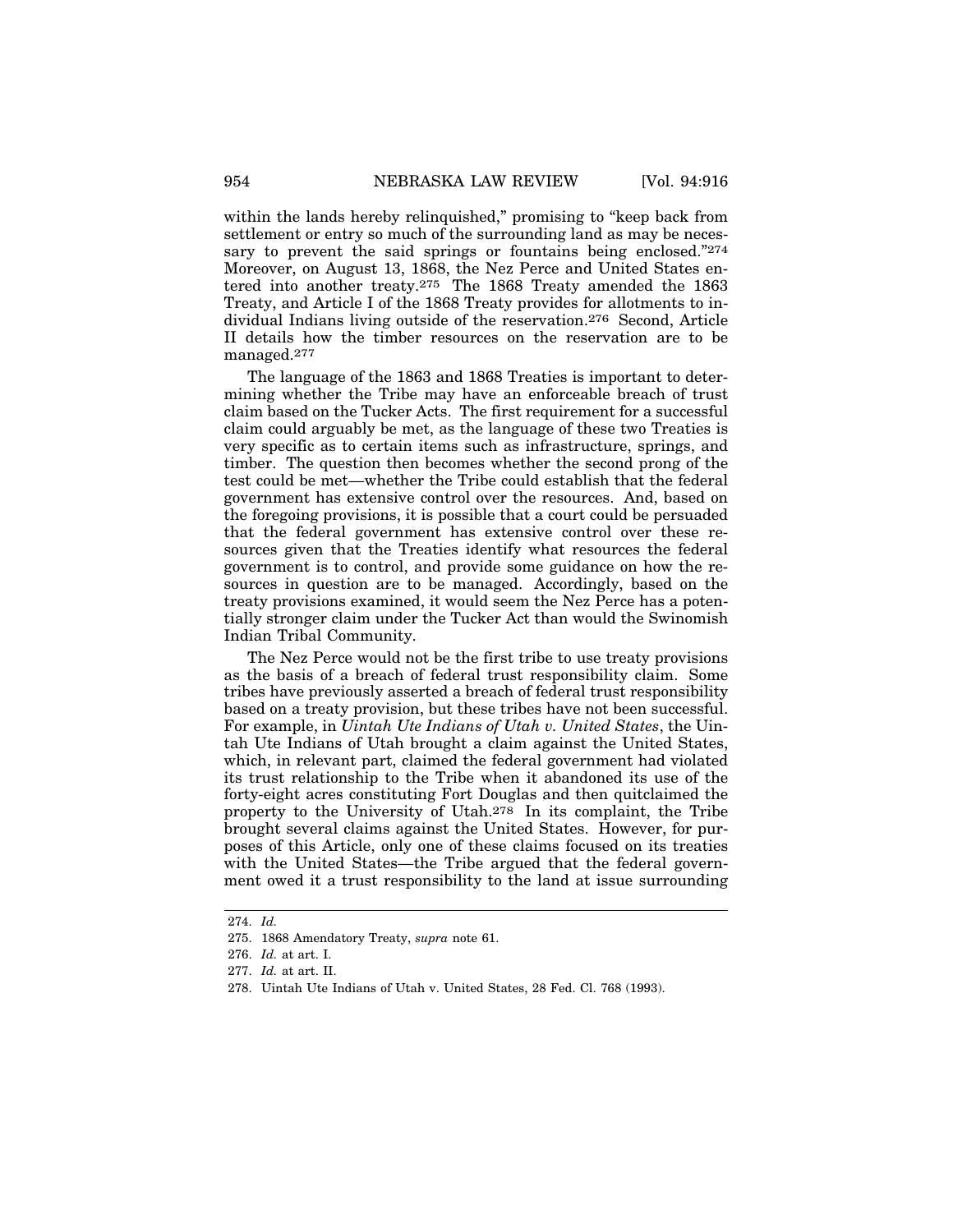within the lands hereby relinquished," promising to "keep back from settlement or entry so much of the surrounding land as may be necessary to prevent the said springs or fountains being enclosed."[274] Moreover, on August 13, 1868, the Nez Perce and United States entered into another treaty.[275] The 1868 Treaty amended the 1863 Treaty, and Article I of the 1868 Treaty provides for allotments to individual Indians living outside of the reservation.[276] Second, Article II details how the timber resources on the reservation are to be managed.[277]

The language of the 1863 and 1868 Treaties is important to determining whether the Tribe may have an enforceable breach of trust claim based on the Tucker Acts. The first requirement for a successful claim could arguably be met, as the language of these two Treaties is very specific as to certain items such as infrastructure, springs, and timber. The question then becomes whether the second prong of the test could be met—whether the Tribe could establish that the federal government has extensive control over the resources. And, based on the foregoing provisions, it is possible that a court could be persuaded that the federal government has extensive control over these resources given that the Treaties identify what resources the federal government is to control, and provide some guidance on how the resources in question are to be managed. Accordingly, based on the treaty provisions examined, it would seem the Nez Perce has a potentially stronger claim under the Tucker Act than would the Swinomish Indian Tribal Community.

The Nez Perce would not be the first tribe to use treaty provisions as the basis of a breach of federal trust responsibility claim. Some tribes have previously asserted a breach of federal trust responsibility based on a treaty provision, but these tribes have not been successful. For example, in *Uintah Ute Indians of Utah v. United States*, the Uintah Ute Indians of Utah brought a claim against the United States, which, in relevant part, claimed the federal government had violated its trust relationship to the Tribe when it abandoned its use of the forty-eight acres constituting Fort Douglas and then quitclaimed the property to the University of Utah.[278] In its complaint, the Tribe brought several claims against the United States. However, for purposes of this Article, only one of these claims focused on its treaties with the United States—the Tribe argued that the federal government owed it a trust responsibility to the land at issue surrounding

---

274. *Id.*

275. 1868 Amendatory Treaty, *supra* note 61.

276. *Id.* at art. I.

277. *Id.* at art. II.

278. Uintah Ute Indians of Utah v. United States, 28 Fed. Cl. 768 (1993).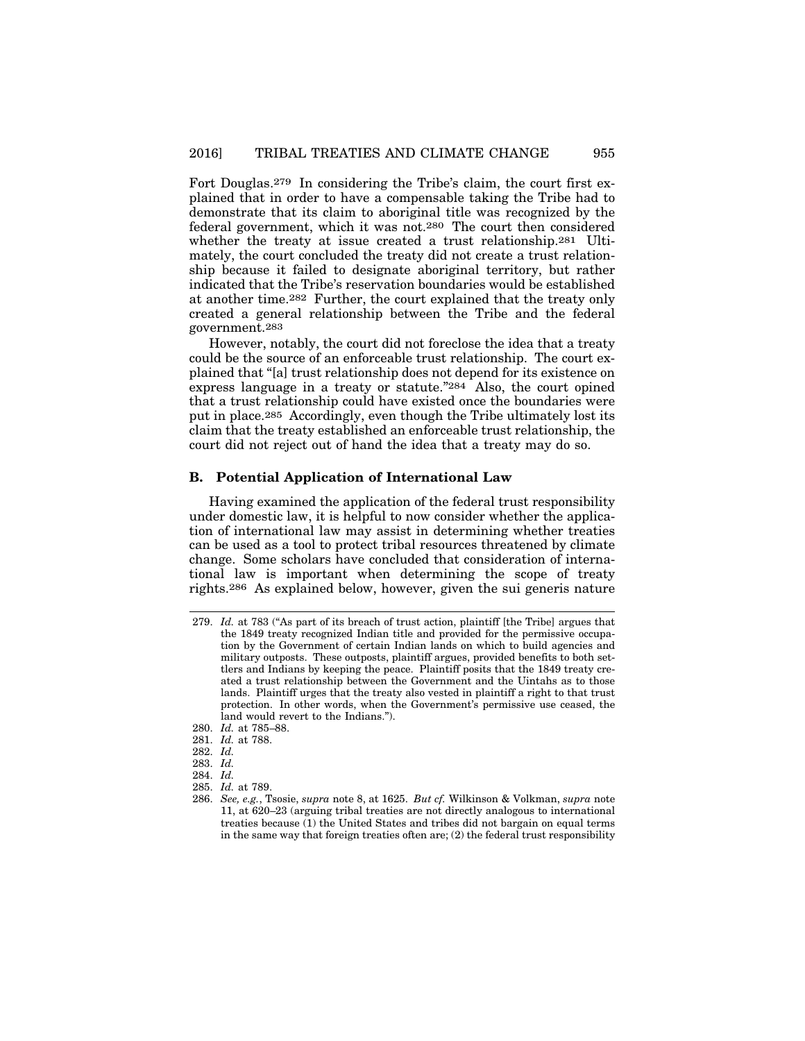Fort Douglas.[279] In considering the Tribe's claim, the court first explained that in order to have a compensable taking the Tribe had to demonstrate that its claim to aboriginal title was recognized by the federal government, which it was not.[280] The court then considered whether the treaty at issue created a trust relationship.[281] Ultimately, the court concluded the treaty did not create a trust relationship because it failed to designate aboriginal territory, but rather indicated that the Tribe's reservation boundaries would be established at another time.[282] Further, the court explained that the treaty only created a general relationship between the Tribe and the federal government.[283]

However, notably, the court did not foreclose the idea that a treaty could be the source of an enforceable trust relationship. The court explained that "[a] trust relationship does not depend for its existence on express language in a treaty or statute."[284] Also, the court opined that a trust relationship could have existed once the boundaries were put in place.[285] Accordingly, even though the Tribe ultimately lost its claim that the treaty established an enforceable trust relationship, the court did not reject out of hand the idea that a treaty may do so.

## B. Potential Application of International Law

Having examined the application of the federal trust responsibility under domestic law, it is helpful to now consider whether the application of international law may assist in determining whether treaties can be used as a tool to protect tribal resources threatened by climate change. Some scholars have concluded that consideration of international law is important when determining the scope of treaty rights.[286] As explained below, however, given the sui generis nature

---

279. *Id.* at 783 ("As part of its breach of trust action, plaintiff [the Tribe] argues that the 1849 treaty recognized Indian title and provided for the permissive occupation by the Government of certain Indian lands on which to build agencies and military outposts. These outposts, plaintiff argues, provided benefits to both settlers and Indians by keeping the peace. Plaintiff posits that the 1849 treaty created a trust relationship between the Government and the Uintahs as to those lands. Plaintiff urges that the treaty also vested in plaintiff a right to that trust protection. In other words, when the Government's permissive use ceased, the land would revert to the Indians.").

280. *Id.* at 785–88.

281. *Id.* at 788.

282. *Id.*

283. *Id.*

284. *Id.*

285. *Id.* at 789.

286. *See, e.g.*, Tsosie, *supra* note 8, at 1625. *But cf.* Wilkinson & Volkman, *supra* note 11, at 620–23 (arguing tribal treaties are not directly analogous to international treaties because (1) the United States and tribes did not bargain on equal terms in the same way that foreign treaties often are; (2) the federal trust responsibility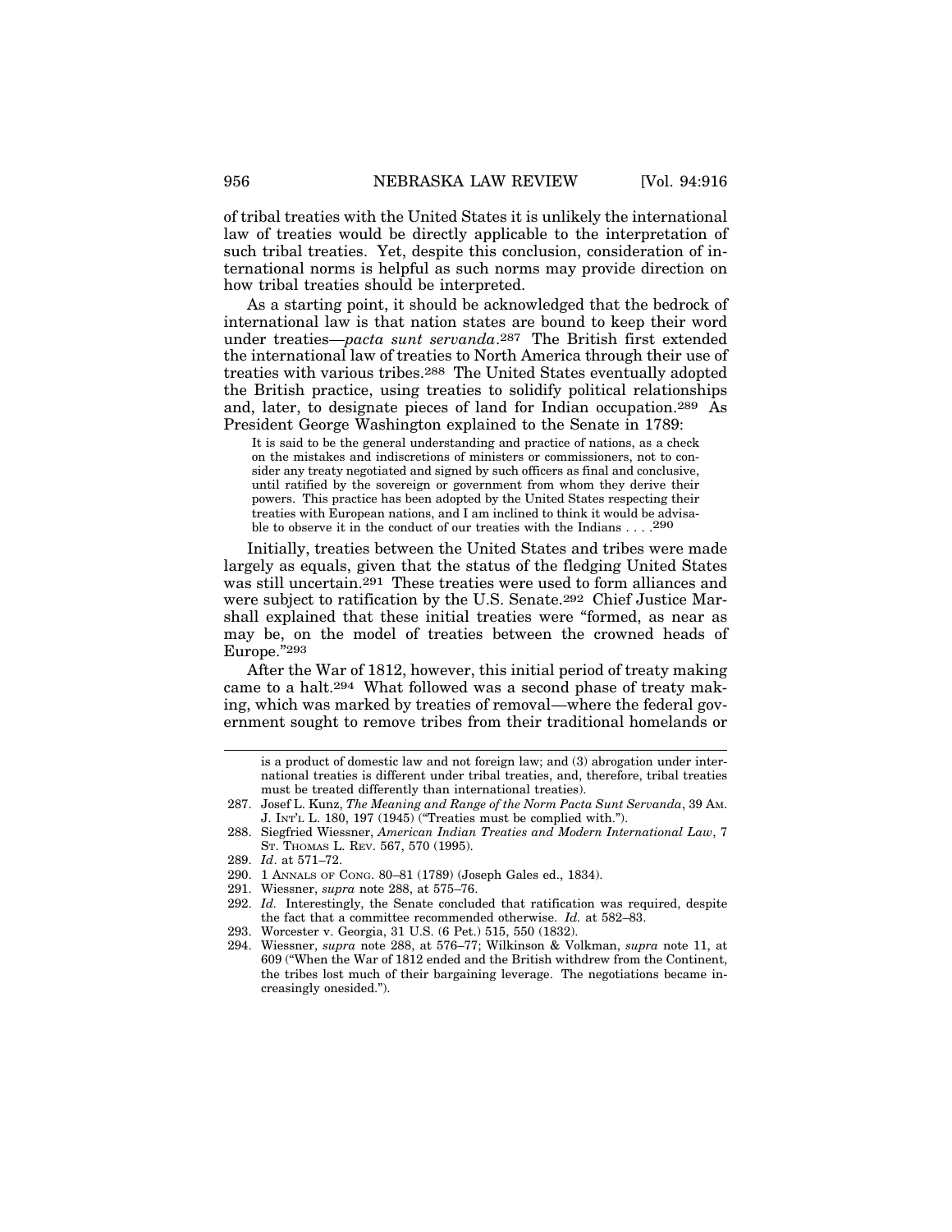of tribal treaties with the United States it is unlikely the international law of treaties would be directly applicable to the interpretation of such tribal treaties. Yet, despite this conclusion, consideration of international norms is helpful as such norms may provide direction on how tribal treaties should be interpreted.

As a starting point, it should be acknowledged that the bedrock of international law is that nation states are bound to keep their word under treaties—*pacta sunt servanda*.[287] The British first extended the international law of treaties to North America through their use of treaties with various tribes.[288] The United States eventually adopted the British practice, using treaties to solidify political relationships and, later, to designate pieces of land for Indian occupation.[289] As President George Washington explained to the Senate in 1789:

> It is said to be the general understanding and practice of nations, as a check on the mistakes and indiscretions of ministers or commissioners, not to consider any treaty negotiated and signed by such officers as final and conclusive, until ratified by the sovereign or government from whom they derive their powers. This practice has been adopted by the United States respecting their treaties with European nations, and I am inclined to think it would be advisable to observe it in the conduct of our treaties with the Indians . . . .[290]

Initially, treaties between the United States and tribes were made largely as equals, given that the status of the fledging United States was still uncertain.[291] These treaties were used to form alliances and were subject to ratification by the U.S. Senate.[292] Chief Justice Marshall explained that these initial treaties were "formed, as near as may be, on the model of treaties between the crowned heads of Europe."[293]

After the War of 1812, however, this initial period of treaty making came to a halt.[294] What followed was a second phase of treaty making, which was marked by treaties of removal—where the federal government sought to remove tribes from their traditional homelands or

---

is a product of domestic law and not foreign law; and (3) abrogation under international treaties is different under tribal treaties, and, therefore, tribal treaties must be treated differently than international treaties).

287. Josef L. Kunz, *The Meaning and Range of the Norm Pacta Sunt Servanda*, 39 AM. J. INT'L L. 180, 197 (1945) ("Treaties must be complied with.").

288. Siegfried Wiessner, *American Indian Treaties and Modern International Law*, 7 ST. THOMAS L. REV. 567, 570 (1995).

289. *Id*. at 571–72.

290. 1 ANNALS OF CONG. 80–81 (1789) (Joseph Gales ed., 1834).

291. Wiessner, *supra* note 288, at 575–76.

292. *Id.* Interestingly, the Senate concluded that ratification was required, despite the fact that a committee recommended otherwise. *Id.* at 582–83.

293. Worcester v. Georgia, 31 U.S. (6 Pet.) 515, 550 (1832).

294. Wiessner, *supra* note 288, at 576–77; Wilkinson & Volkman, *supra* note 11, at 609 ("When the War of 1812 ended and the British withdrew from the Continent, the tribes lost much of their bargaining leverage. The negotiations became increasingly onesided.").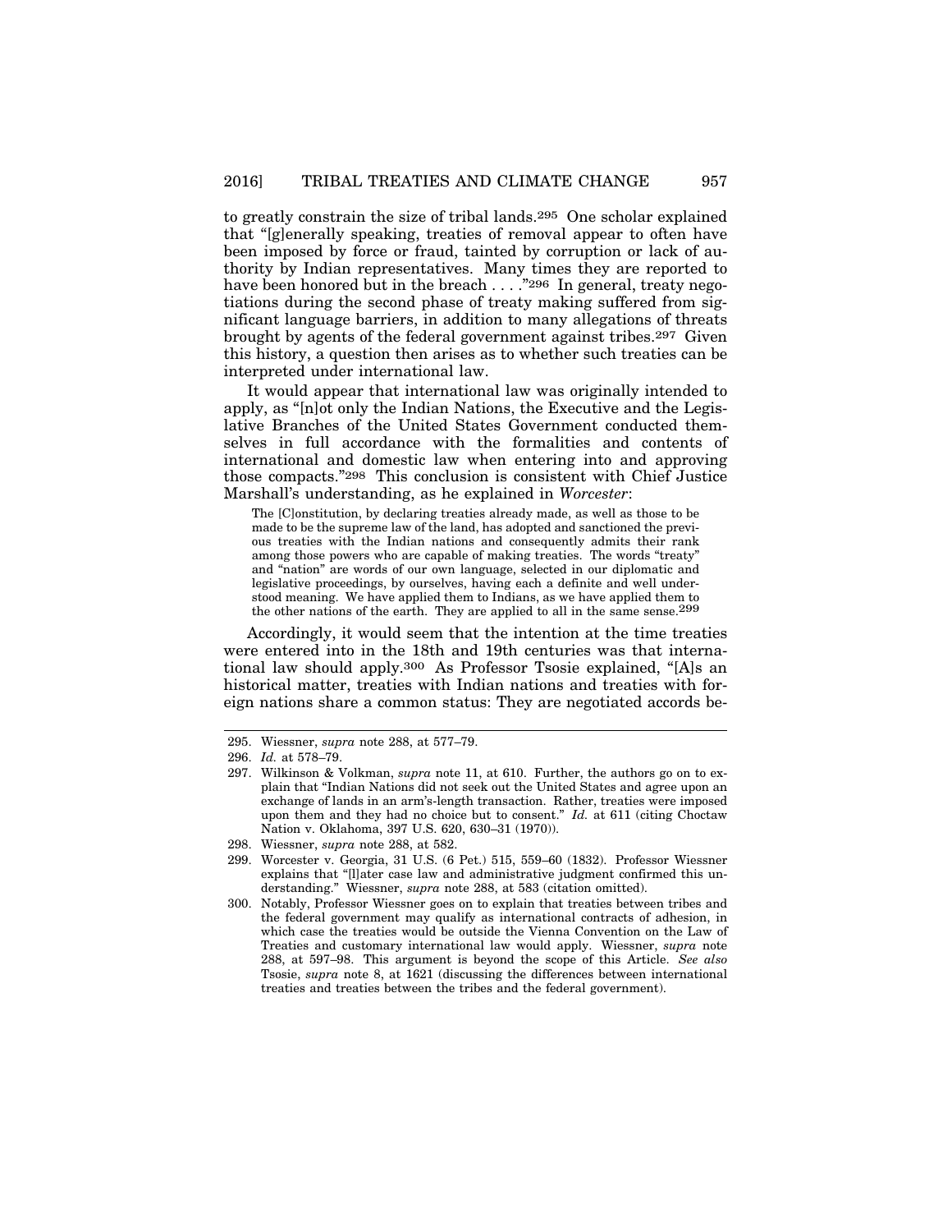to greatly constrain the size of tribal lands.[295] One scholar explained that "[g]enerally speaking, treaties of removal appear to often have been imposed by force or fraud, tainted by corruption or lack of authority by Indian representatives. Many times they are reported to have been honored but in the breach . . . ."[296] In general, treaty negotiations during the second phase of treaty making suffered from significant language barriers, in addition to many allegations of threats brought by agents of the federal government against tribes.[297] Given this history, a question then arises as to whether such treaties can be interpreted under international law.

It would appear that international law was originally intended to apply, as "[n]ot only the Indian Nations, the Executive and the Legislative Branches of the United States Government conducted themselves in full accordance with the formalities and contents of international and domestic law when entering into and approving those compacts."[298] This conclusion is consistent with Chief Justice Marshall's understanding, as he explained in *Worcester*:

> The [C]onstitution, by declaring treaties already made, as well as those to be made to be the supreme law of the land, has adopted and sanctioned the previous treaties with the Indian nations and consequently admits their rank among those powers who are capable of making treaties. The words "treaty" and "nation" are words of our own language, selected in our diplomatic and legislative proceedings, by ourselves, having each a definite and well understood meaning. We have applied them to Indians, as we have applied them to the other nations of the earth. They are applied to all in the same sense.[299]

Accordingly, it would seem that the intention at the time treaties were entered into in the 18th and 19th centuries was that international law should apply.[300] As Professor Tsosie explained, "[A]s an historical matter, treaties with Indian nations and treaties with foreign nations share a common status: They are negotiated accords be-

---

295. Wiessner, *supra* note 288, at 577–79.

296. *Id.* at 578–79.

297. Wilkinson & Volkman, *supra* note 11, at 610. Further, the authors go on to explain that "Indian Nations did not seek out the United States and agree upon an exchange of lands in an arm's-length transaction. Rather, treaties were imposed upon them and they had no choice but to consent." *Id.* at 611 (citing Choctaw Nation v. Oklahoma, 397 U.S. 620, 630–31 (1970)).

298. Wiessner, *supra* note 288, at 582.

299. Worcester v. Georgia, 31 U.S. (6 Pet.) 515, 559–60 (1832). Professor Wiessner explains that "[l]ater case law and administrative judgment confirmed this understanding." Wiessner, *supra* note 288, at 583 (citation omitted).

300. Notably, Professor Wiessner goes on to explain that treaties between tribes and the federal government may qualify as international contracts of adhesion, in which case the treaties would be outside the Vienna Convention on the Law of Treaties and customary international law would apply. Wiessner, *supra* note 288, at 597–98. This argument is beyond the scope of this Article. *See also* Tsosie, *supra* note 8, at 1621 (discussing the differences between international treaties and treaties between the tribes and the federal government).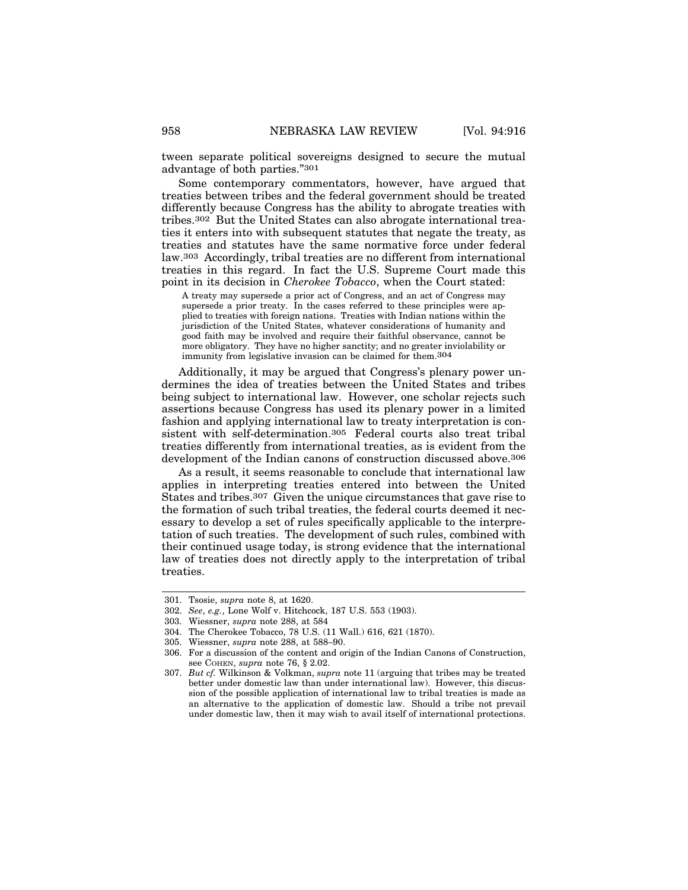tween separate political sovereigns designed to secure the mutual advantage of both parties."[301]

Some contemporary commentators, however, have argued that treaties between tribes and the federal government should be treated differently because Congress has the ability to abrogate treaties with tribes.[302] But the United States can also abrogate international treaties it enters into with subsequent statutes that negate the treaty, as treaties and statutes have the same normative force under federal law.[303] Accordingly, tribal treaties are no different from international treaties in this regard. In fact the U.S. Supreme Court made this point in its decision in *Cherokee Tobacco*, when the Court stated:

> A treaty may supersede a prior act of Congress, and an act of Congress may supersede a prior treaty. In the cases referred to these principles were applied to treaties with foreign nations. Treaties with Indian nations within the jurisdiction of the United States, whatever considerations of humanity and good faith may be involved and require their faithful observance, cannot be more obligatory. They have no higher sanctity; and no greater inviolability or immunity from legislative invasion can be claimed for them.[304]

Additionally, it may be argued that Congress's plenary power undermines the idea of treaties between the United States and tribes being subject to international law. However, one scholar rejects such assertions because Congress has used its plenary power in a limited fashion and applying international law to treaty interpretation is consistent with self-determination.[305] Federal courts also treat tribal treaties differently from international treaties, as is evident from the development of the Indian canons of construction discussed above.[306]

As a result, it seems reasonable to conclude that international law applies in interpreting treaties entered into between the United States and tribes.[307] Given the unique circumstances that gave rise to the formation of such tribal treaties, the federal courts deemed it necessary to develop a set of rules specifically applicable to the interpretation of such treaties. The development of such rules, combined with their continued usage today, is strong evidence that the international law of treaties does not directly apply to the interpretation of tribal treaties.

---

301. Tsosie, *supra* note 8, at 1620.
302. *See*, *e.g.*, Lone Wolf v. Hitchcock, 187 U.S. 553 (1903).
303. Wiessner, *supra* note 288, at 584
304. The Cherokee Tobacco, 78 U.S. (11 Wall.) 616, 621 (1870).
305. Wiessner, *supra* note 288, at 588–90.
306. For a discussion of the content and origin of the Indian Canons of Construction, see COHEN, *supra* note 76, § 2.02.
307. *But cf.* Wilkinson & Volkman, *supra* note 11 (arguing that tribes may be treated better under domestic law than under international law). However, this discussion of the possible application of international law to tribal treaties is made as an alternative to the application of domestic law. Should a tribe not prevail under domestic law, then it may wish to avail itself of international protections.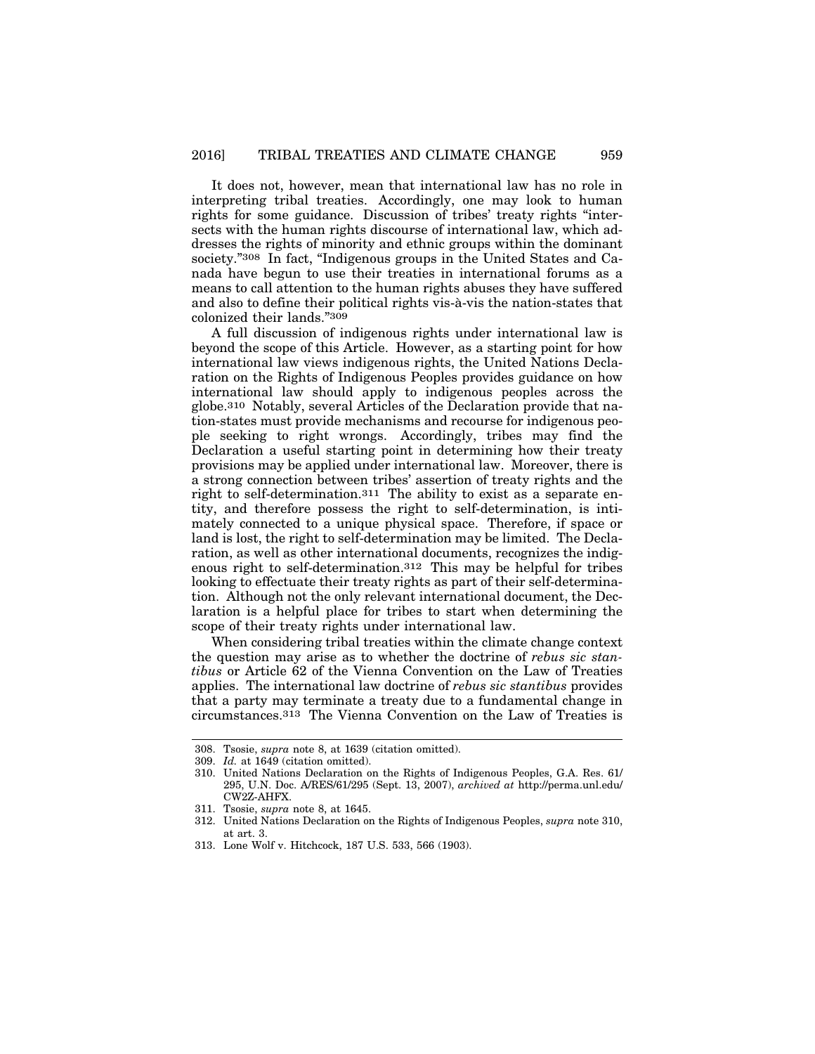It does not, however, mean that international law has no role in interpreting tribal treaties. Accordingly, one may look to human rights for some guidance. Discussion of tribes' treaty rights "intersects with the human rights discourse of international law, which addresses the rights of minority and ethnic groups within the dominant society."[308] In fact, "Indigenous groups in the United States and Canada have begun to use their treaties in international forums as a means to call attention to the human rights abuses they have suffered and also to define their political rights vis-à-vis the nation-states that colonized their lands."[309]

A full discussion of indigenous rights under international law is beyond the scope of this Article. However, as a starting point for how international law views indigenous rights, the United Nations Declaration on the Rights of Indigenous Peoples provides guidance on how international law should apply to indigenous peoples across the globe.[310] Notably, several Articles of the Declaration provide that nation-states must provide mechanisms and recourse for indigenous people seeking to right wrongs. Accordingly, tribes may find the Declaration a useful starting point in determining how their treaty provisions may be applied under international law. Moreover, there is a strong connection between tribes' assertion of treaty rights and the right to self-determination.[311] The ability to exist as a separate entity, and therefore possess the right to self-determination, is intimately connected to a unique physical space. Therefore, if space or land is lost, the right to self-determination may be limited. The Declaration, as well as other international documents, recognizes the indigenous right to self-determination.[312] This may be helpful for tribes looking to effectuate their treaty rights as part of their self-determination. Although not the only relevant international document, the Declaration is a helpful place for tribes to start when determining the scope of their treaty rights under international law.

When considering tribal treaties within the climate change context the question may arise as to whether the doctrine of *rebus sic stantibus* or Article 62 of the Vienna Convention on the Law of Treaties applies. The international law doctrine of *rebus sic stantibus* provides that a party may terminate a treaty due to a fundamental change in circumstances.[313] The Vienna Convention on the Law of Treaties is

---

308. Tsosie, *supra* note 8, at 1639 (citation omitted).
309. *Id.* at 1649 (citation omitted).
310. United Nations Declaration on the Rights of Indigenous Peoples, G.A. Res. 61/295, U.N. Doc. A/RES/61/295 (Sept. 13, 2007), *archived at* http://perma.unl.edu/CW2Z-AHFX.
311. Tsosie, *supra* note 8, at 1645.
312. United Nations Declaration on the Rights of Indigenous Peoples, *supra* note 310, at art. 3.
313. Lone Wolf v. Hitchcock, 187 U.S. 533, 566 (1903).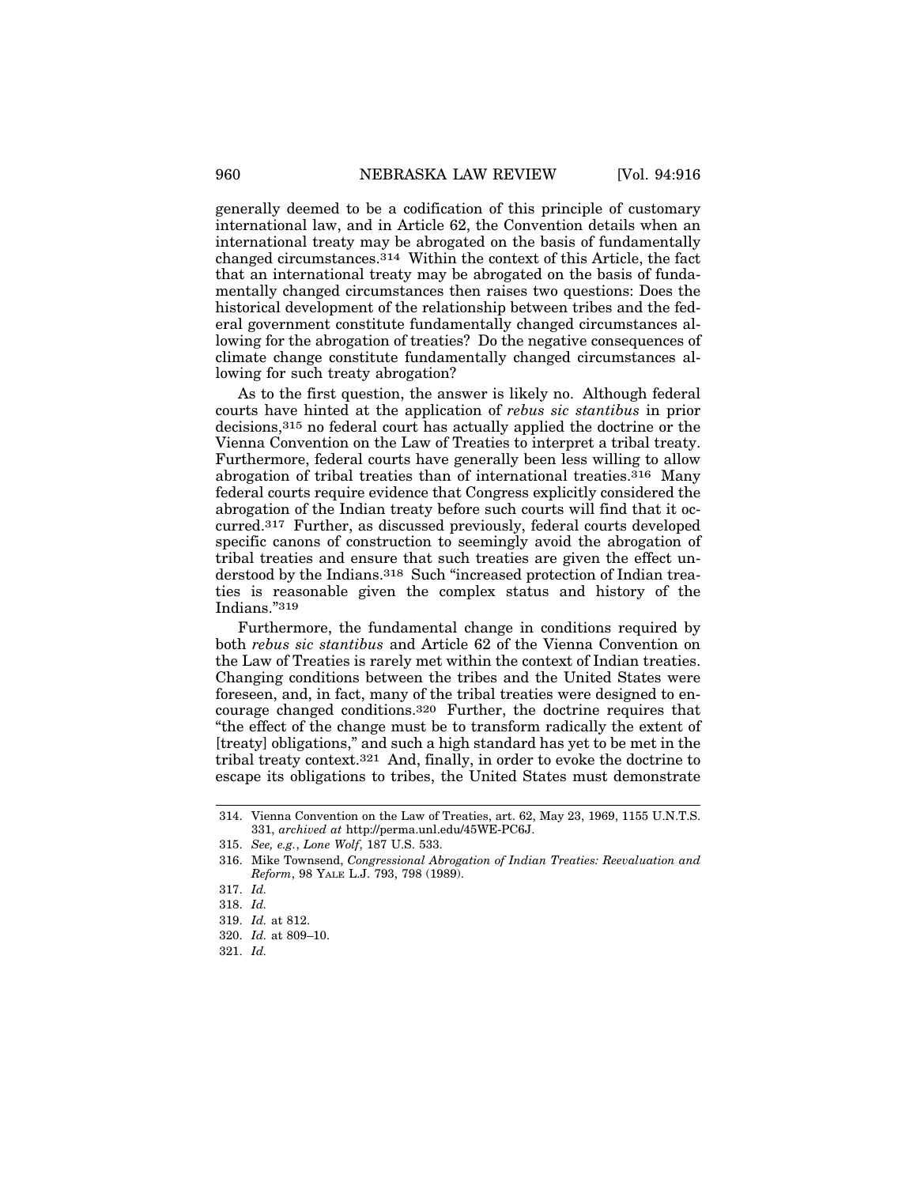generally deemed to be a codification of this principle of customary international law, and in Article 62, the Convention details when an international treaty may be abrogated on the basis of fundamentally changed circumstances.[314] Within the context of this Article, the fact that an international treaty may be abrogated on the basis of fundamentally changed circumstances then raises two questions: Does the historical development of the relationship between tribes and the federal government constitute fundamentally changed circumstances allowing for the abrogation of treaties? Do the negative consequences of climate change constitute fundamentally changed circumstances allowing for such treaty abrogation?

As to the first question, the answer is likely no. Although federal courts have hinted at the application of *rebus sic stantibus* in prior decisions,[315] no federal court has actually applied the doctrine or the Vienna Convention on the Law of Treaties to interpret a tribal treaty. Furthermore, federal courts have generally been less willing to allow abrogation of tribal treaties than of international treaties.[316] Many federal courts require evidence that Congress explicitly considered the abrogation of the Indian treaty before such courts will find that it occurred.[317] Further, as discussed previously, federal courts developed specific canons of construction to seemingly avoid the abrogation of tribal treaties and ensure that such treaties are given the effect understood by the Indians.[318] Such "increased protection of Indian treaties is reasonable given the complex status and history of the Indians."[319]

Furthermore, the fundamental change in conditions required by both *rebus sic stantibus* and Article 62 of the Vienna Convention on the Law of Treaties is rarely met within the context of Indian treaties. Changing conditions between the tribes and the United States were foreseen, and, in fact, many of the tribal treaties were designed to encourage changed conditions.[320] Further, the doctrine requires that "the effect of the change must be to transform radically the extent of [treaty] obligations," and such a high standard has yet to be met in the tribal treaty context.[321] And, finally, in order to evoke the doctrine to escape its obligations to tribes, the United States must demonstrate

---

314. Vienna Convention on the Law of Treaties, art. 62, May 23, 1969, 1155 U.N.T.S. 331, *archived at* http://perma.unl.edu/45WE-PC6J.

315. *See, e.g.*, *Lone Wolf*, 187 U.S. 533.

316. Mike Townsend, *Congressional Abrogation of Indian Treaties: Reevaluation and Reform*, 98 YALE L.J. 793, 798 (1989).

317. *Id.*

318. *Id.*

319. *Id.* at 812.

320. *Id.* at 809–10.

321. *Id.*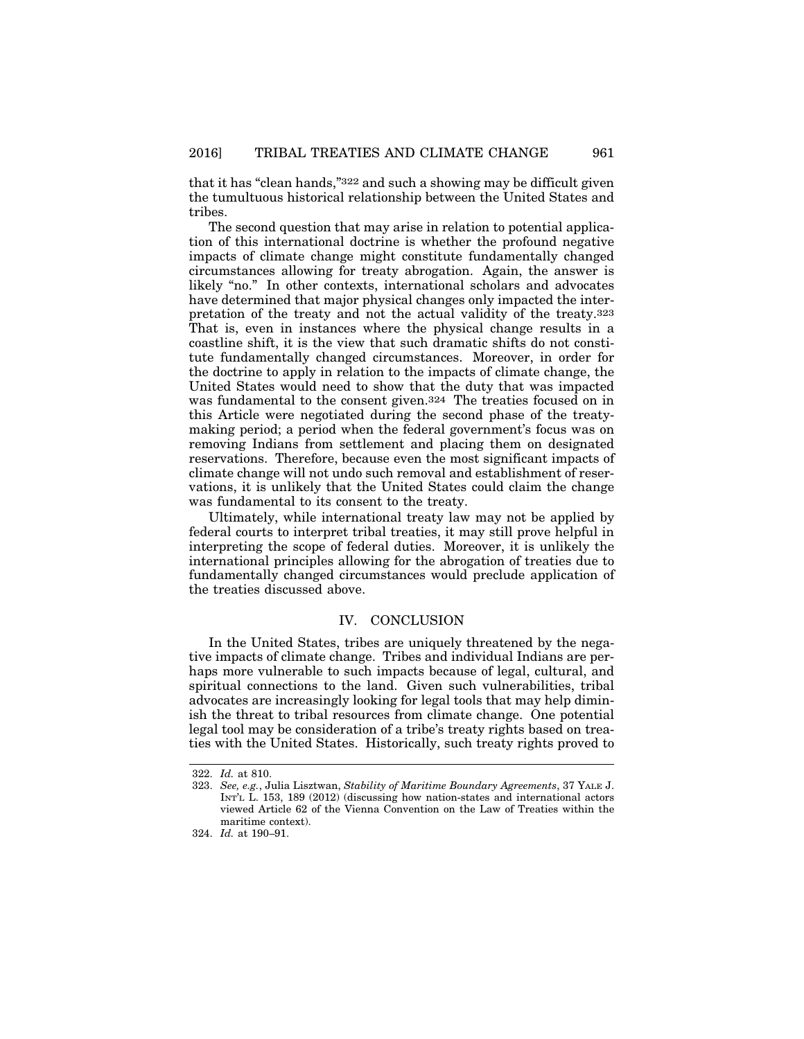that it has "clean hands,"[322] and such a showing may be difficult given the tumultuous historical relationship between the United States and tribes.

The second question that may arise in relation to potential application of this international doctrine is whether the profound negative impacts of climate change might constitute fundamentally changed circumstances allowing for treaty abrogation. Again, the answer is likely "no." In other contexts, international scholars and advocates have determined that major physical changes only impacted the interpretation of the treaty and not the actual validity of the treaty.[323] That is, even in instances where the physical change results in a coastline shift, it is the view that such dramatic shifts do not constitute fundamentally changed circumstances. Moreover, in order for the doctrine to apply in relation to the impacts of climate change, the United States would need to show that the duty that was impacted was fundamental to the consent given.[324] The treaties focused on in this Article were negotiated during the second phase of the treaty-making period; a period when the federal government's focus was on removing Indians from settlement and placing them on designated reservations. Therefore, because even the most significant impacts of climate change will not undo such removal and establishment of reservations, it is unlikely that the United States could claim the change was fundamental to its consent to the treaty.

Ultimately, while international treaty law may not be applied by federal courts to interpret tribal treaties, it may still prove helpful in interpreting the scope of federal duties. Moreover, it is unlikely the international principles allowing for the abrogation of treaties due to fundamentally changed circumstances would preclude application of the treaties discussed above.

## IV. CONCLUSION

In the United States, tribes are uniquely threatened by the negative impacts of climate change. Tribes and individual Indians are perhaps more vulnerable to such impacts because of legal, cultural, and spiritual connections to the land. Given such vulnerabilities, tribal advocates are increasingly looking for legal tools that may help diminish the threat to tribal resources from climate change. One potential legal tool may be consideration of a tribe's treaty rights based on treaties with the United States. Historically, such treaty rights proved to

---

322. *Id.* at 810.

323. *See, e.g.*, Julia Lisztwan, *Stability of Maritime Boundary Agreements*, 37 YALE J. INT'L L. 153, 189 (2012) (discussing how nation-states and international actors viewed Article 62 of the Vienna Convention on the Law of Treaties within the maritime context).

324. *Id.* at 190–91.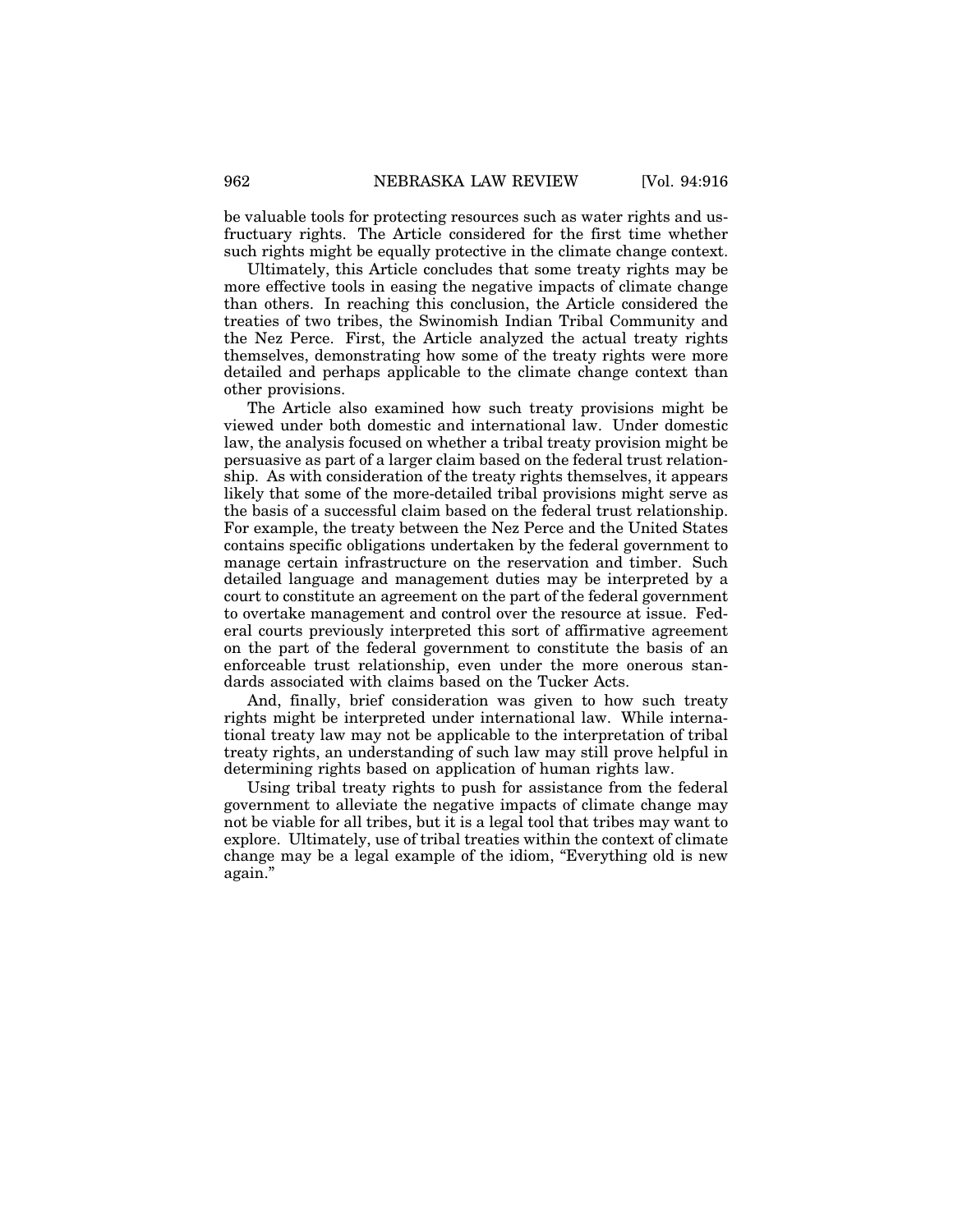be valuable tools for protecting resources such as water rights and usfructuary rights. The Article considered for the first time whether such rights might be equally protective in the climate change context.

Ultimately, this Article concludes that some treaty rights may be more effective tools in easing the negative impacts of climate change than others. In reaching this conclusion, the Article considered the treaties of two tribes, the Swinomish Indian Tribal Community and the Nez Perce. First, the Article analyzed the actual treaty rights themselves, demonstrating how some of the treaty rights were more detailed and perhaps applicable to the climate change context than other provisions.

The Article also examined how such treaty provisions might be viewed under both domestic and international law. Under domestic law, the analysis focused on whether a tribal treaty provision might be persuasive as part of a larger claim based on the federal trust relationship. As with consideration of the treaty rights themselves, it appears likely that some of the more-detailed tribal provisions might serve as the basis of a successful claim based on the federal trust relationship. For example, the treaty between the Nez Perce and the United States contains specific obligations undertaken by the federal government to manage certain infrastructure on the reservation and timber. Such detailed language and management duties may be interpreted by a court to constitute an agreement on the part of the federal government to overtake management and control over the resource at issue. Federal courts previously interpreted this sort of affirmative agreement on the part of the federal government to constitute the basis of an enforceable trust relationship, even under the more onerous standards associated with claims based on the Tucker Acts.

And, finally, brief consideration was given to how such treaty rights might be interpreted under international law. While international treaty law may not be applicable to the interpretation of tribal treaty rights, an understanding of such law may still prove helpful in determining rights based on application of human rights law.

Using tribal treaty rights to push for assistance from the federal government to alleviate the negative impacts of climate change may not be viable for all tribes, but it is a legal tool that tribes may want to explore. Ultimately, use of tribal treaties within the context of climate change may be a legal example of the idiom, "Everything old is new again."